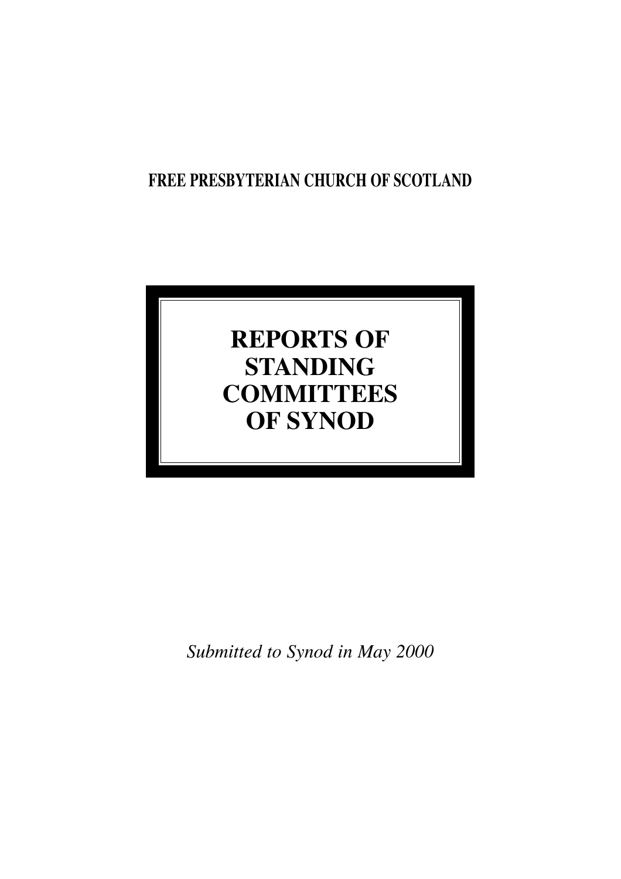**FREE PRESBYTERIAN CHURCH OF SCOTLAND**

# REPORTS OF STANDING COMMITTEES OF SYNOD

*Submitted to Synod in May 2000*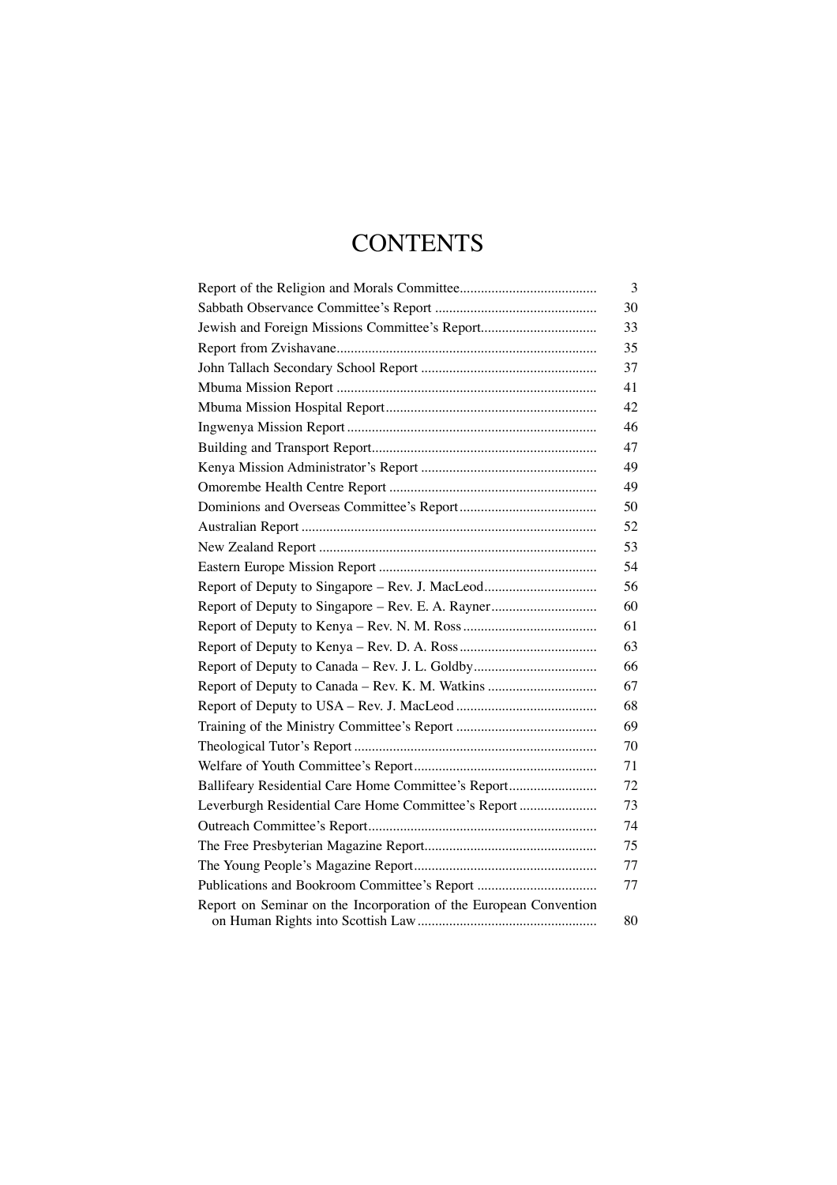# CONTENTS

| | |
|---|---|
| Report of the Religion and Morals Committee | 3 |
| Sabbath Observance Committee's Report | 30 |
| Jewish and Foreign Missions Committee's Report | 33 |
| Report from Zvishavane | 35 |
| John Tallach Secondary School Report | 37 |
| Mbuma Mission Report | 41 |
| Mbuma Mission Hospital Report | 42 |
| Ingwenya Mission Report | 46 |
| Building and Transport Report | 47 |
| Kenya Mission Administrator's Report | 49 |
| Omorembe Health Centre Report | 49 |
| Dominions and Overseas Committee's Report | 50 |
| Australian Report | 52 |
| New Zealand Report | 53 |
| Eastern Europe Mission Report | 54 |
| Report of Deputy to Singapore – Rev. J. MacLeod | 56 |
| Report of Deputy to Singapore – Rev. E. A. Rayner | 60 |
| Report of Deputy to Kenya – Rev. N. M. Ross | 61 |
| Report of Deputy to Kenya – Rev. D. A. Ross | 63 |
| Report of Deputy to Canada – Rev. J. L. Goldby | 66 |
| Report of Deputy to Canada – Rev. K. M. Watkins | 67 |
| Report of Deputy to USA – Rev. J. MacLeod | 68 |
| Training of the Ministry Committee's Report | 69 |
| Theological Tutor's Report | 70 |
| Welfare of Youth Committee's Report | 71 |
| Ballifeary Residential Care Home Committee's Report | 72 |
| Leverburgh Residential Care Home Committee's Report | 73 |
| Outreach Committee's Report | 74 |
| The Free Presbyterian Magazine Report | 75 |
| The Young People's Magazine Report | 77 |
| Publications and Bookroom Committee's Report | 77 |
| Report on Seminar on the Incorporation of the European Convention on Human Rights into Scottish Law | 80 |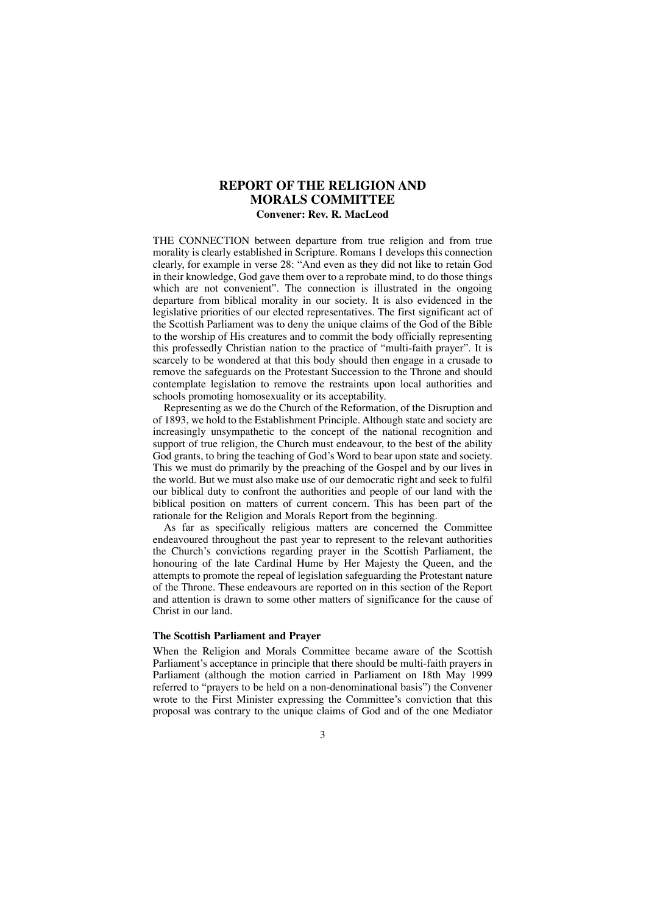# REPORT OF THE RELIGION AND MORALS COMMITTEE

**Convener: Rev. R. MacLeod**

THE CONNECTION between departure from true religion and from true morality is clearly established in Scripture. Romans 1 develops this connection clearly, for example in verse 28: "And even as they did not like to retain God in their knowledge, God gave them over to a reprobate mind, to do those things which are not convenient". The connection is illustrated in the ongoing departure from biblical morality in our society. It is also evidenced in the legislative priorities of our elected representatives. The first significant act of the Scottish Parliament was to deny the unique claims of the God of the Bible to the worship of His creatures and to commit the body officially representing this professedly Christian nation to the practice of "multi-faith prayer". It is scarcely to be wondered at that this body should then engage in a crusade to remove the safeguards on the Protestant Succession to the Throne and should contemplate legislation to remove the restraints upon local authorities and schools promoting homosexuality or its acceptability.

Representing as we do the Church of the Reformation, of the Disruption and of 1893, we hold to the Establishment Principle. Although state and society are increasingly unsympathetic to the concept of the national recognition and support of true religion, the Church must endeavour, to the best of the ability God grants, to bring the teaching of God's Word to bear upon state and society. This we must do primarily by the preaching of the Gospel and by our lives in the world. But we must also make use of our democratic right and seek to fulfil our biblical duty to confront the authorities and people of our land with the biblical position on matters of current concern. This has been part of the rationale for the Religion and Morals Report from the beginning.

As far as specifically religious matters are concerned the Committee endeavoured throughout the past year to represent to the relevant authorities the Church's convictions regarding prayer in the Scottish Parliament, the honouring of the late Cardinal Hume by Her Majesty the Queen, and the attempts to promote the repeal of legislation safeguarding the Protestant nature of the Throne. These endeavours are reported on in this section of the Report and attention is drawn to some other matters of significance for the cause of Christ in our land.

### The Scottish Parliament and Prayer

When the Religion and Morals Committee became aware of the Scottish Parliament's acceptance in principle that there should be multi-faith prayers in Parliament (although the motion carried in Parliament on 18th May 1999 referred to "prayers to be held on a non-denominational basis") the Convener wrote to the First Minister expressing the Committee's conviction that this proposal was contrary to the unique claims of God and of the one Mediator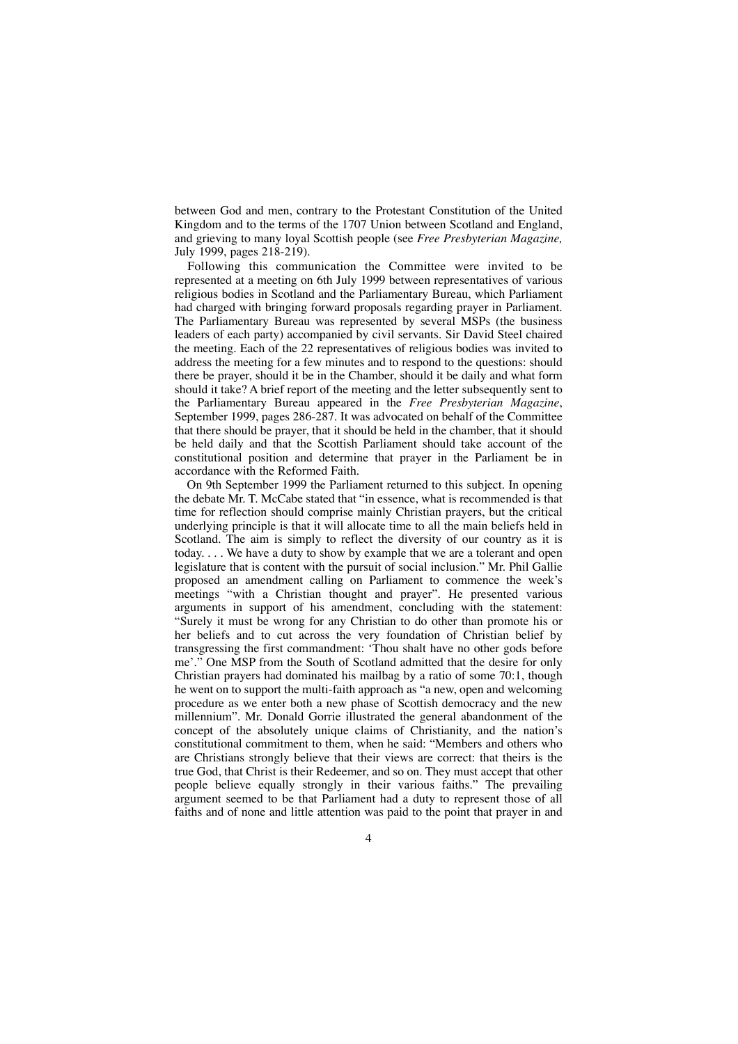between God and men, contrary to the Protestant Constitution of the United Kingdom and to the terms of the 1707 Union between Scotland and England, and grieving to many loyal Scottish people (see *Free Presbyterian Magazine,* July 1999, pages 218-219).

Following this communication the Committee were invited to be represented at a meeting on 6th July 1999 between representatives of various religious bodies in Scotland and the Parliamentary Bureau, which Parliament had charged with bringing forward proposals regarding prayer in Parliament. The Parliamentary Bureau was represented by several MSPs (the business leaders of each party) accompanied by civil servants. Sir David Steel chaired the meeting. Each of the 22 representatives of religious bodies was invited to address the meeting for a few minutes and to respond to the questions: should there be prayer, should it be in the Chamber, should it be daily and what form should it take? A brief report of the meeting and the letter subsequently sent to the Parliamentary Bureau appeared in the *Free Presbyterian Magazine*, September 1999, pages 286-287. It was advocated on behalf of the Committee that there should be prayer, that it should be held in the chamber, that it should be held daily and that the Scottish Parliament should take account of the constitutional position and determine that prayer in the Parliament be in accordance with the Reformed Faith.

On 9th September 1999 the Parliament returned to this subject. In opening the debate Mr. T. McCabe stated that "in essence, what is recommended is that time for reflection should comprise mainly Christian prayers, but the critical underlying principle is that it will allocate time to all the main beliefs held in Scotland. The aim is simply to reflect the diversity of our country as it is today. . . . We have a duty to show by example that we are a tolerant and open legislature that is content with the pursuit of social inclusion." Mr. Phil Gallie proposed an amendment calling on Parliament to commence the week's meetings "with a Christian thought and prayer". He presented various arguments in support of his amendment, concluding with the statement: "Surely it must be wrong for any Christian to do other than promote his or her beliefs and to cut across the very foundation of Christian belief by transgressing the first commandment: 'Thou shalt have no other gods before me'." One MSP from the South of Scotland admitted that the desire for only Christian prayers had dominated his mailbag by a ratio of some 70:1, though he went on to support the multi-faith approach as "a new, open and welcoming procedure as we enter both a new phase of Scottish democracy and the new millennium". Mr. Donald Gorrie illustrated the general abandonment of the concept of the absolutely unique claims of Christianity, and the nation's constitutional commitment to them, when he said: "Members and others who are Christians strongly believe that their views are correct: that theirs is the true God, that Christ is their Redeemer, and so on. They must accept that other people believe equally strongly in their various faiths." The prevailing argument seemed to be that Parliament had a duty to represent those of all faiths and of none and little attention was paid to the point that prayer in and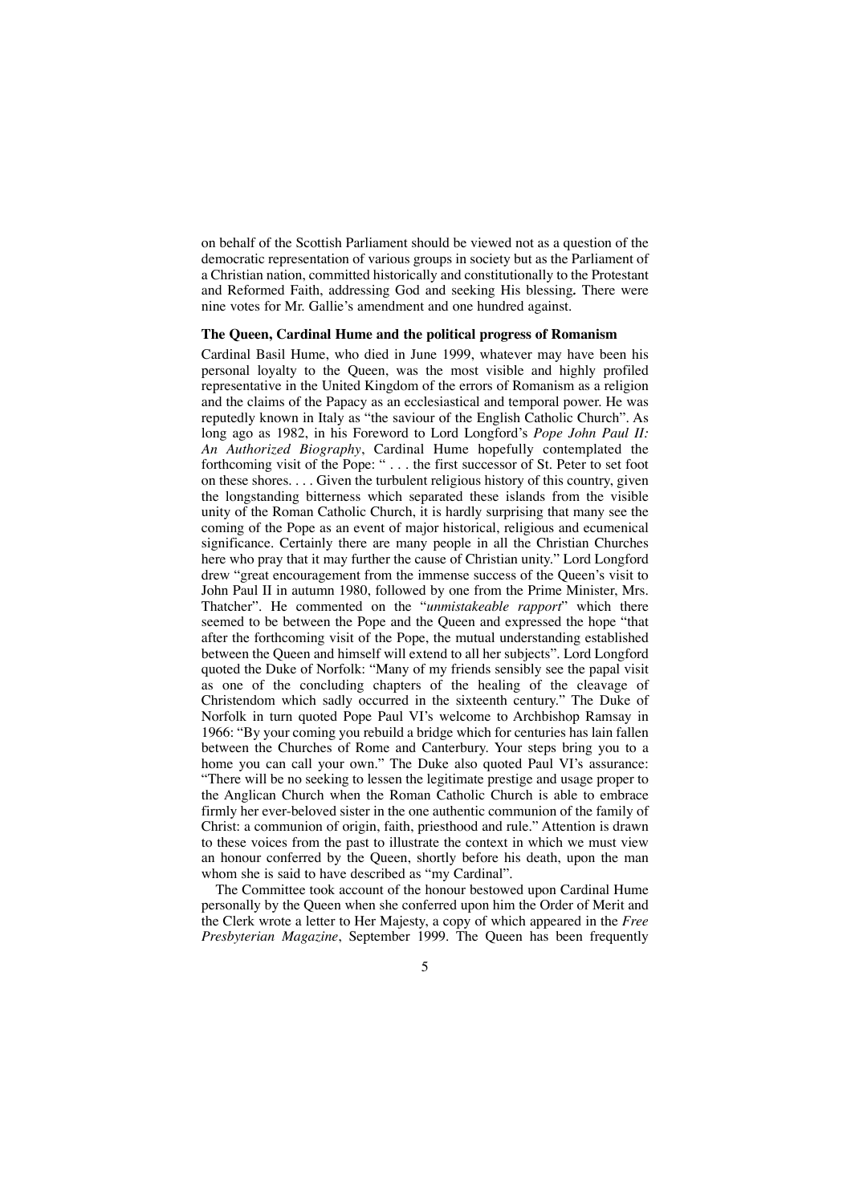on behalf of the Scottish Parliament should be viewed not as a question of the democratic representation of various groups in society but as the Parliament of a Christian nation, committed historically and constitutionally to the Protestant and Reformed Faith, addressing God and seeking His blessing**.** There were nine votes for Mr. Gallie's amendment and one hundred against.

**The Queen, Cardinal Hume and the political progress of Romanism**

Cardinal Basil Hume, who died in June 1999, whatever may have been his personal loyalty to the Queen, was the most visible and highly profiled representative in the United Kingdom of the errors of Romanism as a religion and the claims of the Papacy as an ecclesiastical and temporal power. He was reputedly known in Italy as "the saviour of the English Catholic Church". As long ago as 1982, in his Foreword to Lord Longford's *Pope John Paul II: An Authorized Biography*, Cardinal Hume hopefully contemplated the forthcoming visit of the Pope: " . . . the first successor of St. Peter to set foot on these shores. . . . Given the turbulent religious history of this country, given the longstanding bitterness which separated these islands from the visible unity of the Roman Catholic Church, it is hardly surprising that many see the coming of the Pope as an event of major historical, religious and ecumenical significance. Certainly there are many people in all the Christian Churches here who pray that it may further the cause of Christian unity." Lord Longford drew "great encouragement from the immense success of the Queen's visit to John Paul II in autumn 1980, followed by one from the Prime Minister, Mrs. Thatcher". He commented on the "*unmistakeable rapport*" which there seemed to be between the Pope and the Queen and expressed the hope "that after the forthcoming visit of the Pope, the mutual understanding established between the Queen and himself will extend to all her subjects". Lord Longford quoted the Duke of Norfolk: "Many of my friends sensibly see the papal visit as one of the concluding chapters of the healing of the cleavage of Christendom which sadly occurred in the sixteenth century." The Duke of Norfolk in turn quoted Pope Paul VI's welcome to Archbishop Ramsay in 1966: "By your coming you rebuild a bridge which for centuries has lain fallen between the Churches of Rome and Canterbury. Your steps bring you to a home you can call your own." The Duke also quoted Paul VI's assurance: "There will be no seeking to lessen the legitimate prestige and usage proper to the Anglican Church when the Roman Catholic Church is able to embrace firmly her ever-beloved sister in the one authentic communion of the family of Christ: a communion of origin, faith, priesthood and rule." Attention is drawn to these voices from the past to illustrate the context in which we must view an honour conferred by the Queen, shortly before his death, upon the man whom she is said to have described as "my Cardinal".

The Committee took account of the honour bestowed upon Cardinal Hume personally by the Queen when she conferred upon him the Order of Merit and the Clerk wrote a letter to Her Majesty, a copy of which appeared in the *Free Presbyterian Magazine*, September 1999. The Queen has been frequently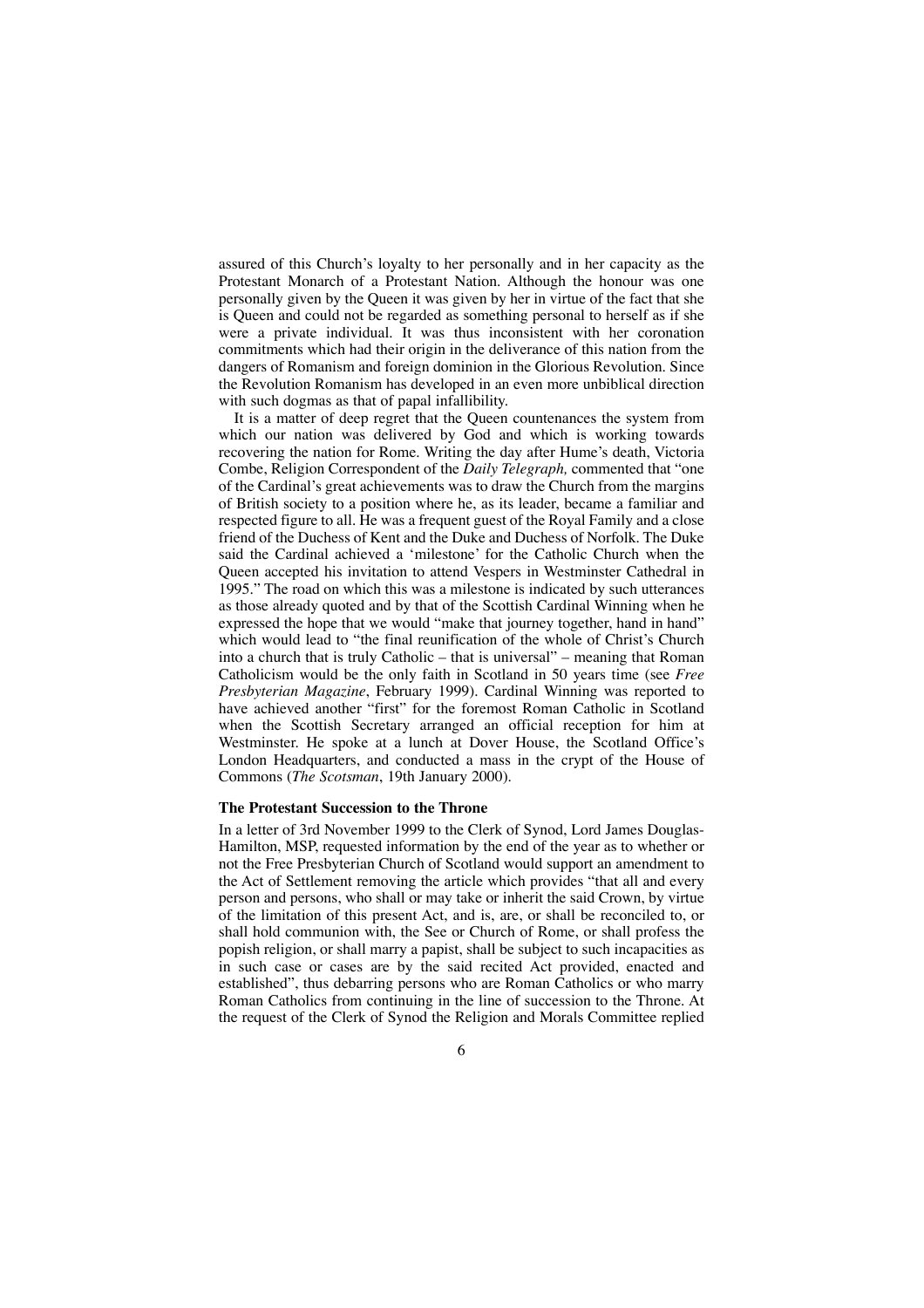assured of this Church's loyalty to her personally and in her capacity as the Protestant Monarch of a Protestant Nation. Although the honour was one personally given by the Queen it was given by her in virtue of the fact that she is Queen and could not be regarded as something personal to herself as if she were a private individual. It was thus inconsistent with her coronation commitments which had their origin in the deliverance of this nation from the dangers of Romanism and foreign dominion in the Glorious Revolution. Since the Revolution Romanism has developed in an even more unbiblical direction with such dogmas as that of papal infallibility.

It is a matter of deep regret that the Queen countenances the system from which our nation was delivered by God and which is working towards recovering the nation for Rome. Writing the day after Hume's death, Victoria Combe, Religion Correspondent of the *Daily Telegraph,* commented that "one of the Cardinal's great achievements was to draw the Church from the margins of British society to a position where he, as its leader, became a familiar and respected figure to all. He was a frequent guest of the Royal Family and a close friend of the Duchess of Kent and the Duke and Duchess of Norfolk. The Duke said the Cardinal achieved a 'milestone' for the Catholic Church when the Queen accepted his invitation to attend Vespers in Westminster Cathedral in 1995." The road on which this was a milestone is indicated by such utterances as those already quoted and by that of the Scottish Cardinal Winning when he expressed the hope that we would "make that journey together, hand in hand" which would lead to "the final reunification of the whole of Christ's Church into a church that is truly Catholic – that is universal" – meaning that Roman Catholicism would be the only faith in Scotland in 50 years time (see *Free Presbyterian Magazine*, February 1999). Cardinal Winning was reported to have achieved another "first" for the foremost Roman Catholic in Scotland when the Scottish Secretary arranged an official reception for him at Westminster. He spoke at a lunch at Dover House, the Scotland Office's London Headquarters, and conducted a mass in the crypt of the House of Commons (*The Scotsman*, 19th January 2000).

### The Protestant Succession to the Throne

In a letter of 3rd November 1999 to the Clerk of Synod, Lord James Douglas-Hamilton, MSP, requested information by the end of the year as to whether or not the Free Presbyterian Church of Scotland would support an amendment to the Act of Settlement removing the article which provides "that all and every person and persons, who shall or may take or inherit the said Crown, by virtue of the limitation of this present Act, and is, are, or shall be reconciled to, or shall hold communion with, the See or Church of Rome, or shall profess the popish religion, or shall marry a papist, shall be subject to such incapacities as in such case or cases are by the said recited Act provided, enacted and established", thus debarring persons who are Roman Catholics or who marry Roman Catholics from continuing in the line of succession to the Throne. At the request of the Clerk of Synod the Religion and Morals Committee replied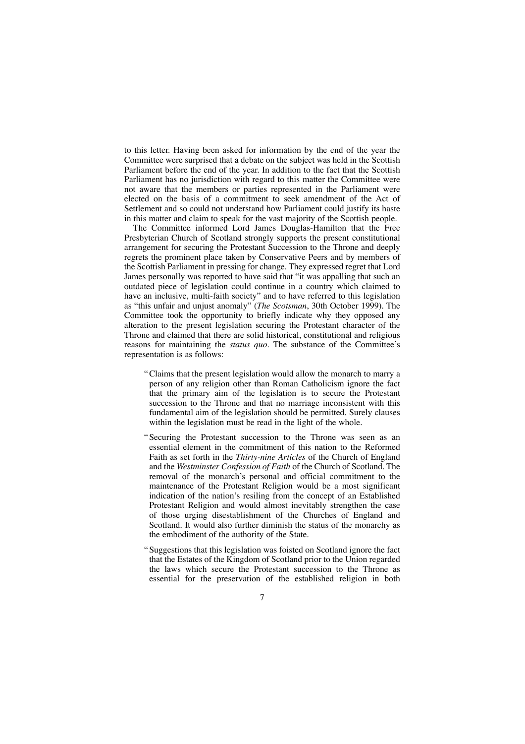to this letter. Having been asked for information by the end of the year the Committee were surprised that a debate on the subject was held in the Scottish Parliament before the end of the year. In addition to the fact that the Scottish Parliament has no jurisdiction with regard to this matter the Committee were not aware that the members or parties represented in the Parliament were elected on the basis of a commitment to seek amendment of the Act of Settlement and so could not understand how Parliament could justify its haste in this matter and claim to speak for the vast majority of the Scottish people.

The Committee informed Lord James Douglas-Hamilton that the Free Presbyterian Church of Scotland strongly supports the present constitutional arrangement for securing the Protestant Succession to the Throne and deeply regrets the prominent place taken by Conservative Peers and by members of the Scottish Parliament in pressing for change. They expressed regret that Lord James personally was reported to have said that "it was appalling that such an outdated piece of legislation could continue in a country which claimed to have an inclusive, multi-faith society" and to have referred to this legislation as "this unfair and unjust anomaly" (*The Scotsman*, 30th October 1999). The Committee took the opportunity to briefly indicate why they opposed any alteration to the present legislation securing the Protestant character of the Throne and claimed that there are solid historical, constitutional and religious reasons for maintaining the *status quo*. The substance of the Committee's representation is as follows:

> "Claims that the present legislation would allow the monarch to marry a person of any religion other than Roman Catholicism ignore the fact that the primary aim of the legislation is to secure the Protestant succession to the Throne and that no marriage inconsistent with this fundamental aim of the legislation should be permitted. Surely clauses within the legislation must be read in the light of the whole.
>
> "Securing the Protestant succession to the Throne was seen as an essential element in the commitment of this nation to the Reformed Faith as set forth in the *Thirty-nine Articles* of the Church of England and the *Westminster Confession of Faith* of the Church of Scotland. The removal of the monarch's personal and official commitment to the maintenance of the Protestant Religion would be a most significant indication of the nation's resiling from the concept of an Established Protestant Religion and would almost inevitably strengthen the case of those urging disestablishment of the Churches of England and Scotland. It would also further diminish the status of the monarchy as the embodiment of the authority of the State.
>
> "Suggestions that this legislation was foisted on Scotland ignore the fact that the Estates of the Kingdom of Scotland prior to the Union regarded the laws which secure the Protestant succession to the Throne as essential for the preservation of the established religion in both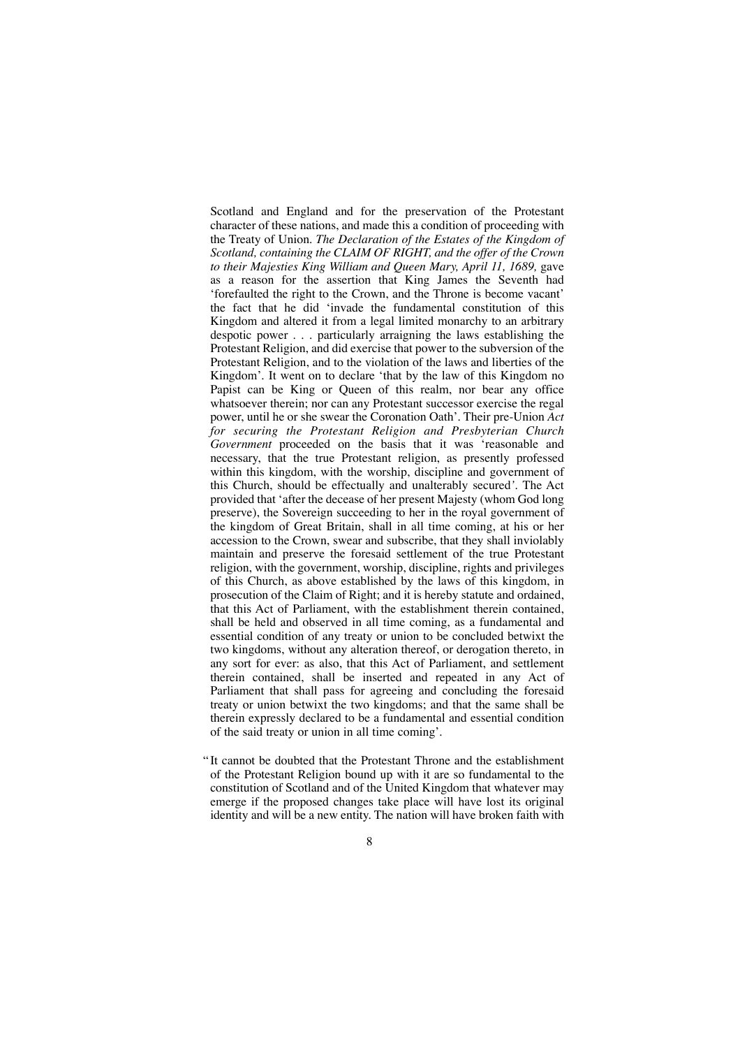Scotland and England and for the preservation of the Protestant character of these nations, and made this a condition of proceeding with the Treaty of Union. *The Declaration of the Estates of the Kingdom of Scotland, containing the CLAIM OF RIGHT, and the offer of the Crown to their Majesties King William and Queen Mary, April 11, 1689,* gave as a reason for the assertion that King James the Seventh had 'forefaulted the right to the Crown, and the Throne is become vacant' the fact that he did 'invade the fundamental constitution of this Kingdom and altered it from a legal limited monarchy to an arbitrary despotic power . . . particularly arraigning the laws establishing the Protestant Religion, and did exercise that power to the subversion of the Protestant Religion, and to the violation of the laws and liberties of the Kingdom'. It went on to declare 'that by the law of this Kingdom no Papist can be King or Queen of this realm, nor bear any office whatsoever therein; nor can any Protestant successor exercise the regal power, until he or she swear the Coronation Oath'. Their pre-Union *Act for securing the Protestant Religion and Presbyterian Church Government* proceeded on the basis that it was 'reasonable and necessary, that the true Protestant religion, as presently professed within this kingdom, with the worship, discipline and government of this Church, should be effectually and unalterably secured'. The Act provided that 'after the decease of her present Majesty (whom God long preserve), the Sovereign succeeding to her in the royal government of the kingdom of Great Britain, shall in all time coming, at his or her accession to the Crown, swear and subscribe, that they shall inviolably maintain and preserve the foresaid settlement of the true Protestant religion, with the government, worship, discipline, rights and privileges of this Church, as above established by the laws of this kingdom, in prosecution of the Claim of Right; and it is hereby statute and ordained, that this Act of Parliament, with the establishment therein contained, shall be held and observed in all time coming, as a fundamental and essential condition of any treaty or union to be concluded betwixt the two kingdoms, without any alteration thereof, or derogation thereto, in any sort for ever: as also, that this Act of Parliament, and settlement therein contained, shall be inserted and repeated in any Act of Parliament that shall pass for agreeing and concluding the foresaid treaty or union betwixt the two kingdoms; and that the same shall be therein expressly declared to be a fundamental and essential condition of the said treaty or union in all time coming'.

"It cannot be doubted that the Protestant Throne and the establishment of the Protestant Religion bound up with it are so fundamental to the constitution of Scotland and of the United Kingdom that whatever may emerge if the proposed changes take place will have lost its original identity and will be a new entity. The nation will have broken faith with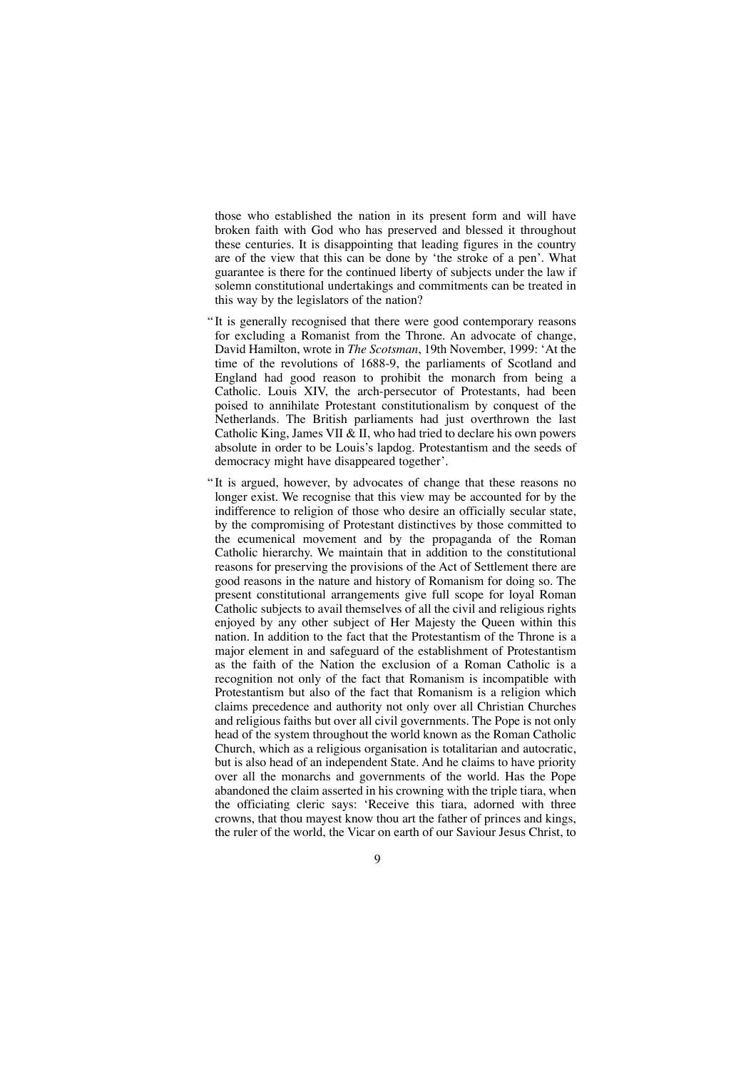those who established the nation in its present form and will have broken faith with God who has preserved and blessed it throughout these centuries. It is disappointing that leading figures in the country are of the view that this can be done by 'the stroke of a pen'. What guarantee is there for the continued liberty of subjects under the law if solemn constitutional undertakings and commitments can be treated in this way by the legislators of the nation?

"It is generally recognised that there were good contemporary reasons for excluding a Romanist from the Throne. An advocate of change, David Hamilton, wrote in *The Scotsman*, 19th November, 1999: 'At the time of the revolutions of 1688-9, the parliaments of Scotland and England had good reason to prohibit the monarch from being a Catholic. Louis XIV, the arch-persecutor of Protestants, had been poised to annihilate Protestant constitutionalism by conquest of the Netherlands. The British parliaments had just overthrown the last Catholic King, James VII & II, who had tried to declare his own powers absolute in order to be Louis's lapdog. Protestantism and the seeds of democracy might have disappeared together'.

"It is argued, however, by advocates of change that these reasons no longer exist. We recognise that this view may be accounted for by the indifference to religion of those who desire an officially secular state, by the compromising of Protestant distinctives by those committed to the ecumenical movement and by the propaganda of the Roman Catholic hierarchy. We maintain that in addition to the constitutional reasons for preserving the provisions of the Act of Settlement there are good reasons in the nature and history of Romanism for doing so. The present constitutional arrangements give full scope for loyal Roman Catholic subjects to avail themselves of all the civil and religious rights enjoyed by any other subject of Her Majesty the Queen within this nation. In addition to the fact that the Protestantism of the Throne is a major element in and safeguard of the establishment of Protestantism as the faith of the Nation the exclusion of a Roman Catholic is a recognition not only of the fact that Romanism is incompatible with Protestantism but also of the fact that Romanism is a religion which claims precedence and authority not only over all Christian Churches and religious faiths but over all civil governments. The Pope is not only head of the system throughout the world known as the Roman Catholic Church, which as a religious organisation is totalitarian and autocratic, but is also head of an independent State. And he claims to have priority over all the monarchs and governments of the world. Has the Pope abandoned the claim asserted in his crowning with the triple tiara, when the officiating cleric says: 'Receive this tiara, adorned with three crowns, that thou mayest know thou art the father of princes and kings, the ruler of the world, the Vicar on earth of our Saviour Jesus Christ, to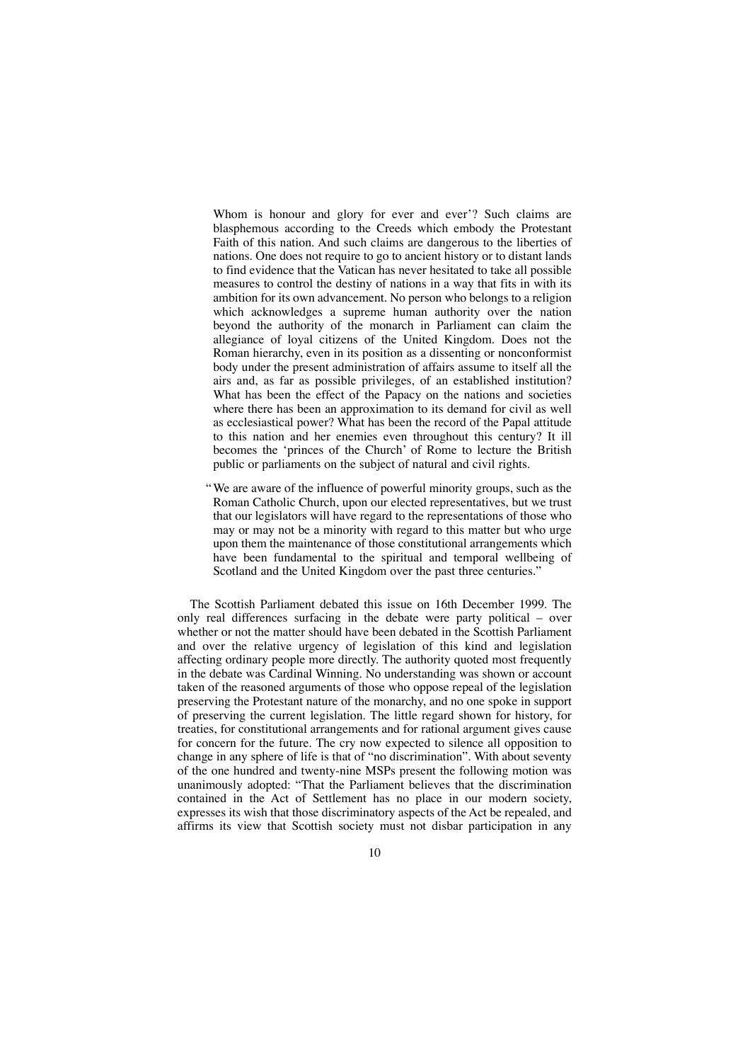> Whom is honour and glory for ever and ever'? Such claims are blasphemous according to the Creeds which embody the Protestant Faith of this nation. And such claims are dangerous to the liberties of nations. One does not require to go to ancient history or to distant lands to find evidence that the Vatican has never hesitated to take all possible measures to control the destiny of nations in a way that fits in with its ambition for its own advancement. No person who belongs to a religion which acknowledges a supreme human authority over the nation beyond the authority of the monarch in Parliament can claim the allegiance of loyal citizens of the United Kingdom. Does not the Roman hierarchy, even in its position as a dissenting or nonconformist body under the present administration of affairs assume to itself all the airs and, as far as possible privileges, of an established institution? What has been the effect of the Papacy on the nations and societies where there has been an approximation to its demand for civil as well as ecclesiastical power? What has been the record of the Papal attitude to this nation and her enemies even throughout this century? It ill becomes the 'princes of the Church' of Rome to lecture the British public or parliaments on the subject of natural and civil rights.
>
> "We are aware of the influence of powerful minority groups, such as the Roman Catholic Church, upon our elected representatives, but we trust that our legislators will have regard to the representations of those who may or may not be a minority with regard to this matter but who urge upon them the maintenance of those constitutional arrangements which have been fundamental to the spiritual and temporal wellbeing of Scotland and the United Kingdom over the past three centuries."

The Scottish Parliament debated this issue on 16th December 1999. The only real differences surfacing in the debate were party political – over whether or not the matter should have been debated in the Scottish Parliament and over the relative urgency of legislation of this kind and legislation affecting ordinary people more directly. The authority quoted most frequently in the debate was Cardinal Winning. No understanding was shown or account taken of the reasoned arguments of those who oppose repeal of the legislation preserving the Protestant nature of the monarchy, and no one spoke in support of preserving the current legislation. The little regard shown for history, for treaties, for constitutional arrangements and for rational argument gives cause for concern for the future. The cry now expected to silence all opposition to change in any sphere of life is that of "no discrimination". With about seventy of the one hundred and twenty-nine MSPs present the following motion was unanimously adopted: "That the Parliament believes that the discrimination contained in the Act of Settlement has no place in our modern society, expresses its wish that those discriminatory aspects of the Act be repealed, and affirms its view that Scottish society must not disbar participation in any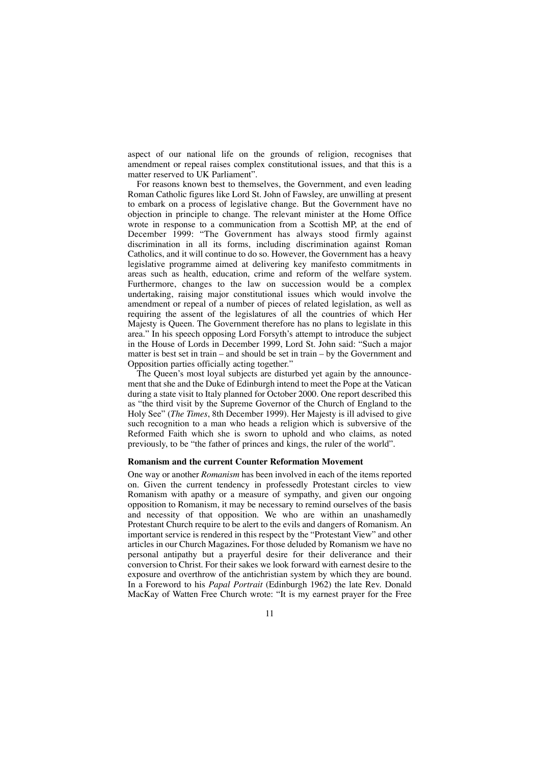aspect of our national life on the grounds of religion, recognises that amendment or repeal raises complex constitutional issues, and that this is a matter reserved to UK Parliament".

For reasons known best to themselves, the Government, and even leading Roman Catholic figures like Lord St. John of Fawsley, are unwilling at present to embark on a process of legislative change. But the Government have no objection in principle to change. The relevant minister at the Home Office wrote in response to a communication from a Scottish MP, at the end of December 1999: "The Government has always stood firmly against discrimination in all its forms, including discrimination against Roman Catholics, and it will continue to do so. However, the Government has a heavy legislative programme aimed at delivering key manifesto commitments in areas such as health, education, crime and reform of the welfare system. Furthermore, changes to the law on succession would be a complex undertaking, raising major constitutional issues which would involve the amendment or repeal of a number of pieces of related legislation, as well as requiring the assent of the legislatures of all the countries of which Her Majesty is Queen. The Government therefore has no plans to legislate in this area." In his speech opposing Lord Forsyth's attempt to introduce the subject in the House of Lords in December 1999, Lord St. John said: "Such a major matter is best set in train – and should be set in train – by the Government and Opposition parties officially acting together."

The Queen's most loyal subjects are disturbed yet again by the announcement that she and the Duke of Edinburgh intend to meet the Pope at the Vatican during a state visit to Italy planned for October 2000. One report described this as "the third visit by the Supreme Governor of the Church of England to the Holy See" (*The Times*, 8th December 1999). Her Majesty is ill advised to give such recognition to a man who heads a religion which is subversive of the Reformed Faith which she is sworn to uphold and who claims, as noted previously, to be "the father of princes and kings, the ruler of the world".

### Romanism and the current Counter Reformation Movement

One way or another *Romanism* has been involved in each of the items reported on. Given the current tendency in professedly Protestant circles to view Romanism with apathy or a measure of sympathy, and given our ongoing opposition to Romanism, it may be necessary to remind ourselves of the basis and necessity of that opposition. We who are within an unashamedly Protestant Church require to be alert to the evils and dangers of Romanism. An important service is rendered in this respect by the "Protestant View" and other articles in our Church Magazines. For those deluded by Romanism we have no personal antipathy but a prayerful desire for their deliverance and their conversion to Christ. For their sakes we look forward with earnest desire to the exposure and overthrow of the antichristian system by which they are bound. In a Foreword to his *Papal Portrait* (Edinburgh 1962) the late Rev. Donald MacKay of Watten Free Church wrote: "It is my earnest prayer for the Free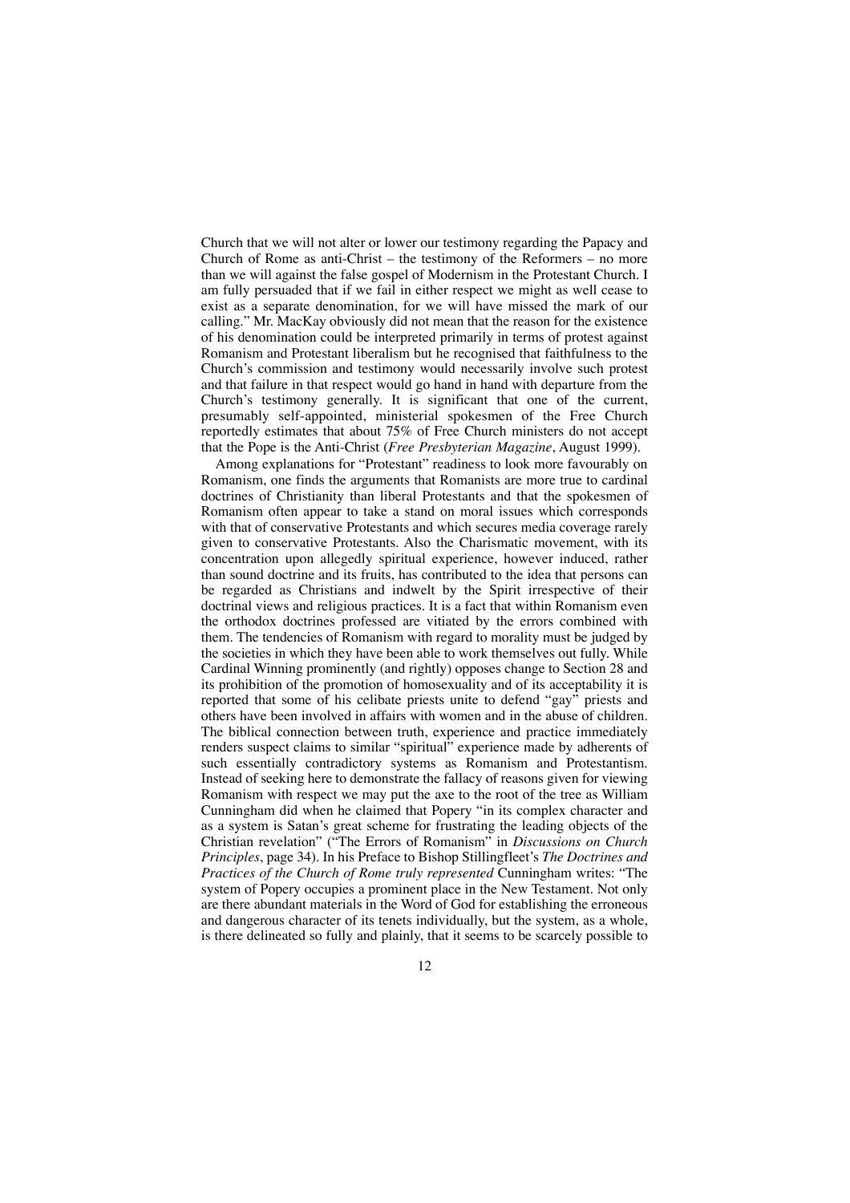Church that we will not alter or lower our testimony regarding the Papacy and Church of Rome as anti-Christ – the testimony of the Reformers – no more than we will against the false gospel of Modernism in the Protestant Church. I am fully persuaded that if we fail in either respect we might as well cease to exist as a separate denomination, for we will have missed the mark of our calling." Mr. MacKay obviously did not mean that the reason for the existence of his denomination could be interpreted primarily in terms of protest against Romanism and Protestant liberalism but he recognised that faithfulness to the Church's commission and testimony would necessarily involve such protest and that failure in that respect would go hand in hand with departure from the Church's testimony generally. It is significant that one of the current, presumably self-appointed, ministerial spokesmen of the Free Church reportedly estimates that about 75% of Free Church ministers do not accept that the Pope is the Anti-Christ (*Free Presbyterian Magazine*, August 1999).

Among explanations for "Protestant" readiness to look more favourably on Romanism, one finds the arguments that Romanists are more true to cardinal doctrines of Christianity than liberal Protestants and that the spokesmen of Romanism often appear to take a stand on moral issues which corresponds with that of conservative Protestants and which secures media coverage rarely given to conservative Protestants. Also the Charismatic movement, with its concentration upon allegedly spiritual experience, however induced, rather than sound doctrine and its fruits, has contributed to the idea that persons can be regarded as Christians and indwelt by the Spirit irrespective of their doctrinal views and religious practices. It is a fact that within Romanism even the orthodox doctrines professed are vitiated by the errors combined with them. The tendencies of Romanism with regard to morality must be judged by the societies in which they have been able to work themselves out fully. While Cardinal Winning prominently (and rightly) opposes change to Section 28 and its prohibition of the promotion of homosexuality and of its acceptability it is reported that some of his celibate priests unite to defend "gay" priests and others have been involved in affairs with women and in the abuse of children. The biblical connection between truth, experience and practice immediately renders suspect claims to similar "spiritual" experience made by adherents of such essentially contradictory systems as Romanism and Protestantism. Instead of seeking here to demonstrate the fallacy of reasons given for viewing Romanism with respect we may put the axe to the root of the tree as William Cunningham did when he claimed that Popery "in its complex character and as a system is Satan's great scheme for frustrating the leading objects of the Christian revelation" ("The Errors of Romanism" in *Discussions on Church Principles*, page 34). In his Preface to Bishop Stillingfleet's *The Doctrines and Practices of the Church of Rome truly represented* Cunningham writes: "The system of Popery occupies a prominent place in the New Testament. Not only are there abundant materials in the Word of God for establishing the erroneous and dangerous character of its tenets individually, but the system, as a whole, is there delineated so fully and plainly, that it seems to be scarcely possible to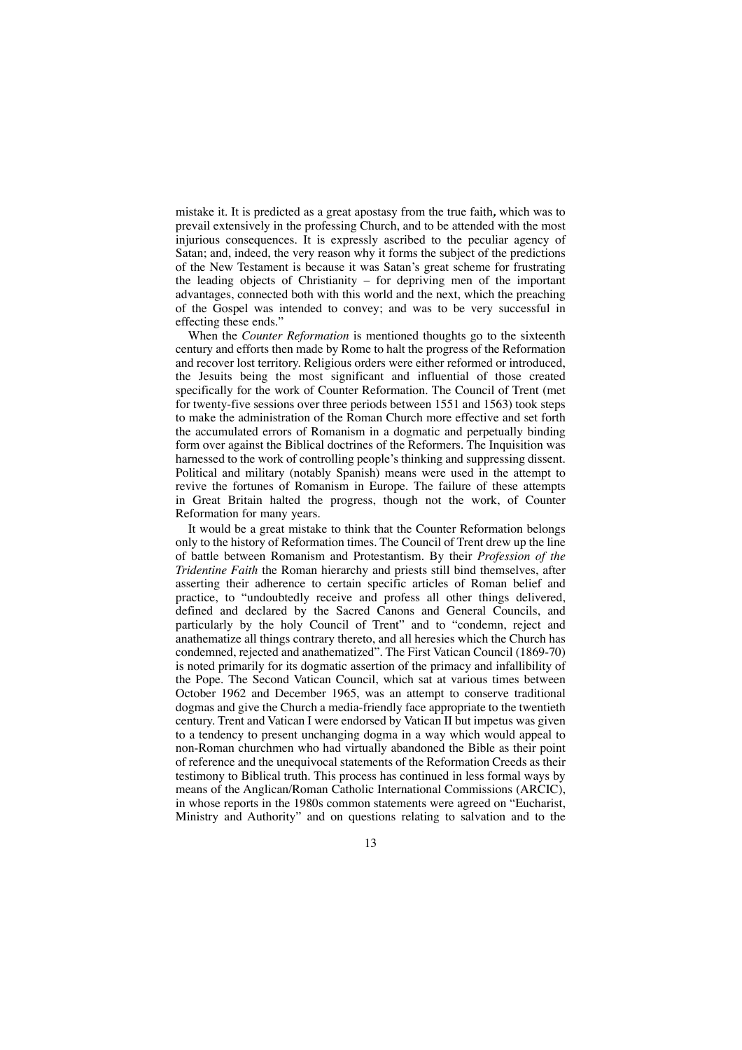mistake it. It is predicted as a great apostasy from the true faith, which was to prevail extensively in the professing Church, and to be attended with the most injurious consequences. It is expressly ascribed to the peculiar agency of Satan; and, indeed, the very reason why it forms the subject of the predictions of the New Testament is because it was Satan's great scheme for frustrating the leading objects of Christianity – for depriving men of the important advantages, connected both with this world and the next, which the preaching of the Gospel was intended to convey; and was to be very successful in effecting these ends."

When the *Counter Reformation* is mentioned thoughts go to the sixteenth century and efforts then made by Rome to halt the progress of the Reformation and recover lost territory. Religious orders were either reformed or introduced, the Jesuits being the most significant and influential of those created specifically for the work of Counter Reformation. The Council of Trent (met for twenty-five sessions over three periods between 1551 and 1563) took steps to make the administration of the Roman Church more effective and set forth the accumulated errors of Romanism in a dogmatic and perpetually binding form over against the Biblical doctrines of the Reformers. The Inquisition was harnessed to the work of controlling people's thinking and suppressing dissent. Political and military (notably Spanish) means were used in the attempt to revive the fortunes of Romanism in Europe. The failure of these attempts in Great Britain halted the progress, though not the work, of Counter Reformation for many years.

It would be a great mistake to think that the Counter Reformation belongs only to the history of Reformation times. The Council of Trent drew up the line of battle between Romanism and Protestantism. By their *Profession of the Tridentine Faith* the Roman hierarchy and priests still bind themselves, after asserting their adherence to certain specific articles of Roman belief and practice, to "undoubtedly receive and profess all other things delivered, defined and declared by the Sacred Canons and General Councils, and particularly by the holy Council of Trent" and to "condemn, reject and anathematize all things contrary thereto, and all heresies which the Church has condemned, rejected and anathematized". The First Vatican Council (1869-70) is noted primarily for its dogmatic assertion of the primacy and infallibility of the Pope. The Second Vatican Council, which sat at various times between October 1962 and December 1965, was an attempt to conserve traditional dogmas and give the Church a media-friendly face appropriate to the twentieth century. Trent and Vatican I were endorsed by Vatican II but impetus was given to a tendency to present unchanging dogma in a way which would appeal to non-Roman churchmen who had virtually abandoned the Bible as their point of reference and the unequivocal statements of the Reformation Creeds as their testimony to Biblical truth. This process has continued in less formal ways by means of the Anglican/Roman Catholic International Commissions (ARCIC), in whose reports in the 1980s common statements were agreed on "Eucharist, Ministry and Authority" and on questions relating to salvation and to the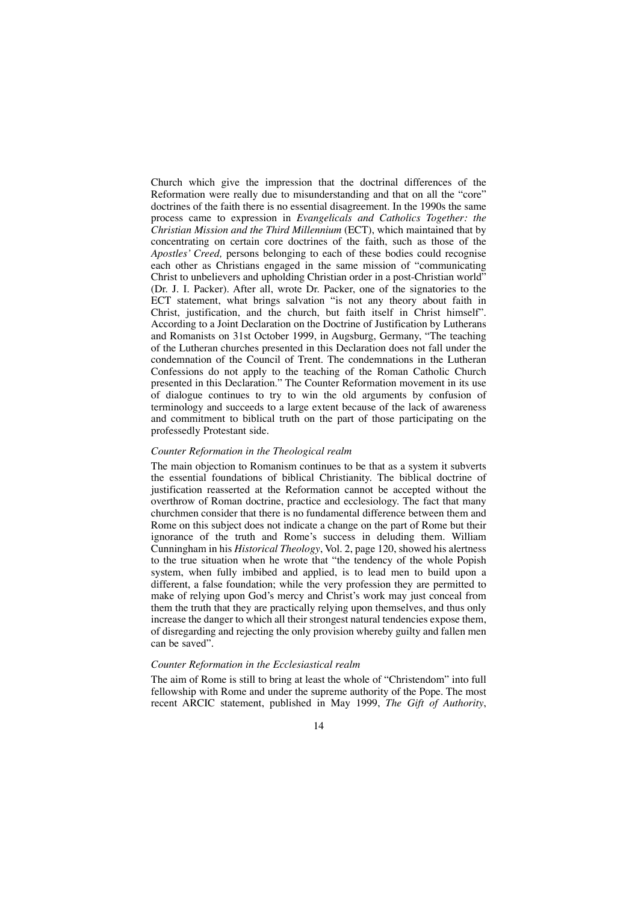Church which give the impression that the doctrinal differences of the Reformation were really due to misunderstanding and that on all the "core" doctrines of the faith there is no essential disagreement. In the 1990s the same process came to expression in *Evangelicals and Catholics Together: the Christian Mission and the Third Millennium* (ECT), which maintained that by concentrating on certain core doctrines of the faith, such as those of the *Apostles' Creed,* persons belonging to each of these bodies could recognise each other as Christians engaged in the same mission of "communicating Christ to unbelievers and upholding Christian order in a post-Christian world" (Dr. J. I. Packer). After all, wrote Dr. Packer, one of the signatories to the ECT statement, what brings salvation "is not any theory about faith in Christ, justification, and the church, but faith itself in Christ himself". According to a Joint Declaration on the Doctrine of Justification by Lutherans and Romanists on 31st October 1999, in Augsburg, Germany, "The teaching of the Lutheran churches presented in this Declaration does not fall under the condemnation of the Council of Trent. The condemnations in the Lutheran Confessions do not apply to the teaching of the Roman Catholic Church presented in this Declaration." The Counter Reformation movement in its use of dialogue continues to try to win the old arguments by confusion of terminology and succeeds to a large extent because of the lack of awareness and commitment to biblical truth on the part of those participating on the professedly Protestant side.

*Counter Reformation in the Theological realm*

The main objection to Romanism continues to be that as a system it subverts the essential foundations of biblical Christianity. The biblical doctrine of justification reasserted at the Reformation cannot be accepted without the overthrow of Roman doctrine, practice and ecclesiology. The fact that many churchmen consider that there is no fundamental difference between them and Rome on this subject does not indicate a change on the part of Rome but their ignorance of the truth and Rome's success in deluding them. William Cunningham in his *Historical Theology*, Vol. 2, page 120, showed his alertness to the true situation when he wrote that "the tendency of the whole Popish system, when fully imbibed and applied, is to lead men to build upon a different, a false foundation; while the very profession they are permitted to make of relying upon God's mercy and Christ's work may just conceal from them the truth that they are practically relying upon themselves, and thus only increase the danger to which all their strongest natural tendencies expose them, of disregarding and rejecting the only provision whereby guilty and fallen men can be saved".

*Counter Reformation in the Ecclesiastical realm*

The aim of Rome is still to bring at least the whole of "Christendom" into full fellowship with Rome and under the supreme authority of the Pope. The most recent ARCIC statement, published in May 1999, *The Gift of Authority*,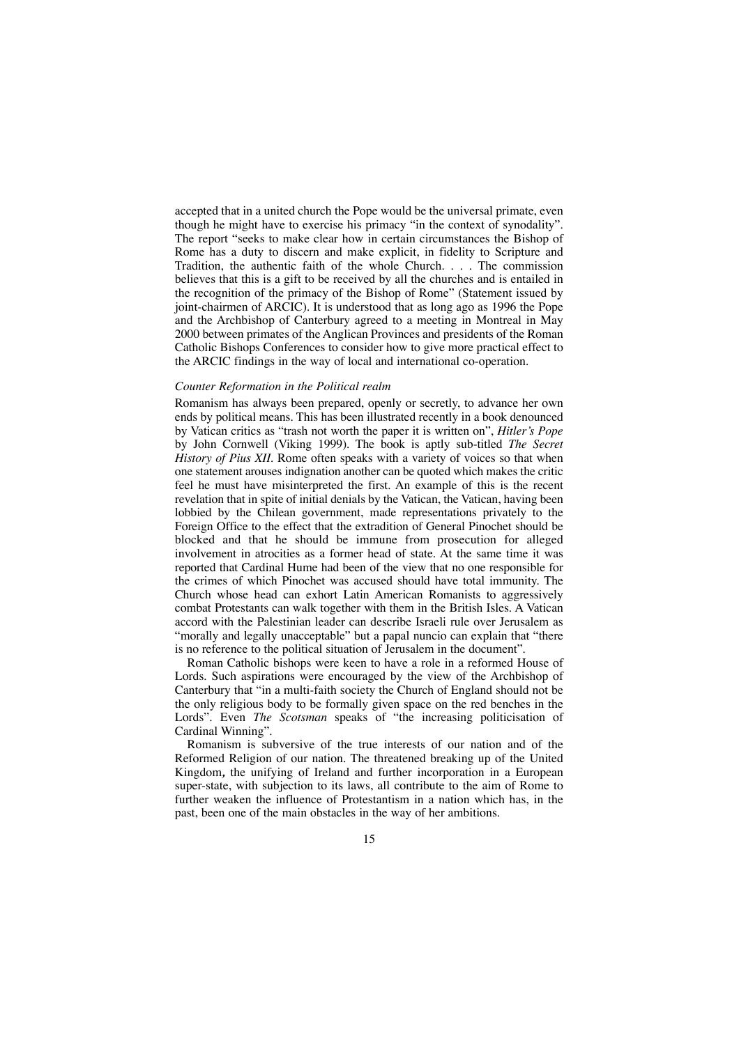accepted that in a united church the Pope would be the universal primate, even though he might have to exercise his primacy "in the context of synodality". The report "seeks to make clear how in certain circumstances the Bishop of Rome has a duty to discern and make explicit, in fidelity to Scripture and Tradition, the authentic faith of the whole Church. . . . The commission believes that this is a gift to be received by all the churches and is entailed in the recognition of the primacy of the Bishop of Rome" (Statement issued by joint-chairmen of ARCIC). It is understood that as long ago as 1996 the Pope and the Archbishop of Canterbury agreed to a meeting in Montreal in May 2000 between primates of the Anglican Provinces and presidents of the Roman Catholic Bishops Conferences to consider how to give more practical effect to the ARCIC findings in the way of local and international co-operation.

*Counter Reformation in the Political realm*

Romanism has always been prepared, openly or secretly, to advance her own ends by political means. This has been illustrated recently in a book denounced by Vatican critics as "trash not worth the paper it is written on", *Hitler's Pope* by John Cornwell (Viking 1999). The book is aptly sub-titled *The Secret History of Pius XII*. Rome often speaks with a variety of voices so that when one statement arouses indignation another can be quoted which makes the critic feel he must have misinterpreted the first. An example of this is the recent revelation that in spite of initial denials by the Vatican, the Vatican, having been lobbied by the Chilean government, made representations privately to the Foreign Office to the effect that the extradition of General Pinochet should be blocked and that he should be immune from prosecution for alleged involvement in atrocities as a former head of state. At the same time it was reported that Cardinal Hume had been of the view that no one responsible for the crimes of which Pinochet was accused should have total immunity. The Church whose head can exhort Latin American Romanists to aggressively combat Protestants can walk together with them in the British Isles. A Vatican accord with the Palestinian leader can describe Israeli rule over Jerusalem as "morally and legally unacceptable" but a papal nuncio can explain that "there is no reference to the political situation of Jerusalem in the document".

Roman Catholic bishops were keen to have a role in a reformed House of Lords. Such aspirations were encouraged by the view of the Archbishop of Canterbury that "in a multi-faith society the Church of England should not be the only religious body to be formally given space on the red benches in the Lords". Even *The Scotsman* speaks of "the increasing politicisation of Cardinal Winning".

Romanism is subversive of the true interests of our nation and of the Reformed Religion of our nation. The threatened breaking up of the United Kingdom, the unifying of Ireland and further incorporation in a European super-state, with subjection to its laws, all contribute to the aim of Rome to further weaken the influence of Protestantism in a nation which has, in the past, been one of the main obstacles in the way of her ambitions.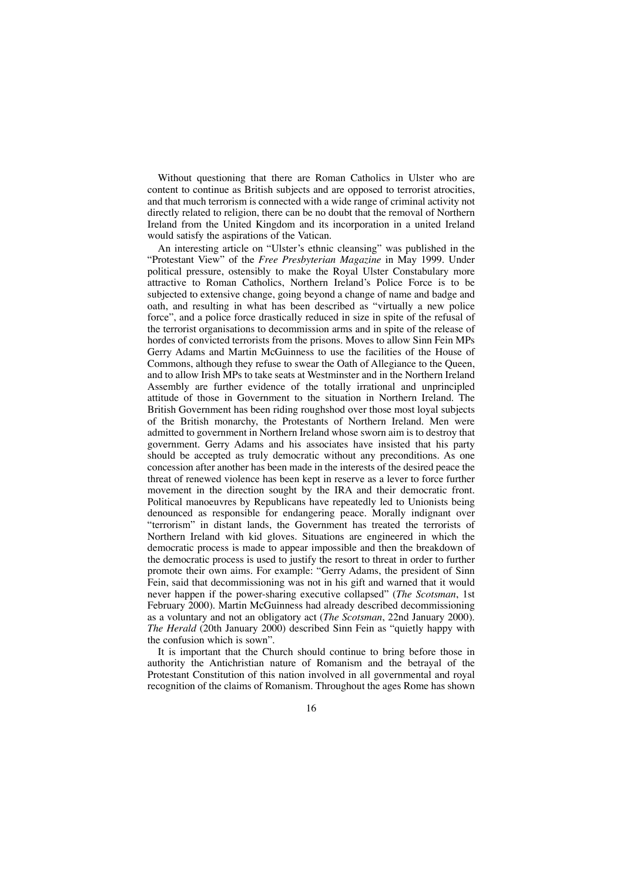Without questioning that there are Roman Catholics in Ulster who are content to continue as British subjects and are opposed to terrorist atrocities, and that much terrorism is connected with a wide range of criminal activity not directly related to religion, there can be no doubt that the removal of Northern Ireland from the United Kingdom and its incorporation in a united Ireland would satisfy the aspirations of the Vatican.

An interesting article on "Ulster's ethnic cleansing" was published in the "Protestant View" of the *Free Presbyterian Magazine* in May 1999. Under political pressure, ostensibly to make the Royal Ulster Constabulary more attractive to Roman Catholics, Northern Ireland's Police Force is to be subjected to extensive change, going beyond a change of name and badge and oath, and resulting in what has been described as "virtually a new police force", and a police force drastically reduced in size in spite of the refusal of the terrorist organisations to decommission arms and in spite of the release of hordes of convicted terrorists from the prisons. Moves to allow Sinn Fein MPs Gerry Adams and Martin McGuinness to use the facilities of the House of Commons, although they refuse to swear the Oath of Allegiance to the Queen, and to allow Irish MPs to take seats at Westminster and in the Northern Ireland Assembly are further evidence of the totally irrational and unprincipled attitude of those in Government to the situation in Northern Ireland. The British Government has been riding roughshod over those most loyal subjects of the British monarchy, the Protestants of Northern Ireland. Men were admitted to government in Northern Ireland whose sworn aim is to destroy that government. Gerry Adams and his associates have insisted that his party should be accepted as truly democratic without any preconditions. As one concession after another has been made in the interests of the desired peace the threat of renewed violence has been kept in reserve as a lever to force further movement in the direction sought by the IRA and their democratic front. Political manoeuvres by Republicans have repeatedly led to Unionists being denounced as responsible for endangering peace. Morally indignant over "terrorism" in distant lands, the Government has treated the terrorists of Northern Ireland with kid gloves. Situations are engineered in which the democratic process is made to appear impossible and then the breakdown of the democratic process is used to justify the resort to threat in order to further promote their own aims. For example: "Gerry Adams, the president of Sinn Fein, said that decommissioning was not in his gift and warned that it would never happen if the power-sharing executive collapsed" (*The Scotsman*, 1st February 2000). Martin McGuinness had already described decommissioning as a voluntary and not an obligatory act (*The Scotsman*, 22nd January 2000). *The Herald* (20th January 2000) described Sinn Fein as "quietly happy with the confusion which is sown".

It is important that the Church should continue to bring before those in authority the Antichristian nature of Romanism and the betrayal of the Protestant Constitution of this nation involved in all governmental and royal recognition of the claims of Romanism. Throughout the ages Rome has shown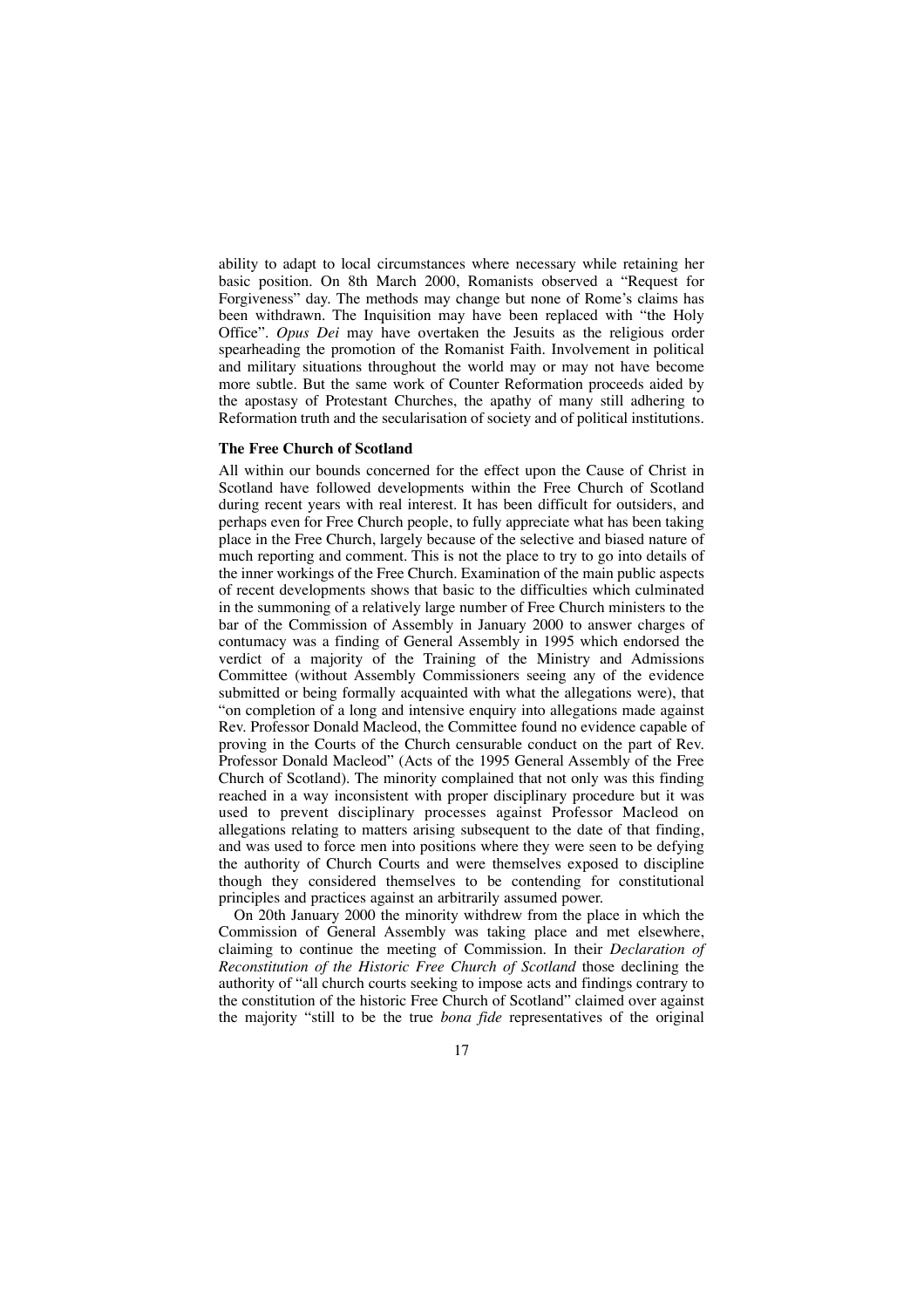ability to adapt to local circumstances where necessary while retaining her basic position. On 8th March 2000, Romanists observed a "Request for Forgiveness" day. The methods may change but none of Rome's claims has been withdrawn. The Inquisition may have been replaced with "the Holy Office". *Opus Dei* may have overtaken the Jesuits as the religious order spearheading the promotion of the Romanist Faith. Involvement in political and military situations throughout the world may or may not have become more subtle. But the same work of Counter Reformation proceeds aided by the apostasy of Protestant Churches, the apathy of many still adhering to Reformation truth and the secularisation of society and of political institutions.

**The Free Church of Scotland**

All within our bounds concerned for the effect upon the Cause of Christ in Scotland have followed developments within the Free Church of Scotland during recent years with real interest. It has been difficult for outsiders, and perhaps even for Free Church people, to fully appreciate what has been taking place in the Free Church, largely because of the selective and biased nature of much reporting and comment. This is not the place to try to go into details of the inner workings of the Free Church. Examination of the main public aspects of recent developments shows that basic to the difficulties which culminated in the summoning of a relatively large number of Free Church ministers to the bar of the Commission of Assembly in January 2000 to answer charges of contumacy was a finding of General Assembly in 1995 which endorsed the verdict of a majority of the Training of the Ministry and Admissions Committee (without Assembly Commissioners seeing any of the evidence submitted or being formally acquainted with what the allegations were), that "on completion of a long and intensive enquiry into allegations made against Rev. Professor Donald Macleod, the Committee found no evidence capable of proving in the Courts of the Church censurable conduct on the part of Rev. Professor Donald Macleod" (Acts of the 1995 General Assembly of the Free Church of Scotland). The minority complained that not only was this finding reached in a way inconsistent with proper disciplinary procedure but it was used to prevent disciplinary processes against Professor Macleod on allegations relating to matters arising subsequent to the date of that finding, and was used to force men into positions where they were seen to be defying the authority of Church Courts and were themselves exposed to discipline though they considered themselves to be contending for constitutional principles and practices against an arbitrarily assumed power.

On 20th January 2000 the minority withdrew from the place in which the Commission of General Assembly was taking place and met elsewhere, claiming to continue the meeting of Commission. In their *Declaration of Reconstitution of the Historic Free Church of Scotland* those declining the authority of "all church courts seeking to impose acts and findings contrary to the constitution of the historic Free Church of Scotland" claimed over against the majority "still to be the true *bona fide* representatives of the original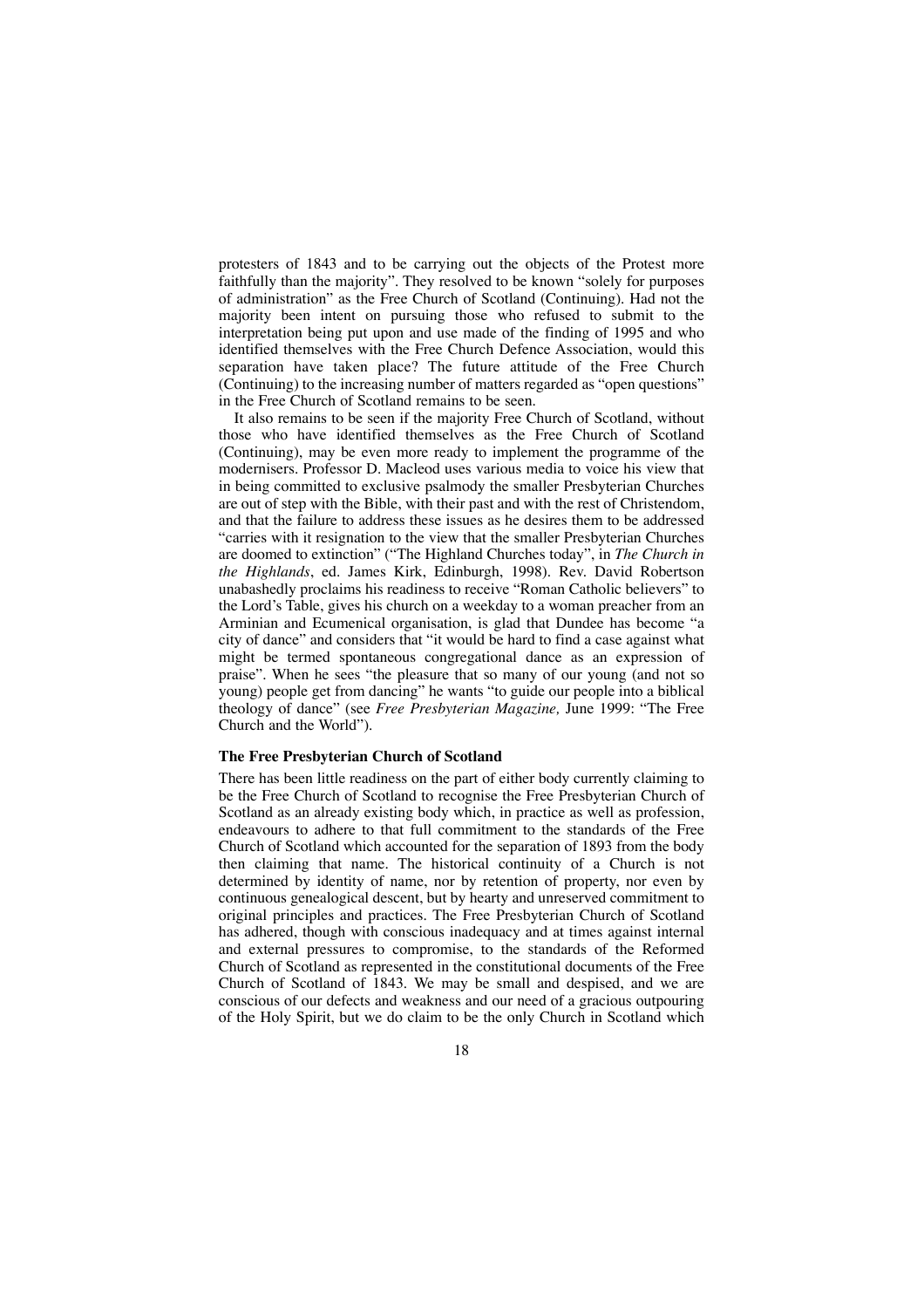protesters of 1843 and to be carrying out the objects of the Protest more faithfully than the majority". They resolved to be known "solely for purposes of administration" as the Free Church of Scotland (Continuing). Had not the majority been intent on pursuing those who refused to submit to the interpretation being put upon and use made of the finding of 1995 and who identified themselves with the Free Church Defence Association, would this separation have taken place? The future attitude of the Free Church (Continuing) to the increasing number of matters regarded as "open questions" in the Free Church of Scotland remains to be seen.

It also remains to be seen if the majority Free Church of Scotland, without those who have identified themselves as the Free Church of Scotland (Continuing), may be even more ready to implement the programme of the modernisers. Professor D. Macleod uses various media to voice his view that in being committed to exclusive psalmody the smaller Presbyterian Churches are out of step with the Bible, with their past and with the rest of Christendom, and that the failure to address these issues as he desires them to be addressed "carries with it resignation to the view that the smaller Presbyterian Churches are doomed to extinction" ("The Highland Churches today", in *The Church in the Highlands*, ed. James Kirk, Edinburgh, 1998). Rev. David Robertson unabashedly proclaims his readiness to receive "Roman Catholic believers" to the Lord's Table, gives his church on a weekday to a woman preacher from an Arminian and Ecumenical organisation, is glad that Dundee has become "a city of dance" and considers that "it would be hard to find a case against what might be termed spontaneous congregational dance as an expression of praise". When he sees "the pleasure that so many of our young (and not so young) people get from dancing" he wants "to guide our people into a biblical theology of dance" (see *Free Presbyterian Magazine,* June 1999: "The Free Church and the World").

**The Free Presbyterian Church of Scotland**

There has been little readiness on the part of either body currently claiming to be the Free Church of Scotland to recognise the Free Presbyterian Church of Scotland as an already existing body which, in practice as well as profession, endeavours to adhere to that full commitment to the standards of the Free Church of Scotland which accounted for the separation of 1893 from the body then claiming that name. The historical continuity of a Church is not determined by identity of name, nor by retention of property, nor even by continuous genealogical descent, but by hearty and unreserved commitment to original principles and practices. The Free Presbyterian Church of Scotland has adhered, though with conscious inadequacy and at times against internal and external pressures to compromise, to the standards of the Reformed Church of Scotland as represented in the constitutional documents of the Free Church of Scotland of 1843. We may be small and despised, and we are conscious of our defects and weakness and our need of a gracious outpouring of the Holy Spirit, but we do claim to be the only Church in Scotland which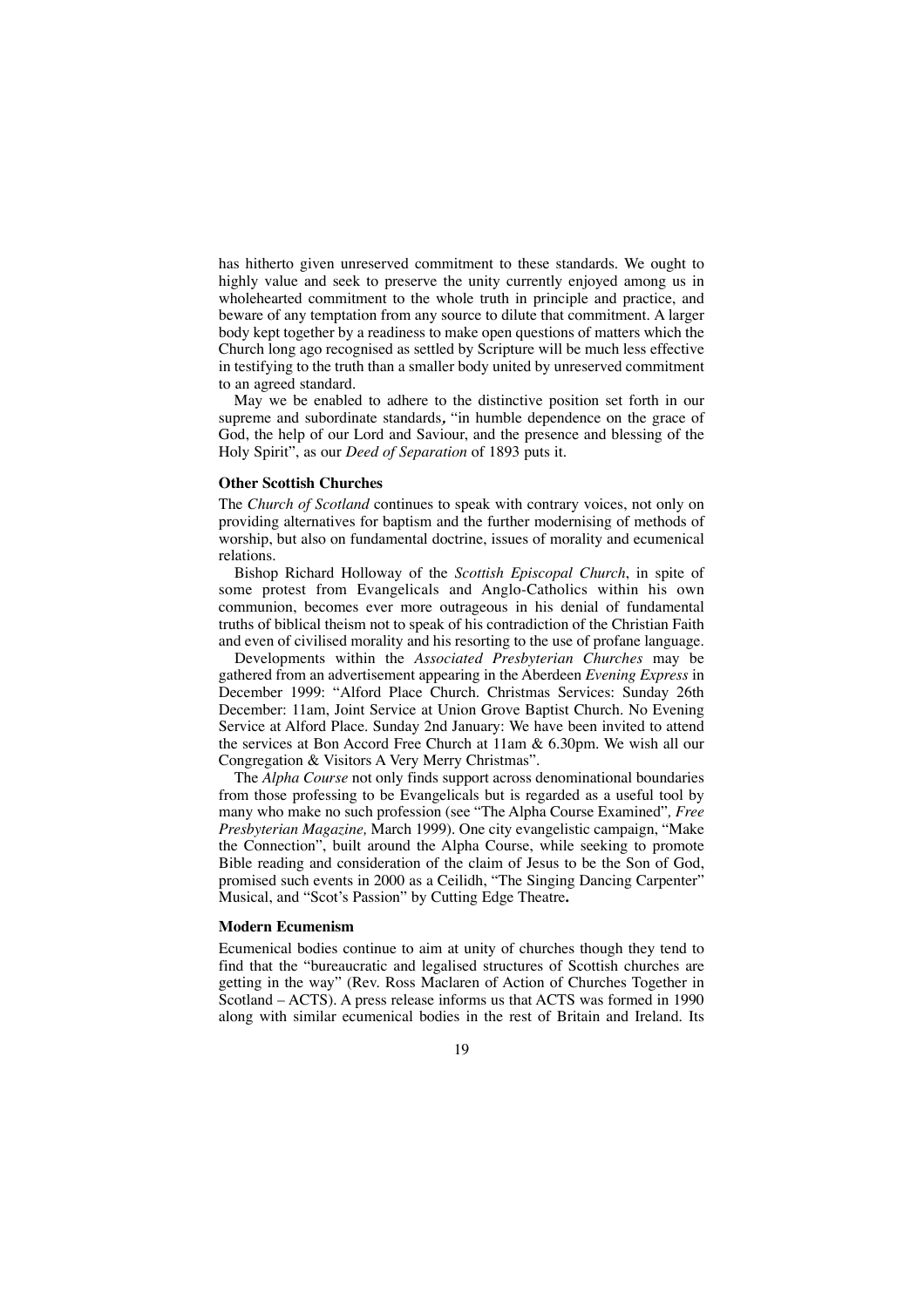has hitherto given unreserved commitment to these standards. We ought to highly value and seek to preserve the unity currently enjoyed among us in wholehearted commitment to the whole truth in principle and practice, and beware of any temptation from any source to dilute that commitment. A larger body kept together by a readiness to make open questions of matters which the Church long ago recognised as settled by Scripture will be much less effective in testifying to the truth than a smaller body united by unreserved commitment to an agreed standard.

May we be enabled to adhere to the distinctive position set forth in our supreme and subordinate standards, "in humble dependence on the grace of God, the help of our Lord and Saviour, and the presence and blessing of the Holy Spirit", as our *Deed of Separation* of 1893 puts it.

### Other Scottish Churches

The *Church of Scotland* continues to speak with contrary voices, not only on providing alternatives for baptism and the further modernising of methods of worship, but also on fundamental doctrine, issues of morality and ecumenical relations.

Bishop Richard Holloway of the *Scottish Episcopal Church*, in spite of some protest from Evangelicals and Anglo-Catholics within his own communion, becomes ever more outrageous in his denial of fundamental truths of biblical theism not to speak of his contradiction of the Christian Faith and even of civilised morality and his resorting to the use of profane language.

Developments within the *Associated Presbyterian Churches* may be gathered from an advertisement appearing in the Aberdeen *Evening Express* in December 1999: "Alford Place Church. Christmas Services: Sunday 26th December: 11am, Joint Service at Union Grove Baptist Church. No Evening Service at Alford Place. Sunday 2nd January: We have been invited to attend the services at Bon Accord Free Church at 11am & 6.30pm. We wish all our Congregation & Visitors A Very Merry Christmas".

The *Alpha Course* not only finds support across denominational boundaries from those professing to be Evangelicals but is regarded as a useful tool by many who make no such profession (see "The Alpha Course Examined", *Free Presbyterian Magazine,* March 1999). One city evangelistic campaign, "Make the Connection", built around the Alpha Course, while seeking to promote Bible reading and consideration of the claim of Jesus to be the Son of God, promised such events in 2000 as a Ceilidh, "The Singing Dancing Carpenter" Musical, and "Scot's Passion" by Cutting Edge Theatre.

### Modern Ecumenism

Ecumenical bodies continue to aim at unity of churches though they tend to find that the "bureaucratic and legalised structures of Scottish churches are getting in the way" (Rev. Ross Maclaren of Action of Churches Together in Scotland – ACTS). A press release informs us that ACTS was formed in 1990 along with similar ecumenical bodies in the rest of Britain and Ireland. Its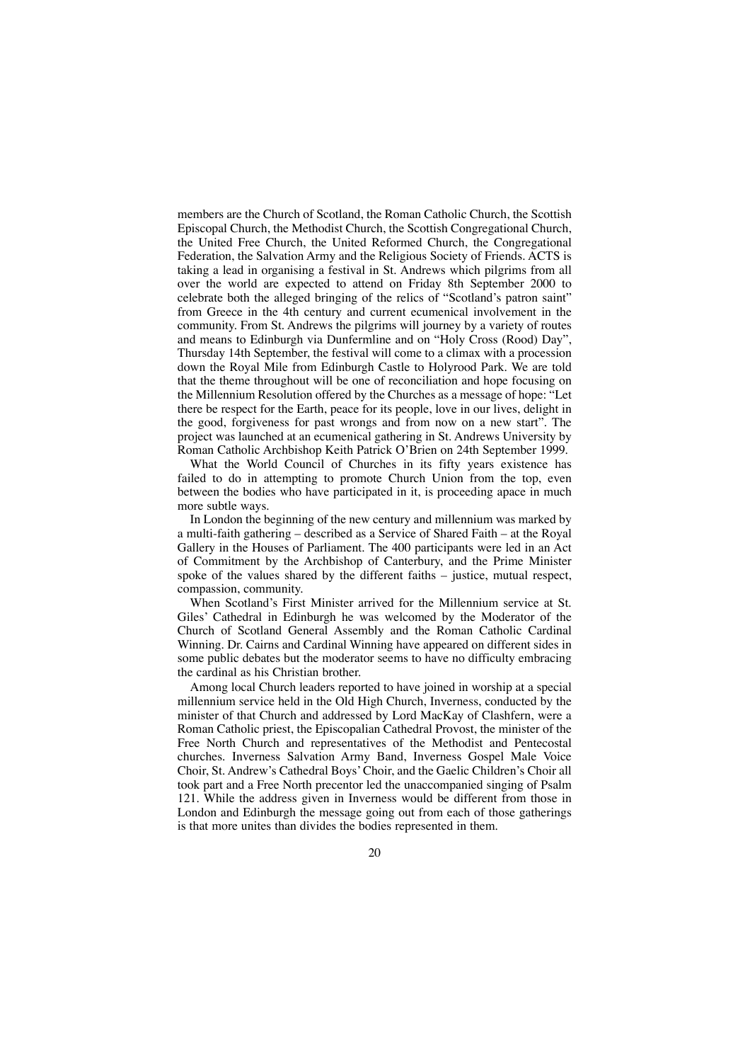members are the Church of Scotland, the Roman Catholic Church, the Scottish Episcopal Church, the Methodist Church, the Scottish Congregational Church, the United Free Church, the United Reformed Church, the Congregational Federation, the Salvation Army and the Religious Society of Friends. ACTS is taking a lead in organising a festival in St. Andrews which pilgrims from all over the world are expected to attend on Friday 8th September 2000 to celebrate both the alleged bringing of the relics of "Scotland's patron saint" from Greece in the 4th century and current ecumenical involvement in the community. From St. Andrews the pilgrims will journey by a variety of routes and means to Edinburgh via Dunfermline and on "Holy Cross (Rood) Day", Thursday 14th September, the festival will come to a climax with a procession down the Royal Mile from Edinburgh Castle to Holyrood Park. We are told that the theme throughout will be one of reconciliation and hope focusing on the Millennium Resolution offered by the Churches as a message of hope: "Let there be respect for the Earth, peace for its people, love in our lives, delight in the good, forgiveness for past wrongs and from now on a new start". The project was launched at an ecumenical gathering in St. Andrews University by Roman Catholic Archbishop Keith Patrick O'Brien on 24th September 1999.

What the World Council of Churches in its fifty years existence has failed to do in attempting to promote Church Union from the top, even between the bodies who have participated in it, is proceeding apace in much more subtle ways.

In London the beginning of the new century and millennium was marked by a multi-faith gathering – described as a Service of Shared Faith – at the Royal Gallery in the Houses of Parliament. The 400 participants were led in an Act of Commitment by the Archbishop of Canterbury, and the Prime Minister spoke of the values shared by the different faiths – justice, mutual respect, compassion, community.

When Scotland's First Minister arrived for the Millennium service at St. Giles' Cathedral in Edinburgh he was welcomed by the Moderator of the Church of Scotland General Assembly and the Roman Catholic Cardinal Winning. Dr. Cairns and Cardinal Winning have appeared on different sides in some public debates but the moderator seems to have no difficulty embracing the cardinal as his Christian brother.

Among local Church leaders reported to have joined in worship at a special millennium service held in the Old High Church, Inverness, conducted by the minister of that Church and addressed by Lord MacKay of Clashfern, were a Roman Catholic priest, the Episcopalian Cathedral Provost, the minister of the Free North Church and representatives of the Methodist and Pentecostal churches. Inverness Salvation Army Band, Inverness Gospel Male Voice Choir, St. Andrew's Cathedral Boys' Choir, and the Gaelic Children's Choir all took part and a Free North precentor led the unaccompanied singing of Psalm 121. While the address given in Inverness would be different from those in London and Edinburgh the message going out from each of those gatherings is that more unites than divides the bodies represented in them.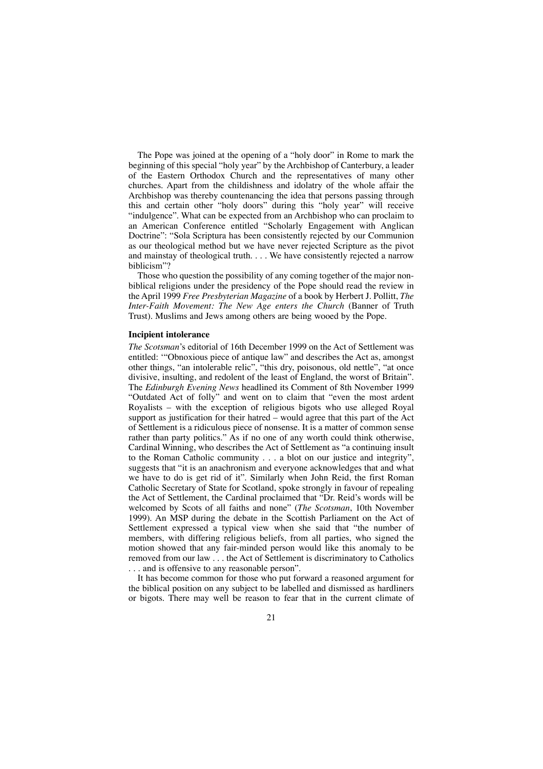The Pope was joined at the opening of a "holy door" in Rome to mark the beginning of this special "holy year" by the Archbishop of Canterbury, a leader of the Eastern Orthodox Church and the representatives of many other churches. Apart from the childishness and idolatry of the whole affair the Archbishop was thereby countenancing the idea that persons passing through this and certain other "holy doors" during this "holy year" will receive "indulgence". What can be expected from an Archbishop who can proclaim to an American Conference entitled "Scholarly Engagement with Anglican Doctrine": "Sola Scriptura has been consistently rejected by our Communion as our theological method but we have never rejected Scripture as the pivot and mainstay of theological truth. . . . We have consistently rejected a narrow biblicism"?

Those who question the possibility of any coming together of the major non-biblical religions under the presidency of the Pope should read the review in the April 1999 *Free Presbyterian Magazine* of a book by Herbert J. Pollitt, *The Inter-Faith Movement: The New Age enters the Church* (Banner of Truth Trust). Muslims and Jews among others are being wooed by the Pope.

**Incipient intolerance**

*The Scotsman*'s editorial of 16th December 1999 on the Act of Settlement was entitled: '"Obnoxious piece of antique law" and describes the Act as, amongst other things, "an intolerable relic", "this dry, poisonous, old nettle", "at once divisive, insulting, and redolent of the least of England, the worst of Britain". The *Edinburgh Evening News* headlined its Comment of 8th November 1999 "Outdated Act of folly" and went on to claim that "even the most ardent Royalists – with the exception of religious bigots who use alleged Royal support as justification for their hatred – would agree that this part of the Act of Settlement is a ridiculous piece of nonsense. It is a matter of common sense rather than party politics." As if no one of any worth could think otherwise, Cardinal Winning, who describes the Act of Settlement as "a continuing insult to the Roman Catholic community . . . a blot on our justice and integrity", suggests that "it is an anachronism and everyone acknowledges that and what we have to do is get rid of it". Similarly when John Reid, the first Roman Catholic Secretary of State for Scotland, spoke strongly in favour of repealing the Act of Settlement, the Cardinal proclaimed that "Dr. Reid's words will be welcomed by Scots of all faiths and none" (*The Scotsman*, 10th November 1999). An MSP during the debate in the Scottish Parliament on the Act of Settlement expressed a typical view when she said that "the number of members, with differing religious beliefs, from all parties, who signed the motion showed that any fair-minded person would like this anomaly to be removed from our law . . . the Act of Settlement is discriminatory to Catholics . . . and is offensive to any reasonable person".

It has become common for those who put forward a reasoned argument for the biblical position on any subject to be labelled and dismissed as hardliners or bigots. There may well be reason to fear that in the current climate of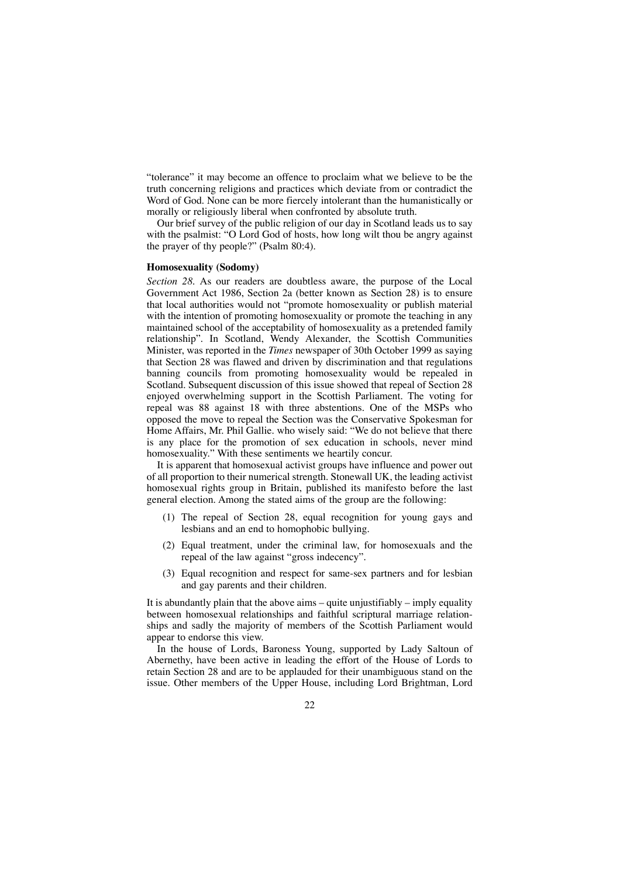"tolerance" it may become an offence to proclaim what we believe to be the truth concerning religions and practices which deviate from or contradict the Word of God. None can be more fiercely intolerant than the humanistically or morally or religiously liberal when confronted by absolute truth.

Our brief survey of the public religion of our day in Scotland leads us to say with the psalmist: "O Lord God of hosts, how long wilt thou be angry against the prayer of thy people?" (Psalm 80:4).

### Homosexuality (Sodomy)

*Section 28.* As our readers are doubtless aware, the purpose of the Local Government Act 1986, Section 2a (better known as Section 28) is to ensure that local authorities would not "promote homosexuality or publish material with the intention of promoting homosexuality or promote the teaching in any maintained school of the acceptability of homosexuality as a pretended family relationship". In Scotland, Wendy Alexander, the Scottish Communities Minister, was reported in the *Times* newspaper of 30th October 1999 as saying that Section 28 was flawed and driven by discrimination and that regulations banning councils from promoting homosexuality would be repealed in Scotland. Subsequent discussion of this issue showed that repeal of Section 28 enjoyed overwhelming support in the Scottish Parliament. The voting for repeal was 88 against 18 with three abstentions. One of the MSPs who opposed the move to repeal the Section was the Conservative Spokesman for Home Affairs, Mr. Phil Gallie. who wisely said: "We do not believe that there is any place for the promotion of sex education in schools, never mind homosexuality." With these sentiments we heartily concur.

It is apparent that homosexual activist groups have influence and power out of all proportion to their numerical strength. Stonewall UK, the leading activist homosexual rights group in Britain, published its manifesto before the last general election. Among the stated aims of the group are the following:

(1) The repeal of Section 28, equal recognition for young gays and lesbians and an end to homophobic bullying.

(2) Equal treatment, under the criminal law, for homosexuals and the repeal of the law against "gross indecency".

(3) Equal recognition and respect for same-sex partners and for lesbian and gay parents and their children.

It is abundantly plain that the above aims – quite unjustifiably – imply equality between homosexual relationships and faithful scriptural marriage relationships and sadly the majority of members of the Scottish Parliament would appear to endorse this view.

In the house of Lords, Baroness Young, supported by Lady Saltoun of Abernethy, have been active in leading the effort of the House of Lords to retain Section 28 and are to be applauded for their unambiguous stand on the issue. Other members of the Upper House, including Lord Brightman, Lord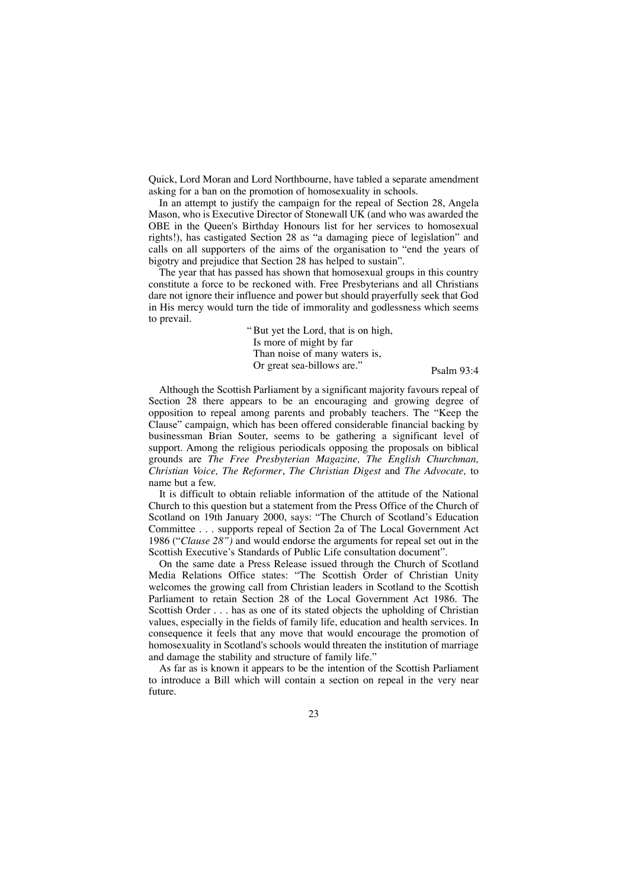Quick, Lord Moran and Lord Northbourne, have tabled a separate amendment asking for a ban on the promotion of homosexuality in schools.

In an attempt to justify the campaign for the repeal of Section 28, Angela Mason, who is Executive Director of Stonewall UK (and who was awarded the OBE in the Queen's Birthday Honours list for her services to homosexual rights!), has castigated Section 28 as "a damaging piece of legislation" and calls on all supporters of the aims of the organisation to "end the years of bigotry and prejudice that Section 28 has helped to sustain".

The year that has passed has shown that homosexual groups in this country constitute a force to be reckoned with. Free Presbyterians and all Christians dare not ignore their influence and power but should prayerfully seek that God in His mercy would turn the tide of immorality and godlessness which seems to prevail.

> "But yet the Lord, that is on high,
> Is more of might by far
> Than noise of many waters is,
> Or great sea-billows are."
>
> Psalm 93:4

Although the Scottish Parliament by a significant majority favours repeal of Section 28 there appears to be an encouraging and growing degree of opposition to repeal among parents and probably teachers. The "Keep the Clause" campaign, which has been offered considerable financial backing by businessman Brian Souter, seems to be gathering a significant level of support. Among the religious periodicals opposing the proposals on biblical grounds are *The Free Presbyterian Magazine, The English Churchman, Christian Voice, The Reformer*, *The Christian Digest* and *The Advocate,* to name but a few.

It is difficult to obtain reliable information of the attitude of the National Church to this question but a statement from the Press Office of the Church of Scotland on 19th January 2000, says: "The Church of Scotland's Education Committee . . . supports repeal of Section 2a of The Local Government Act 1986 ("*Clause 28")* and would endorse the arguments for repeal set out in the Scottish Executive's Standards of Public Life consultation document".

On the same date a Press Release issued through the Church of Scotland Media Relations Office states: "The Scottish Order of Christian Unity welcomes the growing call from Christian leaders in Scotland to the Scottish Parliament to retain Section 28 of the Local Government Act 1986. The Scottish Order . . . has as one of its stated objects the upholding of Christian values, especially in the fields of family life, education and health services. In consequence it feels that any move that would encourage the promotion of homosexuality in Scotland's schools would threaten the institution of marriage and damage the stability and structure of family life."

As far as is known it appears to be the intention of the Scottish Parliament to introduce a Bill which will contain a section on repeal in the very near future.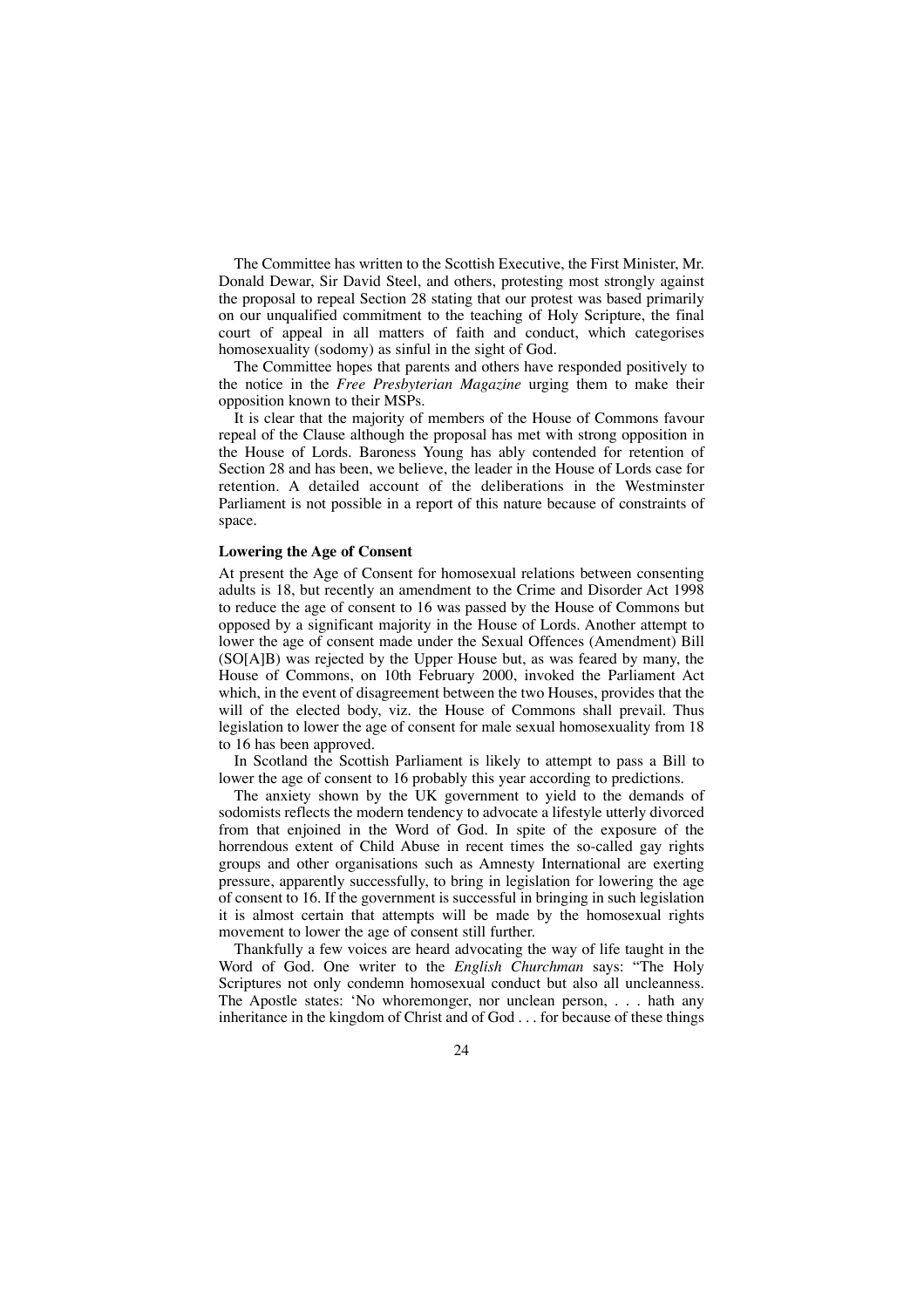The Committee has written to the Scottish Executive, the First Minister, Mr. Donald Dewar, Sir David Steel, and others, protesting most strongly against the proposal to repeal Section 28 stating that our protest was based primarily on our unqualified commitment to the teaching of Holy Scripture, the final court of appeal in all matters of faith and conduct, which categorises homosexuality (sodomy) as sinful in the sight of God.

The Committee hopes that parents and others have responded positively to the notice in the *Free Presbyterian Magazine* urging them to make their opposition known to their MSPs.

It is clear that the majority of members of the House of Commons favour repeal of the Clause although the proposal has met with strong opposition in the House of Lords. Baroness Young has ably contended for retention of Section 28 and has been, we believe, the leader in the House of Lords case for retention. A detailed account of the deliberations in the Westminster Parliament is not possible in a report of this nature because of constraints of space.

**Lowering the Age of Consent**

At present the Age of Consent for homosexual relations between consenting adults is 18, but recently an amendment to the Crime and Disorder Act 1998 to reduce the age of consent to 16 was passed by the House of Commons but opposed by a significant majority in the House of Lords. Another attempt to lower the age of consent made under the Sexual Offences (Amendment) Bill (SO[A]B) was rejected by the Upper House but, as was feared by many, the House of Commons, on 10th February 2000, invoked the Parliament Act which, in the event of disagreement between the two Houses, provides that the will of the elected body, viz. the House of Commons shall prevail. Thus legislation to lower the age of consent for male sexual homosexuality from 18 to 16 has been approved.

In Scotland the Scottish Parliament is likely to attempt to pass a Bill to lower the age of consent to 16 probably this year according to predictions.

The anxiety shown by the UK government to yield to the demands of sodomists reflects the modern tendency to advocate a lifestyle utterly divorced from that enjoined in the Word of God. In spite of the exposure of the horrendous extent of Child Abuse in recent times the so-called gay rights groups and other organisations such as Amnesty International are exerting pressure, apparently successfully, to bring in legislation for lowering the age of consent to 16. If the government is successful in bringing in such legislation it is almost certain that attempts will be made by the homosexual rights movement to lower the age of consent still further.

Thankfully a few voices are heard advocating the way of life taught in the Word of God. One writer to the *English Churchman* says: "The Holy Scriptures not only condemn homosexual conduct but also all uncleanness. The Apostle states: 'No whoremonger, nor unclean person, . . . hath any inheritance in the kingdom of Christ and of God . . . for because of these things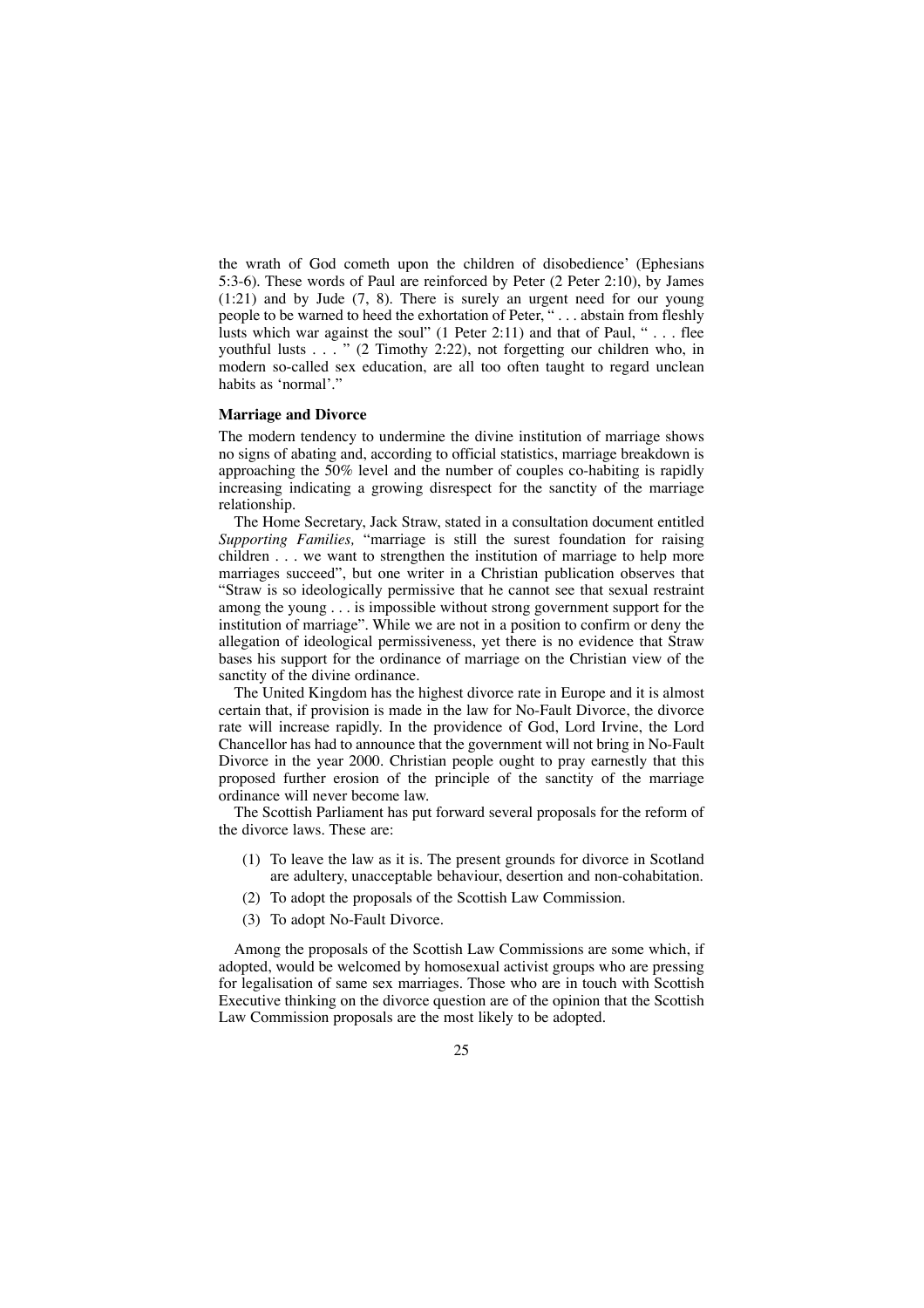the wrath of God cometh upon the children of disobedience' (Ephesians 5:3-6). These words of Paul are reinforced by Peter (2 Peter 2:10), by James (1:21) and by Jude (7, 8). There is surely an urgent need for our young people to be warned to heed the exhortation of Peter, " . . . abstain from fleshly lusts which war against the soul" (1 Peter 2:11) and that of Paul, " . . . flee youthful lusts . . . " (2 Timothy 2:22), not forgetting our children who, in modern so-called sex education, are all too often taught to regard unclean habits as 'normal'."

**Marriage and Divorce**

The modern tendency to undermine the divine institution of marriage shows no signs of abating and, according to official statistics, marriage breakdown is approaching the 50% level and the number of couples co-habiting is rapidly increasing indicating a growing disrespect for the sanctity of the marriage relationship.

The Home Secretary, Jack Straw, stated in a consultation document entitled *Supporting Families,* "marriage is still the surest foundation for raising children . . . we want to strengthen the institution of marriage to help more marriages succeed", but one writer in a Christian publication observes that "Straw is so ideologically permissive that he cannot see that sexual restraint among the young . . . is impossible without strong government support for the institution of marriage". While we are not in a position to confirm or deny the allegation of ideological permissiveness, yet there is no evidence that Straw bases his support for the ordinance of marriage on the Christian view of the sanctity of the divine ordinance.

The United Kingdom has the highest divorce rate in Europe and it is almost certain that, if provision is made in the law for No-Fault Divorce, the divorce rate will increase rapidly. In the providence of God, Lord Irvine, the Lord Chancellor has had to announce that the government will not bring in No-Fault Divorce in the year 2000. Christian people ought to pray earnestly that this proposed further erosion of the principle of the sanctity of the marriage ordinance will never become law.

The Scottish Parliament has put forward several proposals for the reform of the divorce laws. These are:

(1) To leave the law as it is. The present grounds for divorce in Scotland are adultery, unacceptable behaviour, desertion and non-cohabitation.

(2) To adopt the proposals of the Scottish Law Commission.

(3) To adopt No-Fault Divorce.

Among the proposals of the Scottish Law Commissions are some which, if adopted, would be welcomed by homosexual activist groups who are pressing for legalisation of same sex marriages. Those who are in touch with Scottish Executive thinking on the divorce question are of the opinion that the Scottish Law Commission proposals are the most likely to be adopted.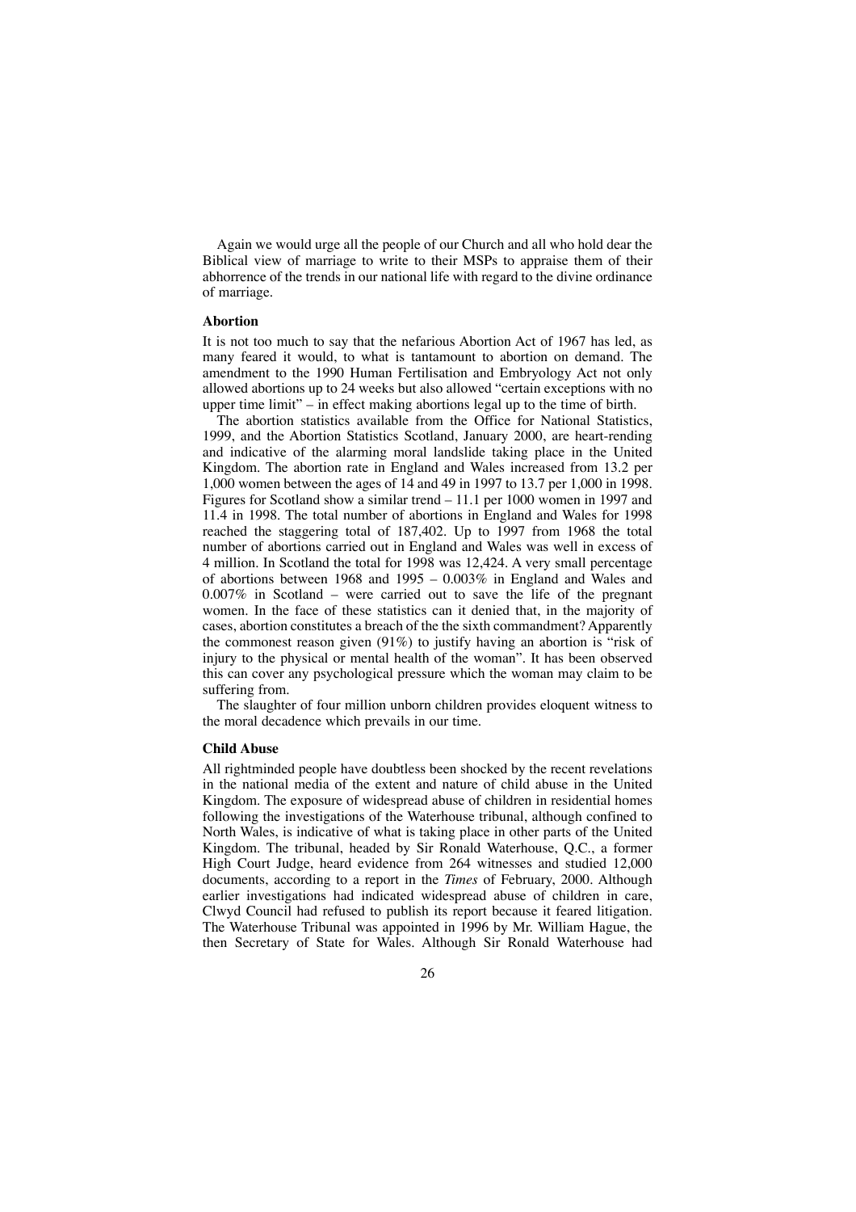Again we would urge all the people of our Church and all who hold dear the Biblical view of marriage to write to their MSPs to appraise them of their abhorrence of the trends in our national life with regard to the divine ordinance of marriage.

### Abortion

It is not too much to say that the nefarious Abortion Act of 1967 has led, as many feared it would, to what is tantamount to abortion on demand. The amendment to the 1990 Human Fertilisation and Embryology Act not only allowed abortions up to 24 weeks but also allowed "certain exceptions with no upper time limit" – in effect making abortions legal up to the time of birth.

The abortion statistics available from the Office for National Statistics, 1999, and the Abortion Statistics Scotland, January 2000, are heart-rending and indicative of the alarming moral landslide taking place in the United Kingdom. The abortion rate in England and Wales increased from 13.2 per 1,000 women between the ages of 14 and 49 in 1997 to 13.7 per 1,000 in 1998. Figures for Scotland show a similar trend – 11.1 per 1000 women in 1997 and 11.4 in 1998. The total number of abortions in England and Wales for 1998 reached the staggering total of 187,402. Up to 1997 from 1968 the total number of abortions carried out in England and Wales was well in excess of 4 million. In Scotland the total for 1998 was 12,424. A very small percentage of abortions between 1968 and 1995 – 0.003% in England and Wales and 0.007% in Scotland – were carried out to save the life of the pregnant women. In the face of these statistics can it denied that, in the majority of cases, abortion constitutes a breach of the the sixth commandment? Apparently the commonest reason given (91%) to justify having an abortion is "risk of injury to the physical or mental health of the woman". It has been observed this can cover any psychological pressure which the woman may claim to be suffering from.

The slaughter of four million unborn children provides eloquent witness to the moral decadence which prevails in our time.

### Child Abuse

All rightminded people have doubtless been shocked by the recent revelations in the national media of the extent and nature of child abuse in the United Kingdom. The exposure of widespread abuse of children in residential homes following the investigations of the Waterhouse tribunal, although confined to North Wales, is indicative of what is taking place in other parts of the United Kingdom. The tribunal, headed by Sir Ronald Waterhouse, Q.C., a former High Court Judge, heard evidence from 264 witnesses and studied 12,000 documents, according to a report in the *Times* of February, 2000. Although earlier investigations had indicated widespread abuse of children in care, Clwyd Council had refused to publish its report because it feared litigation. The Waterhouse Tribunal was appointed in 1996 by Mr. William Hague, the then Secretary of State for Wales. Although Sir Ronald Waterhouse had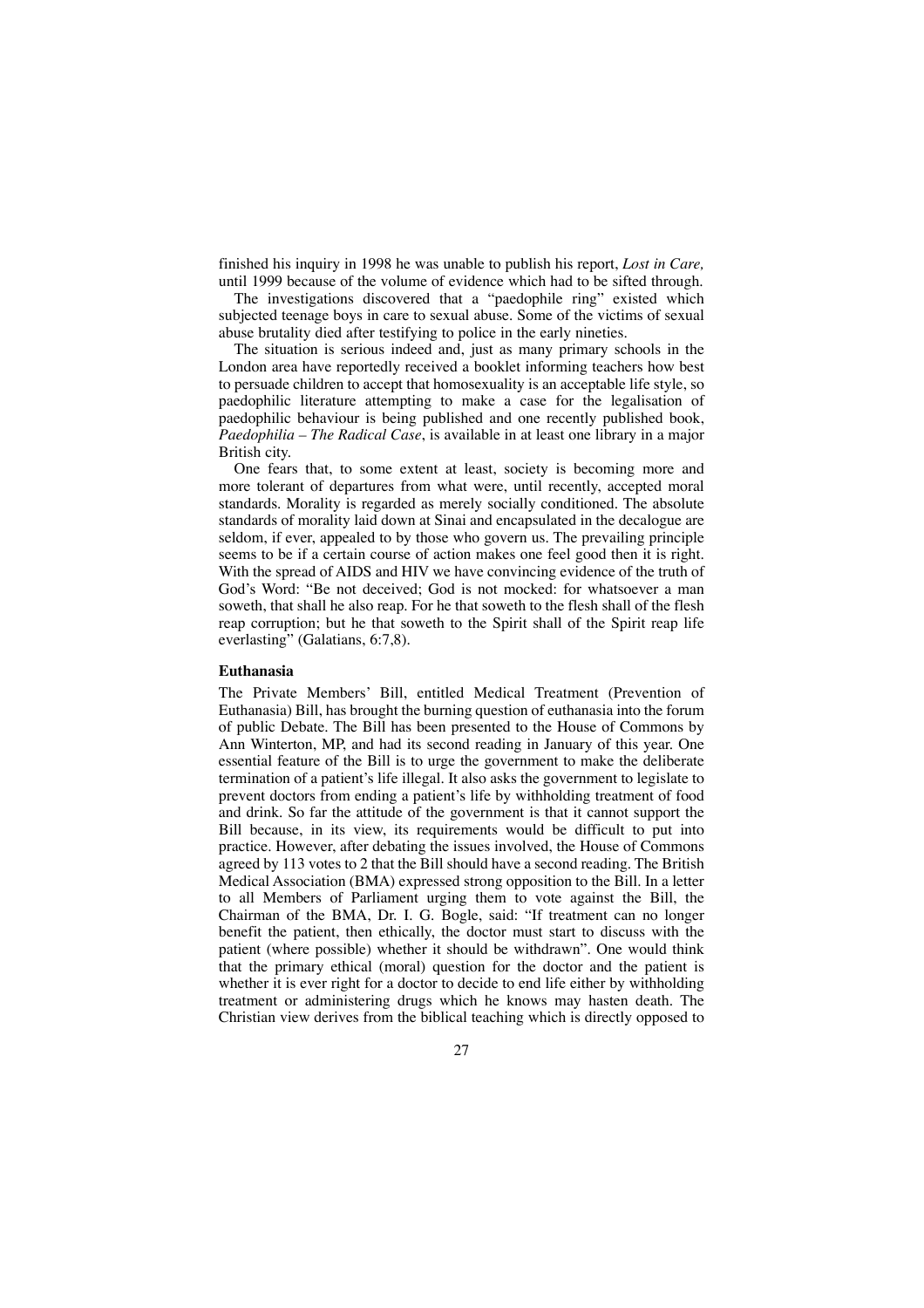finished his inquiry in 1998 he was unable to publish his report, *Lost in Care,* until 1999 because of the volume of evidence which had to be sifted through.

The investigations discovered that a "paedophile ring" existed which subjected teenage boys in care to sexual abuse. Some of the victims of sexual abuse brutality died after testifying to police in the early nineties.

The situation is serious indeed and, just as many primary schools in the London area have reportedly received a booklet informing teachers how best to persuade children to accept that homosexuality is an acceptable life style, so paedophilic literature attempting to make a case for the legalisation of paedophilic behaviour is being published and one recently published book, *Paedophilia – The Radical Case*, is available in at least one library in a major British city.

One fears that, to some extent at least, society is becoming more and more tolerant of departures from what were, until recently, accepted moral standards. Morality is regarded as merely socially conditioned. The absolute standards of morality laid down at Sinai and encapsulated in the decalogue are seldom, if ever, appealed to by those who govern us. The prevailing principle seems to be if a certain course of action makes one feel good then it is right. With the spread of AIDS and HIV we have convincing evidence of the truth of God's Word: "Be not deceived; God is not mocked: for whatsoever a man soweth, that shall he also reap. For he that soweth to the flesh shall of the flesh reap corruption; but he that soweth to the Spirit shall of the Spirit reap life everlasting" (Galatians, 6:7,8).

**Euthanasia**

The Private Members' Bill, entitled Medical Treatment (Prevention of Euthanasia) Bill, has brought the burning question of euthanasia into the forum of public Debate. The Bill has been presented to the House of Commons by Ann Winterton, MP, and had its second reading in January of this year. One essential feature of the Bill is to urge the government to make the deliberate termination of a patient's life illegal. It also asks the government to legislate to prevent doctors from ending a patient's life by withholding treatment of food and drink. So far the attitude of the government is that it cannot support the Bill because, in its view, its requirements would be difficult to put into practice. However, after debating the issues involved, the House of Commons agreed by 113 votes to 2 that the Bill should have a second reading. The British Medical Association (BMA) expressed strong opposition to the Bill. In a letter to all Members of Parliament urging them to vote against the Bill, the Chairman of the BMA, Dr. I. G. Bogle, said: "If treatment can no longer benefit the patient, then ethically, the doctor must start to discuss with the patient (where possible) whether it should be withdrawn". One would think that the primary ethical (moral) question for the doctor and the patient is whether it is ever right for a doctor to decide to end life either by withholding treatment or administering drugs which he knows may hasten death. The Christian view derives from the biblical teaching which is directly opposed to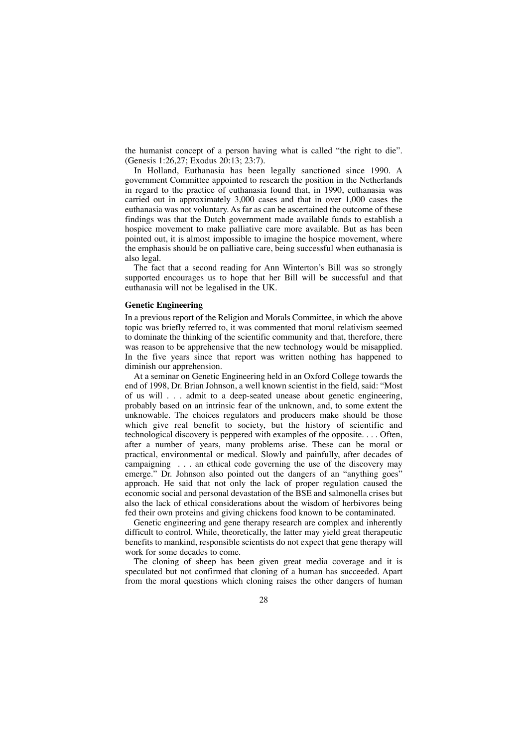the humanist concept of a person having what is called "the right to die". (Genesis 1:26,27; Exodus 20:13; 23:7).

In Holland, Euthanasia has been legally sanctioned since 1990. A government Committee appointed to research the position in the Netherlands in regard to the practice of euthanasia found that, in 1990, euthanasia was carried out in approximately 3,000 cases and that in over 1,000 cases the euthanasia was not voluntary. As far as can be ascertained the outcome of these findings was that the Dutch government made available funds to establish a hospice movement to make palliative care more available. But as has been pointed out, it is almost impossible to imagine the hospice movement, where the emphasis should be on palliative care, being successful when euthanasia is also legal.

The fact that a second reading for Ann Winterton's Bill was so strongly supported encourages us to hope that her Bill will be successful and that euthanasia will not be legalised in the UK.

**Genetic Engineering**

In a previous report of the Religion and Morals Committee, in which the above topic was briefly referred to, it was commented that moral relativism seemed to dominate the thinking of the scientific community and that, therefore, there was reason to be apprehensive that the new technology would be misapplied. In the five years since that report was written nothing has happened to diminish our apprehension.

At a seminar on Genetic Engineering held in an Oxford College towards the end of 1998, Dr. Brian Johnson, a well known scientist in the field, said: "Most of us will . . . admit to a deep-seated unease about genetic engineering, probably based on an intrinsic fear of the unknown, and, to some extent the unknowable. The choices regulators and producers make should be those which give real benefit to society, but the history of scientific and technological discovery is peppered with examples of the opposite. . . . Often, after a number of years, many problems arise. These can be moral or practical, environmental or medical. Slowly and painfully, after decades of campaigning . . . an ethical code governing the use of the discovery may emerge." Dr. Johnson also pointed out the dangers of an "anything goes" approach. He said that not only the lack of proper regulation caused the economic social and personal devastation of the BSE and salmonella crises but also the lack of ethical considerations about the wisdom of herbivores being fed their own proteins and giving chickens food known to be contaminated.

Genetic engineering and gene therapy research are complex and inherently difficult to control. While, theoretically, the latter may yield great therapeutic benefits to mankind, responsible scientists do not expect that gene therapy will work for some decades to come.

The cloning of sheep has been given great media coverage and it is speculated but not confirmed that cloning of a human has succeeded. Apart from the moral questions which cloning raises the other dangers of human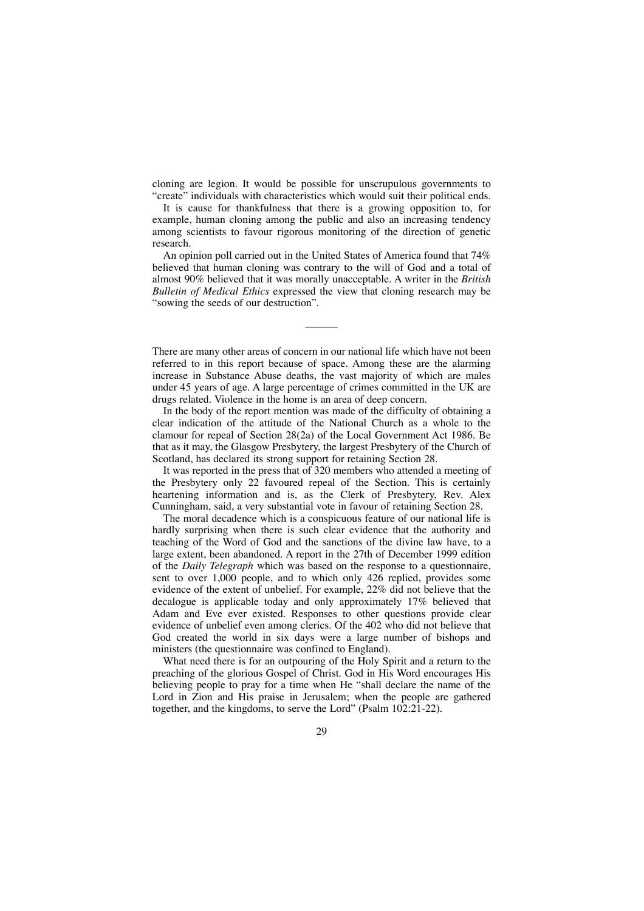cloning are legion. It would be possible for unscrupulous governments to "create" individuals with characteristics which would suit their political ends.

It is cause for thankfulness that there is a growing opposition to, for example, human cloning among the public and also an increasing tendency among scientists to favour rigorous monitoring of the direction of genetic research.

An opinion poll carried out in the United States of America found that 74% believed that human cloning was contrary to the will of God and a total of almost 90% believed that it was morally unacceptable. A writer in the *British Bulletin of Medical Ethics* expressed the view that cloning research may be "sowing the seeds of our destruction".

---

There are many other areas of concern in our national life which have not been referred to in this report because of space. Among these are the alarming increase in Substance Abuse deaths, the vast majority of which are males under 45 years of age. A large percentage of crimes committed in the UK are drugs related. Violence in the home is an area of deep concern.

In the body of the report mention was made of the difficulty of obtaining a clear indication of the attitude of the National Church as a whole to the clamour for repeal of Section 28(2a) of the Local Government Act 1986. Be that as it may, the Glasgow Presbytery, the largest Presbytery of the Church of Scotland, has declared its strong support for retaining Section 28.

It was reported in the press that of 320 members who attended a meeting of the Presbytery only 22 favoured repeal of the Section. This is certainly heartening information and is, as the Clerk of Presbytery, Rev. Alex Cunningham, said, a very substantial vote in favour of retaining Section 28.

The moral decadence which is a conspicuous feature of our national life is hardly surprising when there is such clear evidence that the authority and teaching of the Word of God and the sanctions of the divine law have, to a large extent, been abandoned. A report in the 27th of December 1999 edition of the *Daily Telegraph* which was based on the response to a questionnaire, sent to over 1,000 people, and to which only 426 replied, provides some evidence of the extent of unbelief. For example, 22% did not believe that the decalogue is applicable today and only approximately 17% believed that Adam and Eve ever existed. Responses to other questions provide clear evidence of unbelief even among clerics. Of the 402 who did not believe that God created the world in six days were a large number of bishops and ministers (the questionnaire was confined to England).

What need there is for an outpouring of the Holy Spirit and a return to the preaching of the glorious Gospel of Christ. God in His Word encourages His believing people to pray for a time when He "shall declare the name of the Lord in Zion and His praise in Jerusalem; when the people are gathered together, and the kingdoms, to serve the Lord" (Psalm 102:21-22).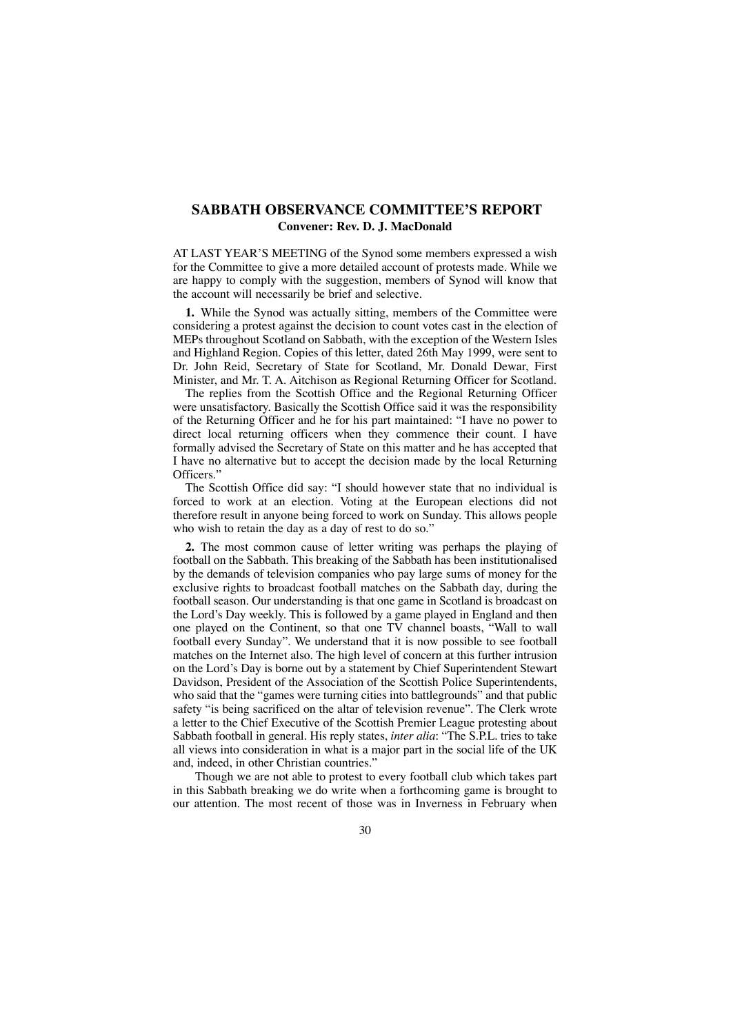## SABBATH OBSERVANCE COMMITTEE'S REPORT

**Convener: Rev. D. J. MacDonald**

AT LAST YEAR'S MEETING of the Synod some members expressed a wish for the Committee to give a more detailed account of protests made. While we are happy to comply with the suggestion, members of Synod will know that the account will necessarily be brief and selective.

**1.** While the Synod was actually sitting, members of the Committee were considering a protest against the decision to count votes cast in the election of MEPs throughout Scotland on Sabbath, with the exception of the Western Isles and Highland Region. Copies of this letter, dated 26th May 1999, were sent to Dr. John Reid, Secretary of State for Scotland, Mr. Donald Dewar, First Minister, and Mr. T. A. Aitchison as Regional Returning Officer for Scotland.

The replies from the Scottish Office and the Regional Returning Officer were unsatisfactory. Basically the Scottish Office said it was the responsibility of the Returning Officer and he for his part maintained: "I have no power to direct local returning officers when they commence their count. I have formally advised the Secretary of State on this matter and he has accepted that I have no alternative but to accept the decision made by the local Returning Officers."

The Scottish Office did say: "I should however state that no individual is forced to work at an election. Voting at the European elections did not therefore result in anyone being forced to work on Sunday. This allows people who wish to retain the day as a day of rest to do so."

**2.** The most common cause of letter writing was perhaps the playing of football on the Sabbath. This breaking of the Sabbath has been institutionalised by the demands of television companies who pay large sums of money for the exclusive rights to broadcast football matches on the Sabbath day, during the football season. Our understanding is that one game in Scotland is broadcast on the Lord's Day weekly. This is followed by a game played in England and then one played on the Continent, so that one TV channel boasts, "Wall to wall football every Sunday". We understand that it is now possible to see football matches on the Internet also. The high level of concern at this further intrusion on the Lord's Day is borne out by a statement by Chief Superintendent Stewart Davidson, President of the Association of the Scottish Police Superintendents, who said that the "games were turning cities into battlegrounds" and that public safety "is being sacrificed on the altar of television revenue". The Clerk wrote a letter to the Chief Executive of the Scottish Premier League protesting about Sabbath football in general. His reply states, *inter alia*: "The S.P.L. tries to take all views into consideration in what is a major part in the social life of the UK and, indeed, in other Christian countries."

Though we are not able to protest to every football club which takes part in this Sabbath breaking we do write when a forthcoming game is brought to our attention. The most recent of those was in Inverness in February when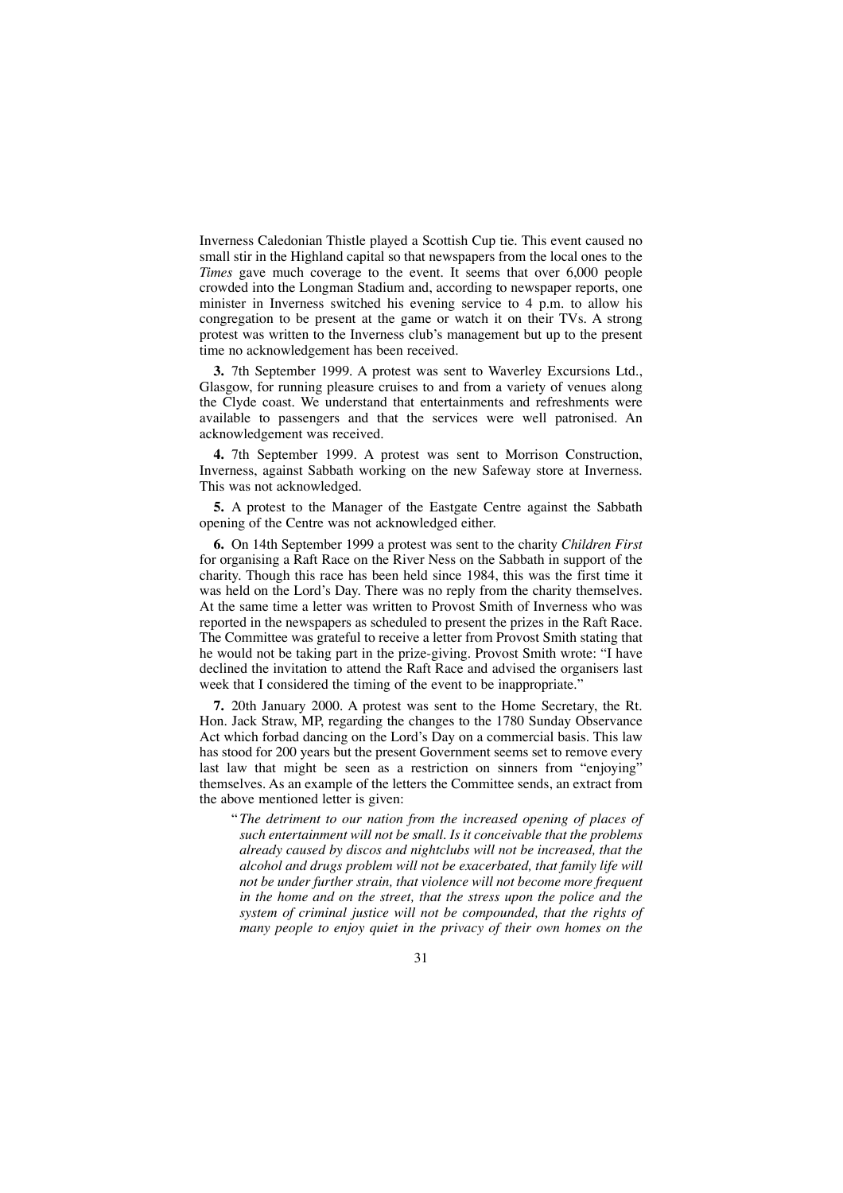Inverness Caledonian Thistle played a Scottish Cup tie. This event caused no small stir in the Highland capital so that newspapers from the local ones to the *Times* gave much coverage to the event. It seems that over 6,000 people crowded into the Longman Stadium and, according to newspaper reports, one minister in Inverness switched his evening service to 4 p.m. to allow his congregation to be present at the game or watch it on their TVs. A strong protest was written to the Inverness club's management but up to the present time no acknowledgement has been received.

**3.** 7th September 1999. A protest was sent to Waverley Excursions Ltd., Glasgow, for running pleasure cruises to and from a variety of venues along the Clyde coast. We understand that entertainments and refreshments were available to passengers and that the services were well patronised. An acknowledgement was received.

**4.** 7th September 1999. A protest was sent to Morrison Construction, Inverness, against Sabbath working on the new Safeway store at Inverness. This was not acknowledged.

**5.** A protest to the Manager of the Eastgate Centre against the Sabbath opening of the Centre was not acknowledged either.

**6.** On 14th September 1999 a protest was sent to the charity *Children First* for organising a Raft Race on the River Ness on the Sabbath in support of the charity. Though this race has been held since 1984, this was the first time it was held on the Lord's Day. There was no reply from the charity themselves. At the same time a letter was written to Provost Smith of Inverness who was reported in the newspapers as scheduled to present the prizes in the Raft Race. The Committee was grateful to receive a letter from Provost Smith stating that he would not be taking part in the prize-giving. Provost Smith wrote: "I have declined the invitation to attend the Raft Race and advised the organisers last week that I considered the timing of the event to be inappropriate."

**7.** 20th January 2000. A protest was sent to the Home Secretary, the Rt. Hon. Jack Straw, MP, regarding the changes to the 1780 Sunday Observance Act which forbad dancing on the Lord's Day on a commercial basis. This law has stood for 200 years but the present Government seems set to remove every last law that might be seen as a restriction on sinners from "enjoying" themselves. As an example of the letters the Committee sends, an extract from the above mentioned letter is given:

> "*The detriment to our nation from the increased opening of places of such entertainment will not be small. Is it conceivable that the problems already caused by discos and nightclubs will not be increased, that the alcohol and drugs problem will not be exacerbated, that family life will not be under further strain, that violence will not become more frequent in the home and on the street, that the stress upon the police and the system of criminal justice will not be compounded, that the rights of many people to enjoy quiet in the privacy of their own homes on the*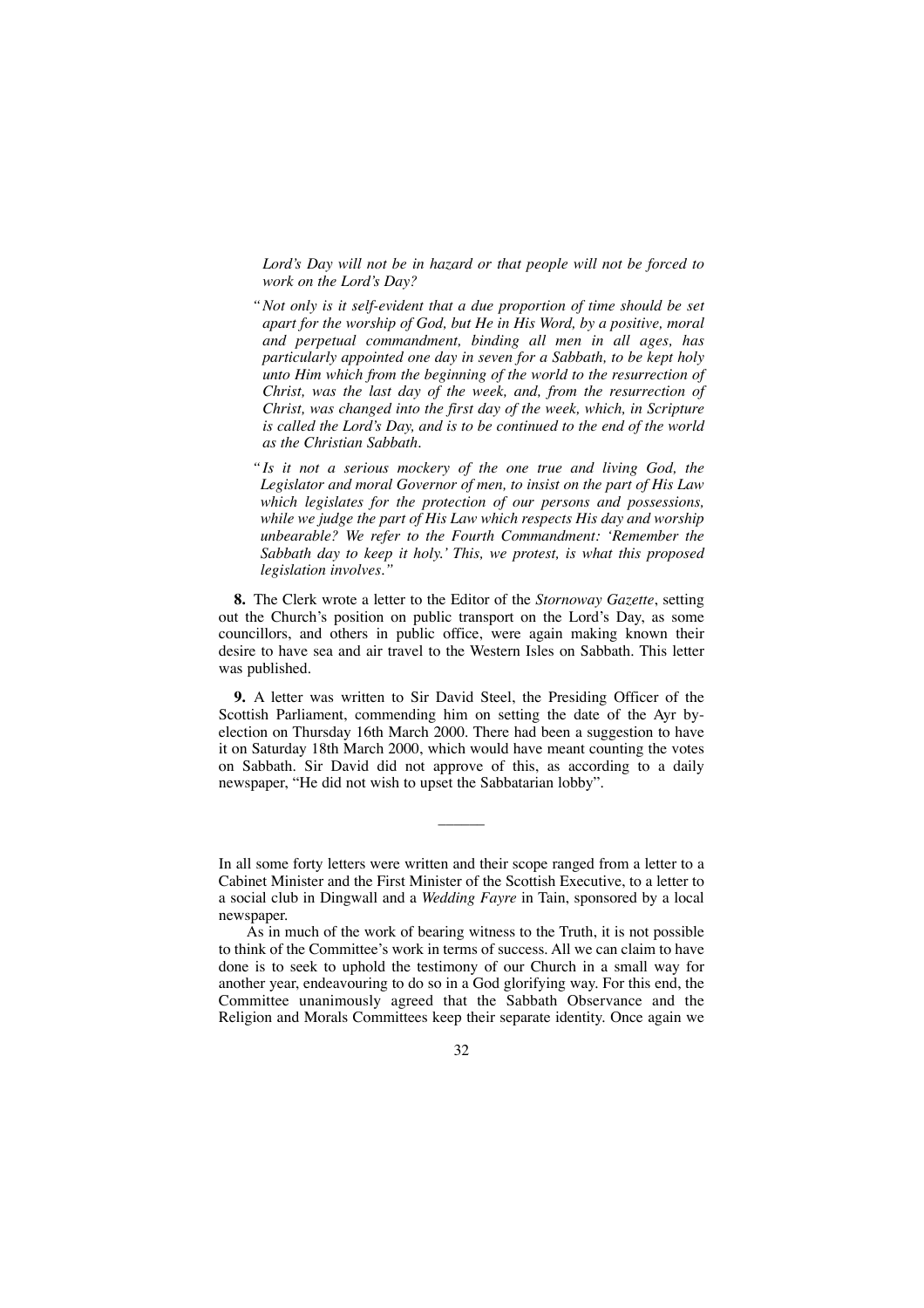*Lord's Day will not be in hazard or that people will not be forced to work on the Lord's Day?*

*"Not only is it self-evident that a due proportion of time should be set apart for the worship of God, but He in His Word, by a positive, moral and perpetual commandment, binding all men in all ages, has particularly appointed one day in seven for a Sabbath, to be kept holy unto Him which from the beginning of the world to the resurrection of Christ, was the last day of the week, and, from the resurrection of Christ, was changed into the first day of the week, which, in Scripture is called the Lord's Day, and is to be continued to the end of the world as the Christian Sabbath.*

*"Is it not a serious mockery of the one true and living God, the Legislator and moral Governor of men, to insist on the part of His Law which legislates for the protection of our persons and possessions, while we judge the part of His Law which respects His day and worship unbearable? We refer to the Fourth Commandment: 'Remember the Sabbath day to keep it holy.' This, we protest, is what this proposed legislation involves."*

**8.** The Clerk wrote a letter to the Editor of the *Stornoway Gazette*, setting out the Church's position on public transport on the Lord's Day, as some councillors, and others in public office, were again making known their desire to have sea and air travel to the Western Isles on Sabbath. This letter was published.

**9.** A letter was written to Sir David Steel, the Presiding Officer of the Scottish Parliament, commending him on setting the date of the Ayr by-election on Thursday 16th March 2000. There had been a suggestion to have it on Saturday 18th March 2000, which would have meant counting the votes on Sabbath. Sir David did not approve of this, as according to a daily newspaper, "He did not wish to upset the Sabbatarian lobby".

---

In all some forty letters were written and their scope ranged from a letter to a Cabinet Minister and the First Minister of the Scottish Executive, to a letter to a social club in Dingwall and a *Wedding Fayre* in Tain, sponsored by a local newspaper.

As in much of the work of bearing witness to the Truth, it is not possible to think of the Committee's work in terms of success. All we can claim to have done is to seek to uphold the testimony of our Church in a small way for another year, endeavouring to do so in a God glorifying way. For this end, the Committee unanimously agreed that the Sabbath Observance and the Religion and Morals Committees keep their separate identity. Once again we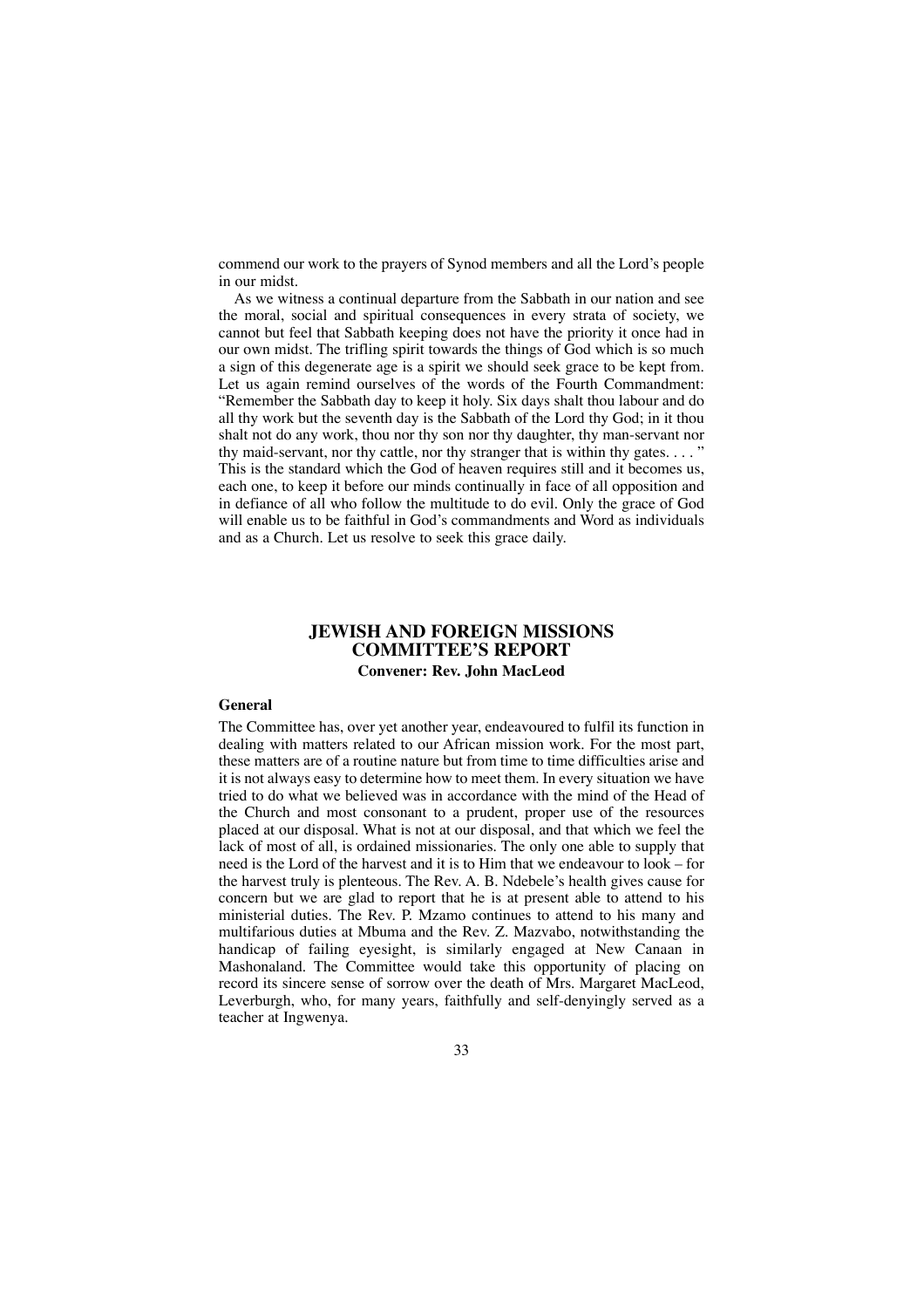commend our work to the prayers of Synod members and all the Lord's people in our midst.

As we witness a continual departure from the Sabbath in our nation and see the moral, social and spiritual consequences in every strata of society, we cannot but feel that Sabbath keeping does not have the priority it once had in our own midst. The trifling spirit towards the things of God which is so much a sign of this degenerate age is a spirit we should seek grace to be kept from. Let us again remind ourselves of the words of the Fourth Commandment: "Remember the Sabbath day to keep it holy. Six days shalt thou labour and do all thy work but the seventh day is the Sabbath of the Lord thy God; in it thou shalt not do any work, thou nor thy son nor thy daughter, thy man-servant nor thy maid-servant, nor thy cattle, nor thy stranger that is within thy gates. . . . " This is the standard which the God of heaven requires still and it becomes us, each one, to keep it before our minds continually in face of all opposition and in defiance of all who follow the multitude to do evil. Only the grace of God will enable us to be faithful in God's commandments and Word as individuals and as a Church. Let us resolve to seek this grace daily.

## JEWISH AND FOREIGN MISSIONS COMMITTEE'S REPORT

**Convener: Rev. John MacLeod**

### General

The Committee has, over yet another year, endeavoured to fulfil its function in dealing with matters related to our African mission work. For the most part, these matters are of a routine nature but from time to time difficulties arise and it is not always easy to determine how to meet them. In every situation we have tried to do what we believed was in accordance with the mind of the Head of the Church and most consonant to a prudent, proper use of the resources placed at our disposal. What is not at our disposal, and that which we feel the lack of most of all, is ordained missionaries. The only one able to supply that need is the Lord of the harvest and it is to Him that we endeavour to look – for the harvest truly is plenteous. The Rev. A. B. Ndebele's health gives cause for concern but we are glad to report that he is at present able to attend to his ministerial duties. The Rev. P. Mzamo continues to attend to his many and multifarious duties at Mbuma and the Rev. Z. Mazvabo, notwithstanding the handicap of failing eyesight, is similarly engaged at New Canaan in Mashonaland. The Committee would take this opportunity of placing on record its sincere sense of sorrow over the death of Mrs. Margaret MacLeod, Leverburgh, who, for many years, faithfully and self-denyingly served as a teacher at Ingwenya.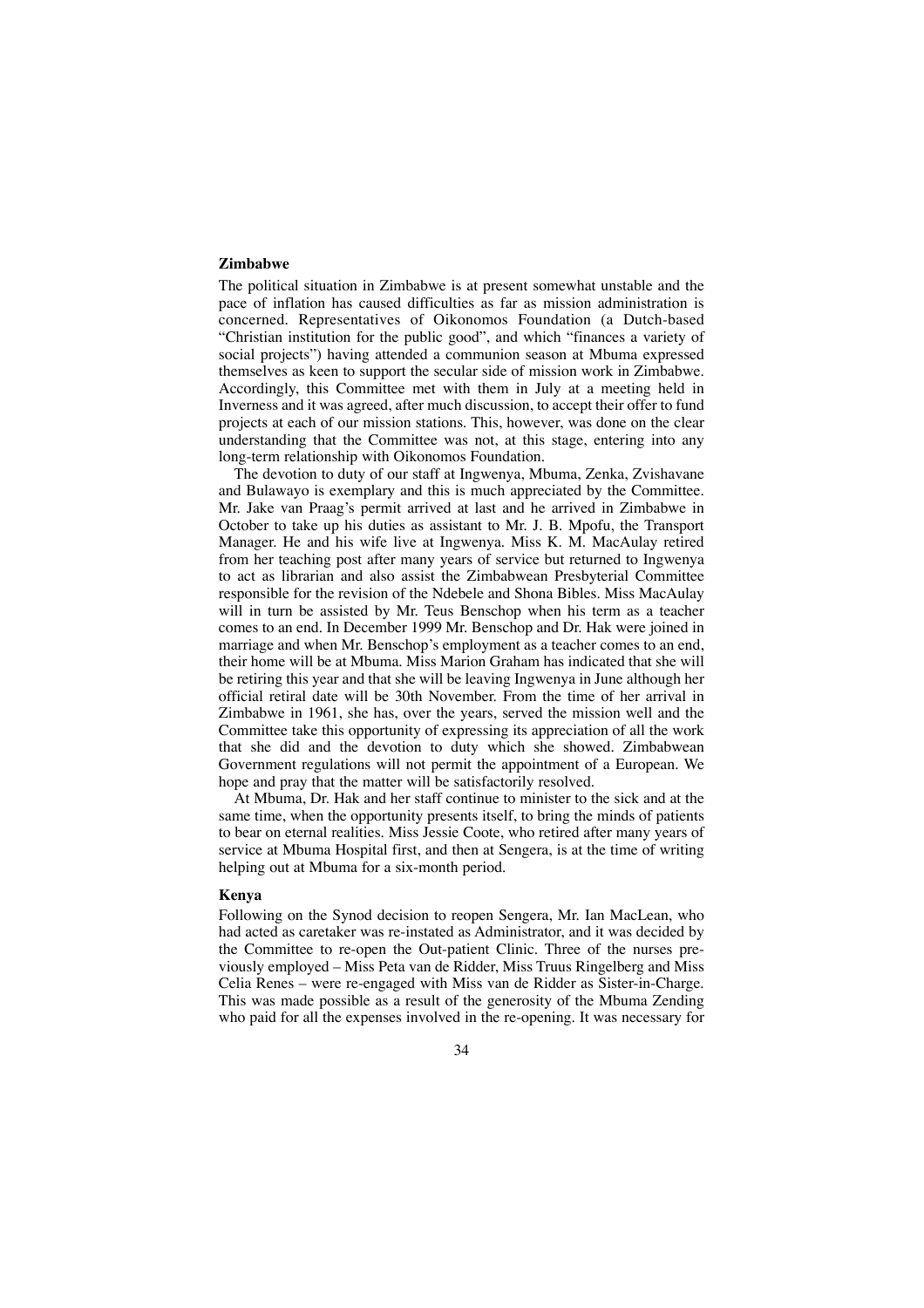## Zimbabwe

The political situation in Zimbabwe is at present somewhat unstable and the pace of inflation has caused difficulties as far as mission administration is concerned. Representatives of Oikonomos Foundation (a Dutch-based "Christian institution for the public good", and which "finances a variety of social projects") having attended a communion season at Mbuma expressed themselves as keen to support the secular side of mission work in Zimbabwe. Accordingly, this Committee met with them in July at a meeting held in Inverness and it was agreed, after much discussion, to accept their offer to fund projects at each of our mission stations. This, however, was done on the clear understanding that the Committee was not, at this stage, entering into any long-term relationship with Oikonomos Foundation.

The devotion to duty of our staff at Ingwenya, Mbuma, Zenka, Zvishavane and Bulawayo is exemplary and this is much appreciated by the Committee. Mr. Jake van Praag's permit arrived at last and he arrived in Zimbabwe in October to take up his duties as assistant to Mr. J. B. Mpofu, the Transport Manager. He and his wife live at Ingwenya. Miss K. M. MacAulay retired from her teaching post after many years of service but returned to Ingwenya to act as librarian and also assist the Zimbabwean Presbyterial Committee responsible for the revision of the Ndebele and Shona Bibles. Miss MacAulay will in turn be assisted by Mr. Teus Benschop when his term as a teacher comes to an end. In December 1999 Mr. Benschop and Dr. Hak were joined in marriage and when Mr. Benschop's employment as a teacher comes to an end, their home will be at Mbuma. Miss Marion Graham has indicated that she will be retiring this year and that she will be leaving Ingwenya in June although her official retiral date will be 30th November. From the time of her arrival in Zimbabwe in 1961, she has, over the years, served the mission well and the Committee take this opportunity of expressing its appreciation of all the work that she did and the devotion to duty which she showed. Zimbabwean Government regulations will not permit the appointment of a European. We hope and pray that the matter will be satisfactorily resolved.

At Mbuma, Dr. Hak and her staff continue to minister to the sick and at the same time, when the opportunity presents itself, to bring the minds of patients to bear on eternal realities. Miss Jessie Coote, who retired after many years of service at Mbuma Hospital first, and then at Sengera, is at the time of writing helping out at Mbuma for a six-month period.

## Kenya

Following on the Synod decision to reopen Sengera, Mr. Ian MacLean, who had acted as caretaker was re-instated as Administrator, and it was decided by the Committee to re-open the Out-patient Clinic. Three of the nurses previously employed – Miss Peta van de Ridder, Miss Truus Ringelberg and Miss Celia Renes – were re-engaged with Miss van de Ridder as Sister-in-Charge. This was made possible as a result of the generosity of the Mbuma Zending who paid for all the expenses involved in the re-opening. It was necessary for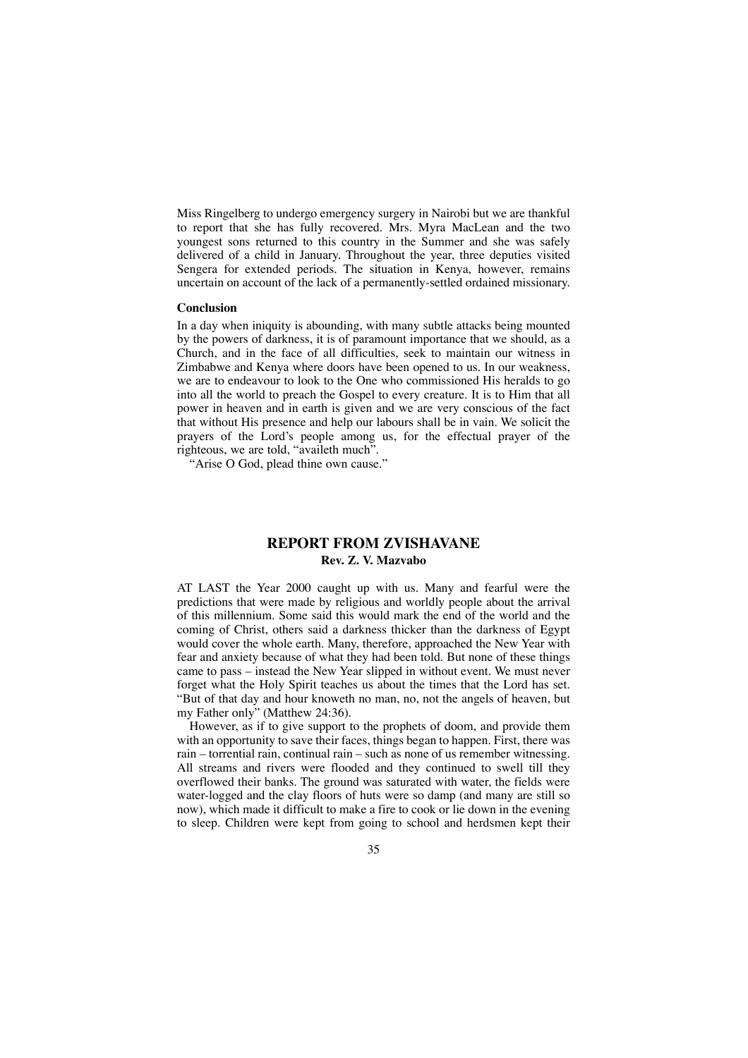Miss Ringelberg to undergo emergency surgery in Nairobi but we are thankful to report that she has fully recovered. Mrs. Myra MacLean and the two youngest sons returned to this country in the Summer and she was safely delivered of a child in January. Throughout the year, three deputies visited Sengera for extended periods. The situation in Kenya, however, remains uncertain on account of the lack of a permanently-settled ordained missionary.

**Conclusion**

In a day when iniquity is abounding, with many subtle attacks being mounted by the powers of darkness, it is of paramount importance that we should, as a Church, and in the face of all difficulties, seek to maintain our witness in Zimbabwe and Kenya where doors have been opened to us. In our weakness, we are to endeavour to look to the One who commissioned His heralds to go into all the world to preach the Gospel to every creature. It is to Him that all power in heaven and in earth is given and we are very conscious of the fact that without His presence and help our labours shall be in vain. We solicit the prayers of the Lord's people among us, for the effectual prayer of the righteous, we are told, "availeth much".

"Arise O God, plead thine own cause."

## REPORT FROM ZVISHAVANE

**Rev. Z. V. Mazvabo**

AT LAST the Year 2000 caught up with us. Many and fearful were the predictions that were made by religious and worldly people about the arrival of this millennium. Some said this would mark the end of the world and the coming of Christ, others said a darkness thicker than the darkness of Egypt would cover the whole earth. Many, therefore, approached the New Year with fear and anxiety because of what they had been told. But none of these things came to pass – instead the New Year slipped in without event. We must never forget what the Holy Spirit teaches us about the times that the Lord has set. "But of that day and hour knoweth no man, no, not the angels of heaven, but my Father only" (Matthew 24:36).

However, as if to give support to the prophets of doom, and provide them with an opportunity to save their faces, things began to happen. First, there was rain – torrential rain, continual rain – such as none of us remember witnessing. All streams and rivers were flooded and they continued to swell till they overflowed their banks. The ground was saturated with water, the fields were water-logged and the clay floors of huts were so damp (and many are still so now), which made it difficult to make a fire to cook or lie down in the evening to sleep. Children were kept from going to school and herdsmen kept their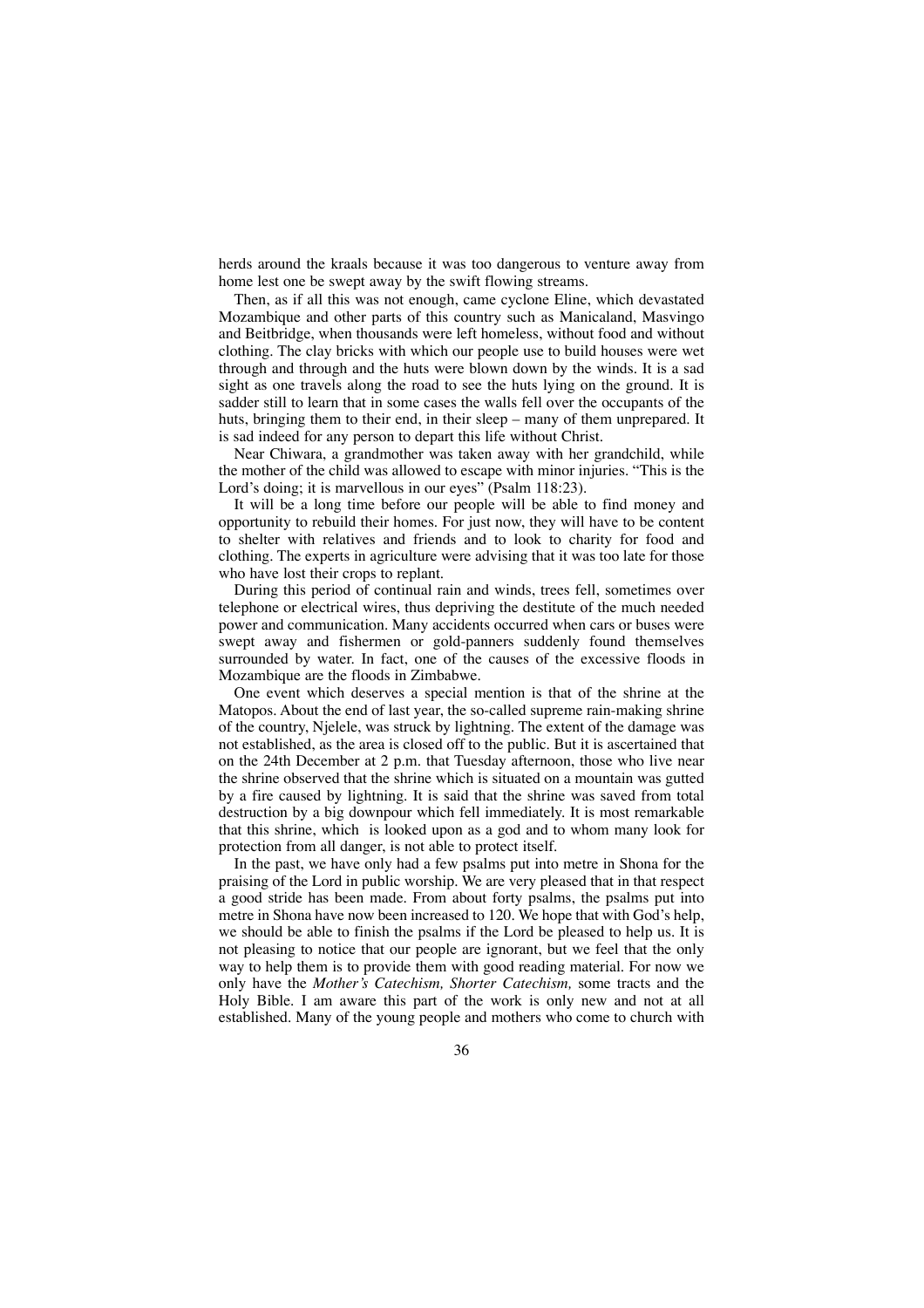herds around the kraals because it was too dangerous to venture away from home lest one be swept away by the swift flowing streams.

Then, as if all this was not enough, came cyclone Eline, which devastated Mozambique and other parts of this country such as Manicaland, Masvingo and Beitbridge, when thousands were left homeless, without food and without clothing. The clay bricks with which our people use to build houses were wet through and through and the huts were blown down by the winds. It is a sad sight as one travels along the road to see the huts lying on the ground. It is sadder still to learn that in some cases the walls fell over the occupants of the huts, bringing them to their end, in their sleep – many of them unprepared. It is sad indeed for any person to depart this life without Christ.

Near Chiwara, a grandmother was taken away with her grandchild, while the mother of the child was allowed to escape with minor injuries. "This is the Lord's doing; it is marvellous in our eyes" (Psalm 118:23).

It will be a long time before our people will be able to find money and opportunity to rebuild their homes. For just now, they will have to be content to shelter with relatives and friends and to look to charity for food and clothing. The experts in agriculture were advising that it was too late for those who have lost their crops to replant.

During this period of continual rain and winds, trees fell, sometimes over telephone or electrical wires, thus depriving the destitute of the much needed power and communication. Many accidents occurred when cars or buses were swept away and fishermen or gold-panners suddenly found themselves surrounded by water. In fact, one of the causes of the excessive floods in Mozambique are the floods in Zimbabwe.

One event which deserves a special mention is that of the shrine at the Matopos. About the end of last year, the so-called supreme rain-making shrine of the country, Njelele, was struck by lightning. The extent of the damage was not established, as the area is closed off to the public. But it is ascertained that on the 24th December at 2 p.m. that Tuesday afternoon, those who live near the shrine observed that the shrine which is situated on a mountain was gutted by a fire caused by lightning. It is said that the shrine was saved from total destruction by a big downpour which fell immediately. It is most remarkable that this shrine, which is looked upon as a god and to whom many look for protection from all danger, is not able to protect itself.

In the past, we have only had a few psalms put into metre in Shona for the praising of the Lord in public worship. We are very pleased that in that respect a good stride has been made. From about forty psalms, the psalms put into metre in Shona have now been increased to 120. We hope that with God's help, we should be able to finish the psalms if the Lord be pleased to help us. It is not pleasing to notice that our people are ignorant, but we feel that the only way to help them is to provide them with good reading material. For now we only have the *Mother's Catechism, Shorter Catechism,* some tracts and the Holy Bible. I am aware this part of the work is only new and not at all established. Many of the young people and mothers who come to church with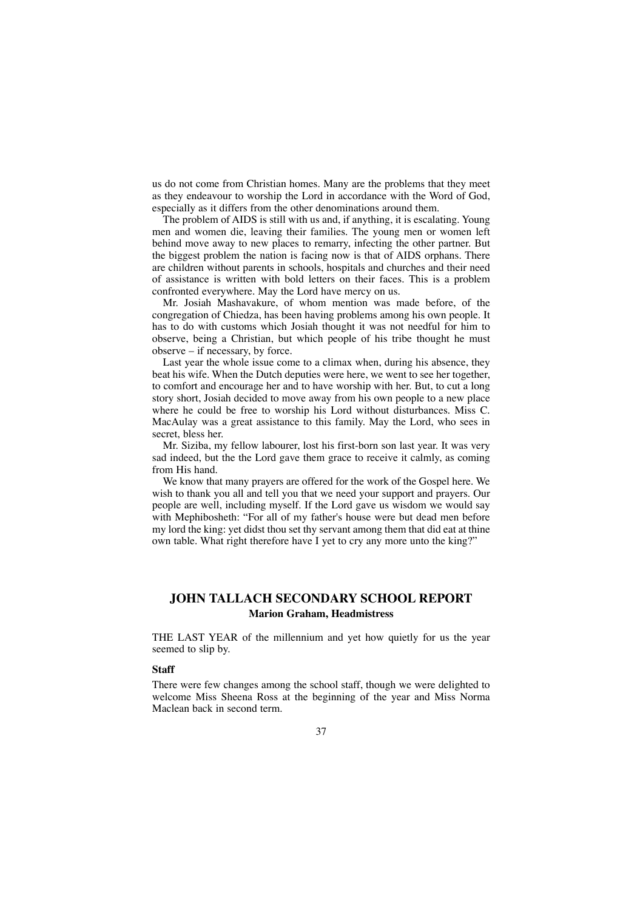us do not come from Christian homes. Many are the problems that they meet as they endeavour to worship the Lord in accordance with the Word of God, especially as it differs from the other denominations around them.

The problem of AIDS is still with us and, if anything, it is escalating. Young men and women die, leaving their families. The young men or women left behind move away to new places to remarry, infecting the other partner. But the biggest problem the nation is facing now is that of AIDS orphans. There are children without parents in schools, hospitals and churches and their need of assistance is written with bold letters on their faces. This is a problem confronted everywhere. May the Lord have mercy on us.

Mr. Josiah Mashavakure, of whom mention was made before, of the congregation of Chiedza, has been having problems among his own people. It has to do with customs which Josiah thought it was not needful for him to observe, being a Christian, but which people of his tribe thought he must observe – if necessary, by force.

Last year the whole issue come to a climax when, during his absence, they beat his wife. When the Dutch deputies were here, we went to see her together, to comfort and encourage her and to have worship with her. But, to cut a long story short, Josiah decided to move away from his own people to a new place where he could be free to worship his Lord without disturbances. Miss C. MacAulay was a great assistance to this family. May the Lord, who sees in secret, bless her.

Mr. Siziba, my fellow labourer, lost his first-born son last year. It was very sad indeed, but the the Lord gave them grace to receive it calmly, as coming from His hand.

We know that many prayers are offered for the work of the Gospel here. We wish to thank you all and tell you that we need your support and prayers. Our people are well, including myself. If the Lord gave us wisdom we would say with Mephibosheth: "For all of my father's house were but dead men before my lord the king: yet didst thou set thy servant among them that did eat at thine own table. What right therefore have I yet to cry any more unto the king?"

## JOHN TALLACH SECONDARY SCHOOL REPORT

**Marion Graham, Headmistress**

THE LAST YEAR of the millennium and yet how quietly for us the year seemed to slip by.

### Staff

There were few changes among the school staff, though we were delighted to welcome Miss Sheena Ross at the beginning of the year and Miss Norma Maclean back in second term.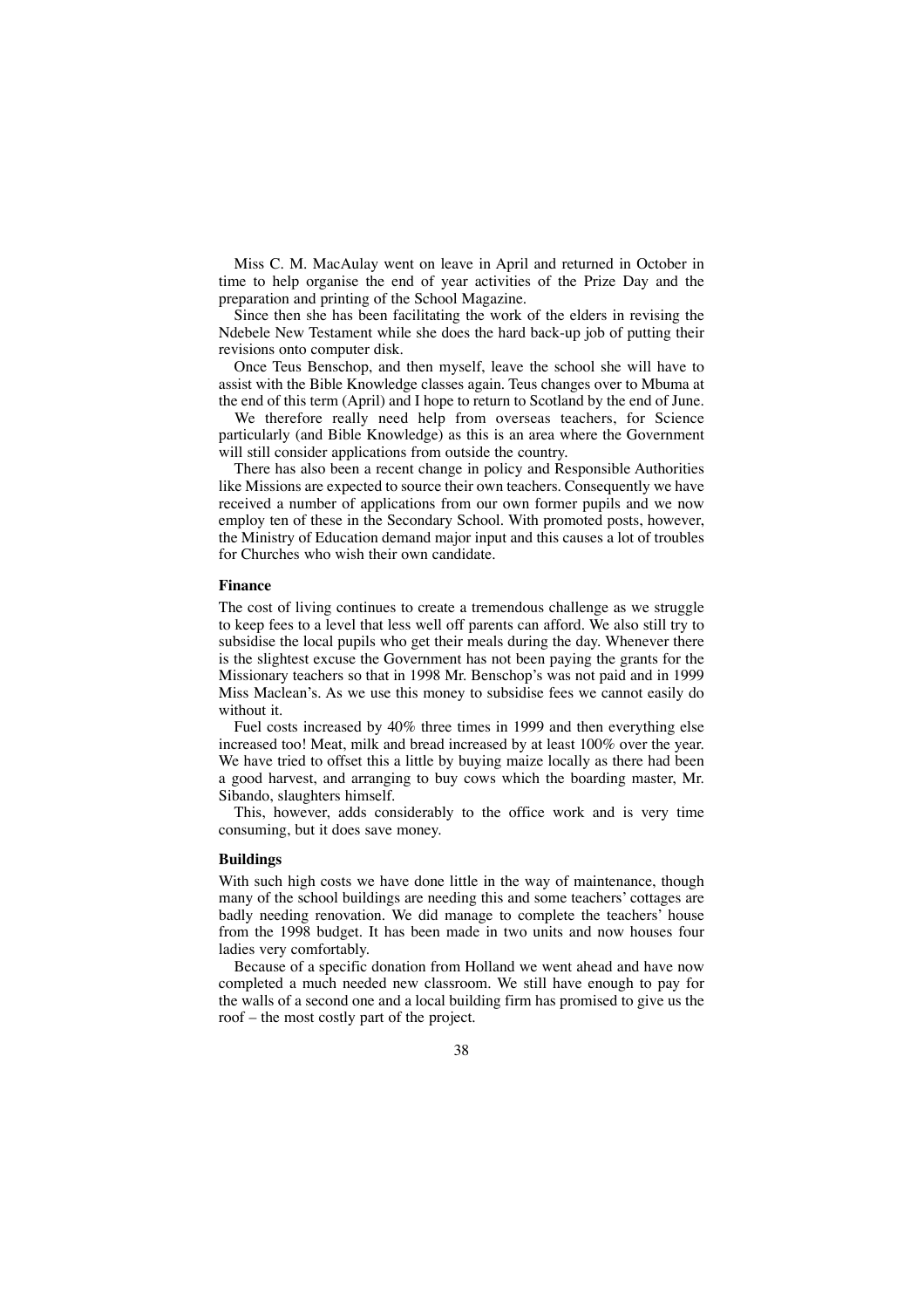Miss C. M. MacAulay went on leave in April and returned in October in time to help organise the end of year activities of the Prize Day and the preparation and printing of the School Magazine.

Since then she has been facilitating the work of the elders in revising the Ndebele New Testament while she does the hard back-up job of putting their revisions onto computer disk.

Once Teus Benschop, and then myself, leave the school she will have to assist with the Bible Knowledge classes again. Teus changes over to Mbuma at the end of this term (April) and I hope to return to Scotland by the end of June.

We therefore really need help from overseas teachers, for Science particularly (and Bible Knowledge) as this is an area where the Government will still consider applications from outside the country.

There has also been a recent change in policy and Responsible Authorities like Missions are expected to source their own teachers. Consequently we have received a number of applications from our own former pupils and we now employ ten of these in the Secondary School. With promoted posts, however, the Ministry of Education demand major input and this causes a lot of troubles for Churches who wish their own candidate.

### Finance

The cost of living continues to create a tremendous challenge as we struggle to keep fees to a level that less well off parents can afford. We also still try to subsidise the local pupils who get their meals during the day. Whenever there is the slightest excuse the Government has not been paying the grants for the Missionary teachers so that in 1998 Mr. Benschop's was not paid and in 1999 Miss Maclean's. As we use this money to subsidise fees we cannot easily do without it.

Fuel costs increased by 40% three times in 1999 and then everything else increased too! Meat, milk and bread increased by at least 100% over the year. We have tried to offset this a little by buying maize locally as there had been a good harvest, and arranging to buy cows which the boarding master, Mr. Sibando, slaughters himself.

This, however, adds considerably to the office work and is very time consuming, but it does save money.

### Buildings

With such high costs we have done little in the way of maintenance, though many of the school buildings are needing this and some teachers' cottages are badly needing renovation. We did manage to complete the teachers' house from the 1998 budget. It has been made in two units and now houses four ladies very comfortably.

Because of a specific donation from Holland we went ahead and have now completed a much needed new classroom. We still have enough to pay for the walls of a second one and a local building firm has promised to give us the roof – the most costly part of the project.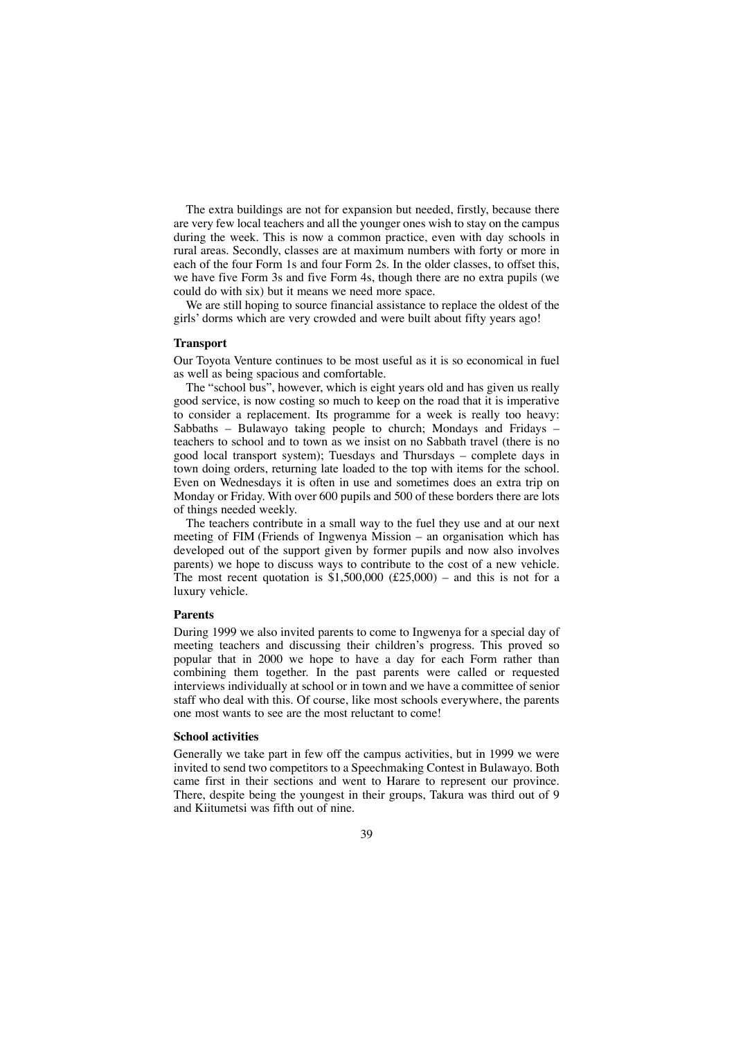The extra buildings are not for expansion but needed, firstly, because there are very few local teachers and all the younger ones wish to stay on the campus during the week. This is now a common practice, even with day schools in rural areas. Secondly, classes are at maximum numbers with forty or more in each of the four Form 1s and four Form 2s. In the older classes, to offset this, we have five Form 3s and five Form 4s, though there are no extra pupils (we could do with six) but it means we need more space.

We are still hoping to source financial assistance to replace the oldest of the girls' dorms which are very crowded and were built about fifty years ago!

**Transport**

Our Toyota Venture continues to be most useful as it is so economical in fuel as well as being spacious and comfortable.

The "school bus", however, which is eight years old and has given us really good service, is now costing so much to keep on the road that it is imperative to consider a replacement. Its programme for a week is really too heavy: Sabbaths – Bulawayo taking people to church; Mondays and Fridays – teachers to school and to town as we insist on no Sabbath travel (there is no good local transport system); Tuesdays and Thursdays – complete days in town doing orders, returning late loaded to the top with items for the school. Even on Wednesdays it is often in use and sometimes does an extra trip on Monday or Friday. With over 600 pupils and 500 of these borders there are lots of things needed weekly.

The teachers contribute in a small way to the fuel they use and at our next meeting of FIM (Friends of Ingwenya Mission – an organisation which has developed out of the support given by former pupils and now also involves parents) we hope to discuss ways to contribute to the cost of a new vehicle. The most recent quotation is $1,500,000 (£25,000) – and this is not for a luxury vehicle.

**Parents**

During 1999 we also invited parents to come to Ingwenya for a special day of meeting teachers and discussing their children's progress. This proved so popular that in 2000 we hope to have a day for each Form rather than combining them together. In the past parents were called or requested interviews individually at school or in town and we have a committee of senior staff who deal with this. Of course, like most schools everywhere, the parents one most wants to see are the most reluctant to come!

**School activities**

Generally we take part in few off the campus activities, but in 1999 we were invited to send two competitors to a Speechmaking Contest in Bulawayo. Both came first in their sections and went to Harare to represent our province. There, despite being the youngest in their groups, Takura was third out of 9 and Kiitumetsi was fifth out of nine.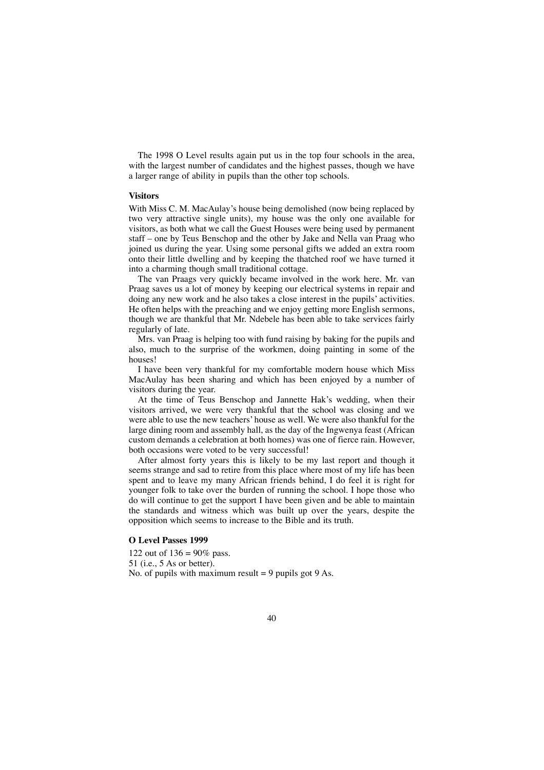The 1998 O Level results again put us in the top four schools in the area, with the largest number of candidates and the highest passes, though we have a larger range of ability in pupils than the other top schools.

**Visitors**

With Miss C. M. MacAulay's house being demolished (now being replaced by two very attractive single units), my house was the only one available for visitors, as both what we call the Guest Houses were being used by permanent staff – one by Teus Benschop and the other by Jake and Nella van Praag who joined us during the year. Using some personal gifts we added an extra room onto their little dwelling and by keeping the thatched roof we have turned it into a charming though small traditional cottage.

The van Praags very quickly became involved in the work here. Mr. van Praag saves us a lot of money by keeping our electrical systems in repair and doing any new work and he also takes a close interest in the pupils' activities. He often helps with the preaching and we enjoy getting more English sermons, though we are thankful that Mr. Ndebele has been able to take services fairly regularly of late.

Mrs. van Praag is helping too with fund raising by baking for the pupils and also, much to the surprise of the workmen, doing painting in some of the houses!

I have been very thankful for my comfortable modern house which Miss MacAulay has been sharing and which has been enjoyed by a number of visitors during the year.

At the time of Teus Benschop and Jannette Hak's wedding, when their visitors arrived, we were very thankful that the school was closing and we were able to use the new teachers' house as well. We were also thankful for the large dining room and assembly hall, as the day of the Ingwenya feast (African custom demands a celebration at both homes) was one of fierce rain. However, both occasions were voted to be very successful!

After almost forty years this is likely to be my last report and though it seems strange and sad to retire from this place where most of my life has been spent and to leave my many African friends behind, I do feel it is right for younger folk to take over the burden of running the school. I hope those who do will continue to get the support I have been given and be able to maintain the standards and witness which was built up over the years, despite the opposition which seems to increase to the Bible and its truth.

**O Level Passes 1999**

122 out of 136 = 90% pass.
51 (i.e., 5 As or better).
No. of pupils with maximum result = 9 pupils got 9 As.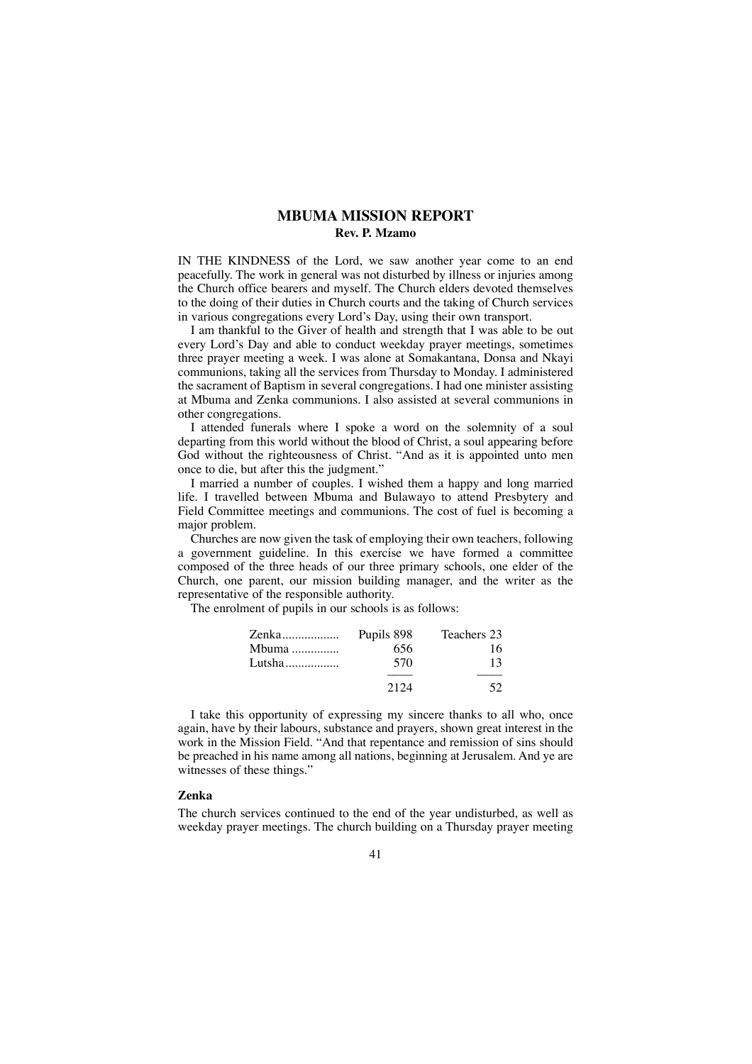## MBUMA MISSION REPORT

**Rev. P. Mzamo**

IN THE KINDNESS of the Lord, we saw another year come to an end peacefully. The work in general was not disturbed by illness or injuries among the Church office bearers and myself. The Church elders devoted themselves to the doing of their duties in Church courts and the taking of Church services in various congregations every Lord's Day, using their own transport.

I am thankful to the Giver of health and strength that I was able to be out every Lord's Day and able to conduct weekday prayer meetings, sometimes three prayer meeting a week. I was alone at Somakantana, Donsa and Nkayi communions, taking all the services from Thursday to Monday. I administered the sacrament of Baptism in several congregations. I had one minister assisting at Mbuma and Zenka communions. I also assisted at several communions in other congregations.

I attended funerals where I spoke a word on the solemnity of a soul departing from this world without the blood of Christ, a soul appearing before God without the righteousness of Christ. "And as it is appointed unto men once to die, but after this the judgment."

I married a number of couples. I wished them a happy and long married life. I travelled between Mbuma and Bulawayo to attend Presbytery and Field Committee meetings and communions. The cost of fuel is becoming a major problem.

Churches are now given the task of employing their own teachers, following a government guideline. In this exercise we have formed a committee composed of the three heads of our three primary schools, one elder of the Church, one parent, our mission building manager, and the writer as the representative of the responsible authority.

The enrolment of pupils in our schools is as follows:

| | Pupils | Teachers |
|---|---|---|
| Zenka | 898 | 23 |
| Mbuma | 656 | 16 |
| Lutsha | 570 | 13 |
| | 2124 | 52 |

I take this opportunity of expressing my sincere thanks to all who, once again, have by their labours, substance and prayers, shown great interest in the work in the Mission Field. "And that repentance and remission of sins should be preached in his name among all nations, beginning at Jerusalem. And ye are witnesses of these things."

### Zenka

The church services continued to the end of the year undisturbed, as well as weekday prayer meetings. The church building on a Thursday prayer meeting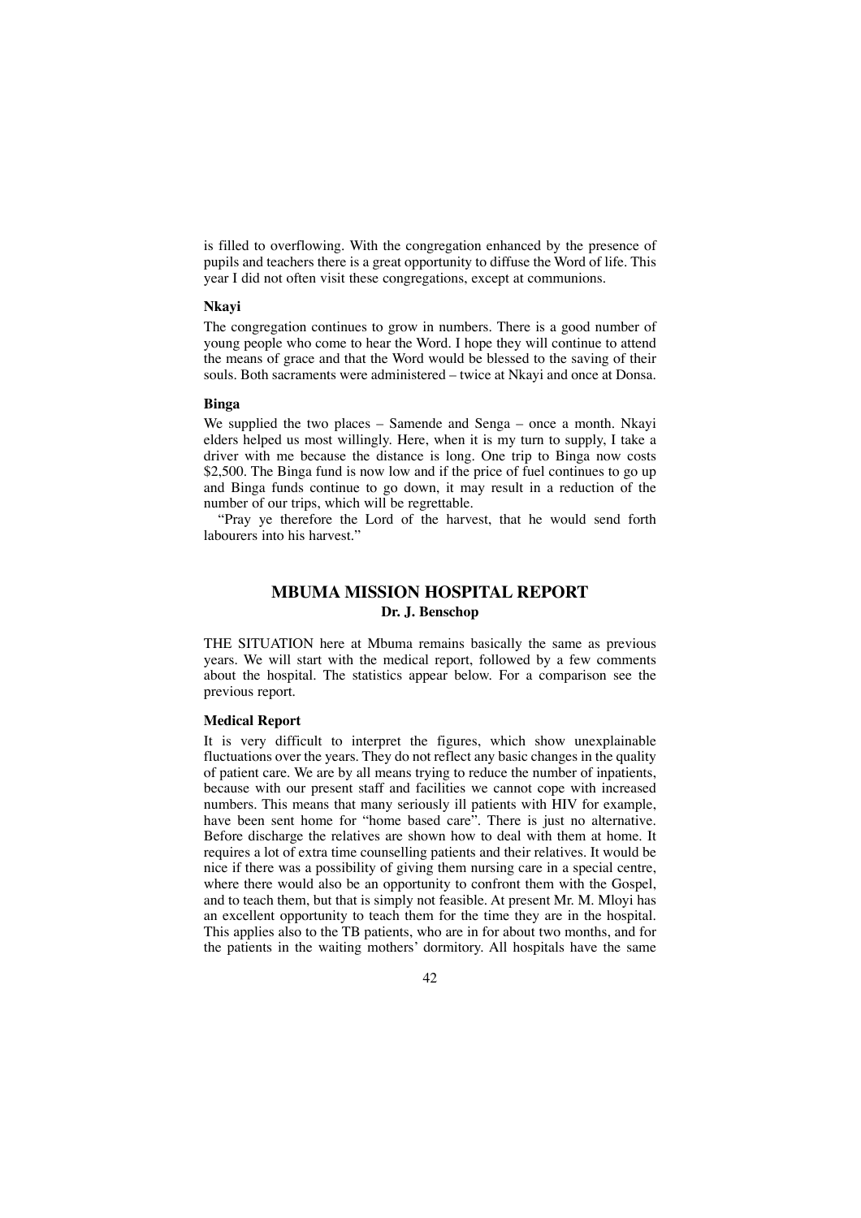is filled to overflowing. With the congregation enhanced by the presence of pupils and teachers there is a great opportunity to diffuse the Word of life. This year I did not often visit these congregations, except at communions.

### Nkayi

The congregation continues to grow in numbers. There is a good number of young people who come to hear the Word. I hope they will continue to attend the means of grace and that the Word would be blessed to the saving of their souls. Both sacraments were administered – twice at Nkayi and once at Donsa.

### Binga

We supplied the two places – Samende and Senga – once a month. Nkayi elders helped us most willingly. Here, when it is my turn to supply, I take a driver with me because the distance is long. One trip to Binga now costs $2,500. The Binga fund is now low and if the price of fuel continues to go up and Binga funds continue to go down, it may result in a reduction of the number of our trips, which will be regrettable.

"Pray ye therefore the Lord of the harvest, that he would send forth labourers into his harvest."

## MBUMA MISSION HOSPITAL REPORT

**Dr. J. Benschop**

THE SITUATION here at Mbuma remains basically the same as previous years. We will start with the medical report, followed by a few comments about the hospital. The statistics appear below. For a comparison see the previous report.

### Medical Report

It is very difficult to interpret the figures, which show unexplainable fluctuations over the years. They do not reflect any basic changes in the quality of patient care. We are by all means trying to reduce the number of inpatients, because with our present staff and facilities we cannot cope with increased numbers. This means that many seriously ill patients with HIV for example, have been sent home for "home based care". There is just no alternative. Before discharge the relatives are shown how to deal with them at home. It requires a lot of extra time counselling patients and their relatives. It would be nice if there was a possibility of giving them nursing care in a special centre, where there would also be an opportunity to confront them with the Gospel, and to teach them, but that is simply not feasible. At present Mr. M. Mloyi has an excellent opportunity to teach them for the time they are in the hospital. This applies also to the TB patients, who are in for about two months, and for the patients in the waiting mothers' dormitory. All hospitals have the same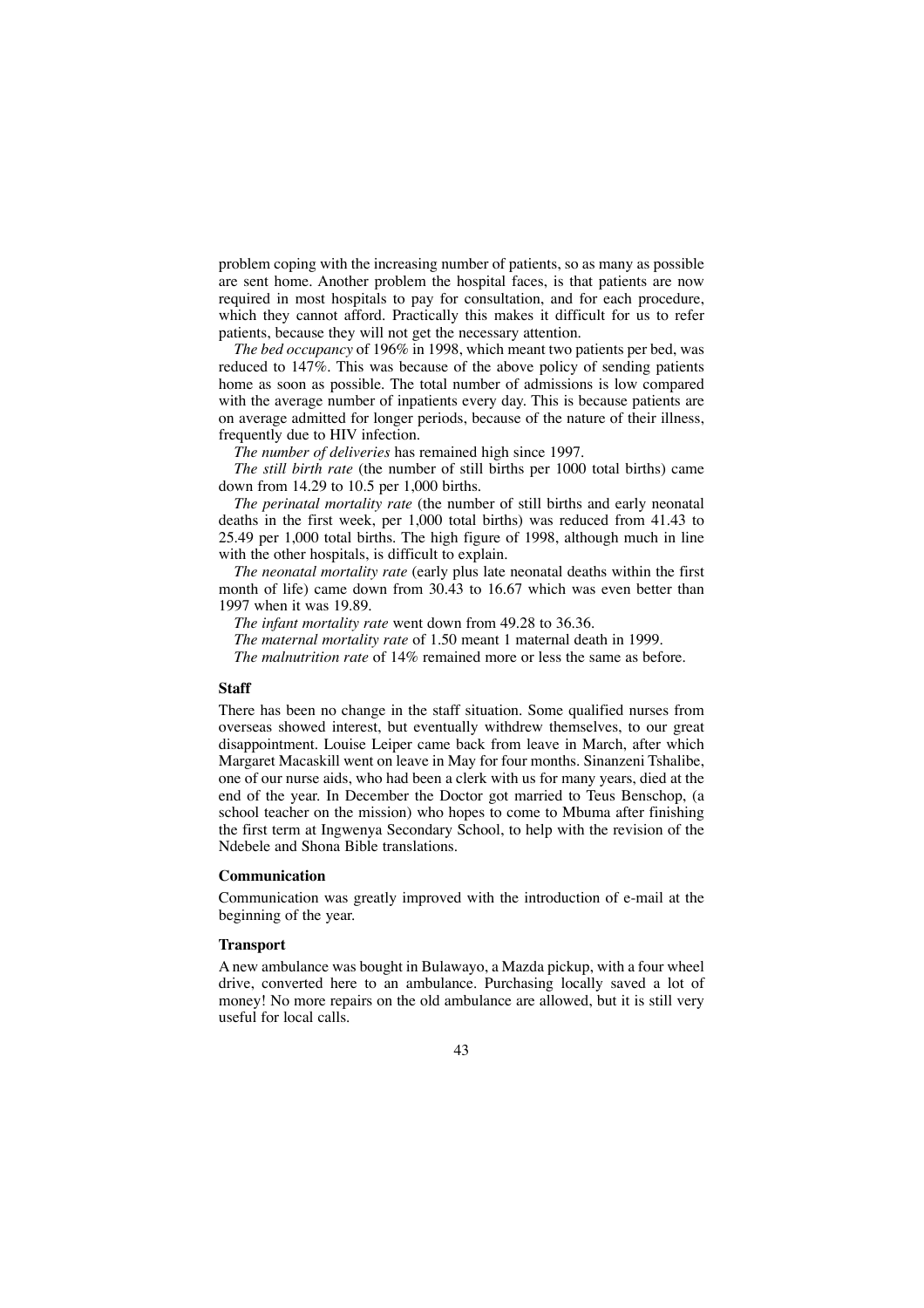problem coping with the increasing number of patients, so as many as possible are sent home. Another problem the hospital faces, is that patients are now required in most hospitals to pay for consultation, and for each procedure, which they cannot afford. Practically this makes it difficult for us to refer patients, because they will not get the necessary attention.

*The bed occupancy* of 196% in 1998, which meant two patients per bed, was reduced to 147%. This was because of the above policy of sending patients home as soon as possible. The total number of admissions is low compared with the average number of inpatients every day. This is because patients are on average admitted for longer periods, because of the nature of their illness, frequently due to HIV infection.

*The number of deliveries* has remained high since 1997.

*The still birth rate* (the number of still births per 1000 total births) came down from 14.29 to 10.5 per 1,000 births.

*The perinatal mortality rate* (the number of still births and early neonatal deaths in the first week, per 1,000 total births) was reduced from 41.43 to 25.49 per 1,000 total births. The high figure of 1998, although much in line with the other hospitals, is difficult to explain.

*The neonatal mortality rate* (early plus late neonatal deaths within the first month of life) came down from 30.43 to 16.67 which was even better than 1997 when it was 19.89.

*The infant mortality rate* went down from 49.28 to 36.36.

*The maternal mortality rate* of 1.50 meant 1 maternal death in 1999.

*The malnutrition rate* of 14% remained more or less the same as before.

### Staff

There has been no change in the staff situation. Some qualified nurses from overseas showed interest, but eventually withdrew themselves, to our great disappointment. Louise Leiper came back from leave in March, after which Margaret Macaskill went on leave in May for four months. Sinanzeni Tshalibe, one of our nurse aids, who had been a clerk with us for many years, died at the end of the year. In December the Doctor got married to Teus Benschop, (a school teacher on the mission) who hopes to come to Mbuma after finishing the first term at Ingwenya Secondary School, to help with the revision of the Ndebele and Shona Bible translations.

### Communication

Communication was greatly improved with the introduction of e-mail at the beginning of the year.

### Transport

A new ambulance was bought in Bulawayo, a Mazda pickup, with a four wheel drive, converted here to an ambulance. Purchasing locally saved a lot of money! No more repairs on the old ambulance are allowed, but it is still very useful for local calls.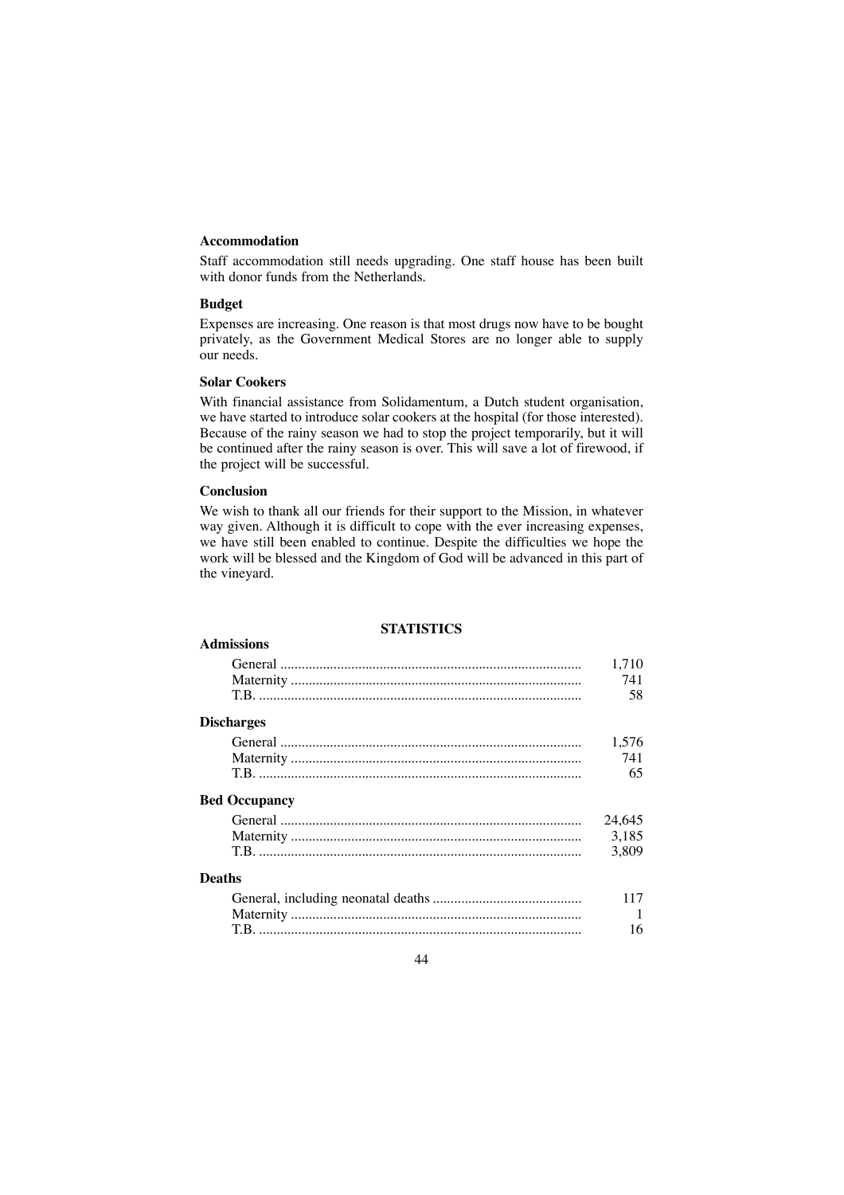### Accommodation

Staff accommodation still needs upgrading. One staff house has been built with donor funds from the Netherlands.

### Budget

Expenses are increasing. One reason is that most drugs now have to be bought privately, as the Government Medical Stores are no longer able to supply our needs.

### Solar Cookers

With financial assistance from Solidamentum, a Dutch student organisation, we have started to introduce solar cookers at the hospital (for those interested). Because of the rainy season we had to stop the project temporarily, but it will be continued after the rainy season is over. This will save a lot of firewood, if the project will be successful.

### Conclusion

We wish to thank all our friends for their support to the Mission, in whatever way given. Although it is difficult to cope with the ever increasing expenses, we have still been enabled to continue. Despite the difficulties we hope the work will be blessed and the Kingdom of God will be advanced in this part of the vineyard.

## STATISTICS

| | |
|---|---|
| **Admissions** | |
| General | 1,710 |
| Maternity | 741 |
| T.B. | 58 |
| **Discharges** | |
| General | 1,576 |
| Maternity | 741 |
| T.B. | 65 |
| **Bed Occupancy** | |
| General | 24,645 |
| Maternity | 3,185 |
| T.B. | 3,809 |
| **Deaths** | |
| General, including neonatal deaths | 117 |
| Maternity | 1 |
| T.B. | 16 |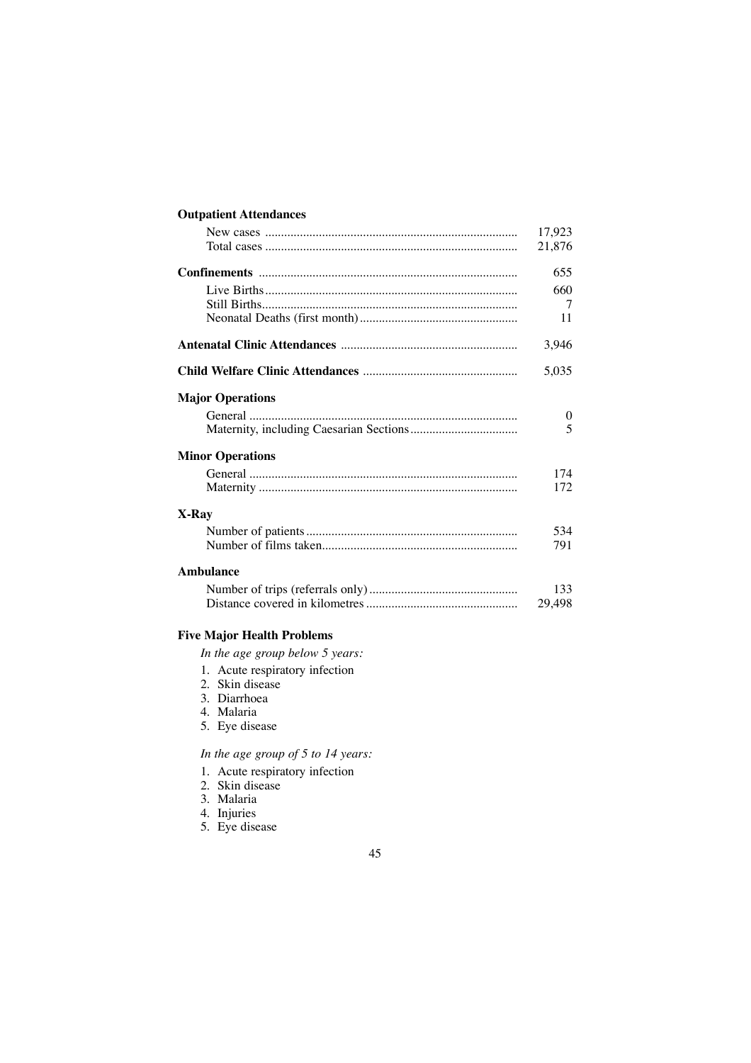**Outpatient Attendances**

| | |
|---|---|
| New cases | 17,923 |
| Total cases | 21,876 |
| **Confinements** | 655 |
| Live Births | 660 |
| Still Births | 7 |
| Neonatal Deaths (first month) | 11 |
| **Antenatal Clinic Attendances** | 3,946 |
| **Child Welfare Clinic Attendances** | 5,035 |
| **Major Operations** | |
| General | 0 |
| Maternity, including Caesarian Sections | 5 |
| **Minor Operations** | |
| General | 174 |
| Maternity | 172 |
| **X-Ray** | |
| Number of patients | 534 |
| Number of films taken | 791 |
| **Ambulance** | |
| Number of trips (referrals only) | 133 |
| Distance covered in kilometres | 29,498 |

**Five Major Health Problems**

*In the age group below 5 years:*

1. Acute respiratory infection
2. Skin disease
3. Diarrhoea
4. Malaria
5. Eye disease

*In the age group of 5 to 14 years:*

1. Acute respiratory infection
2. Skin disease
3. Malaria
4. Injuries
5. Eye disease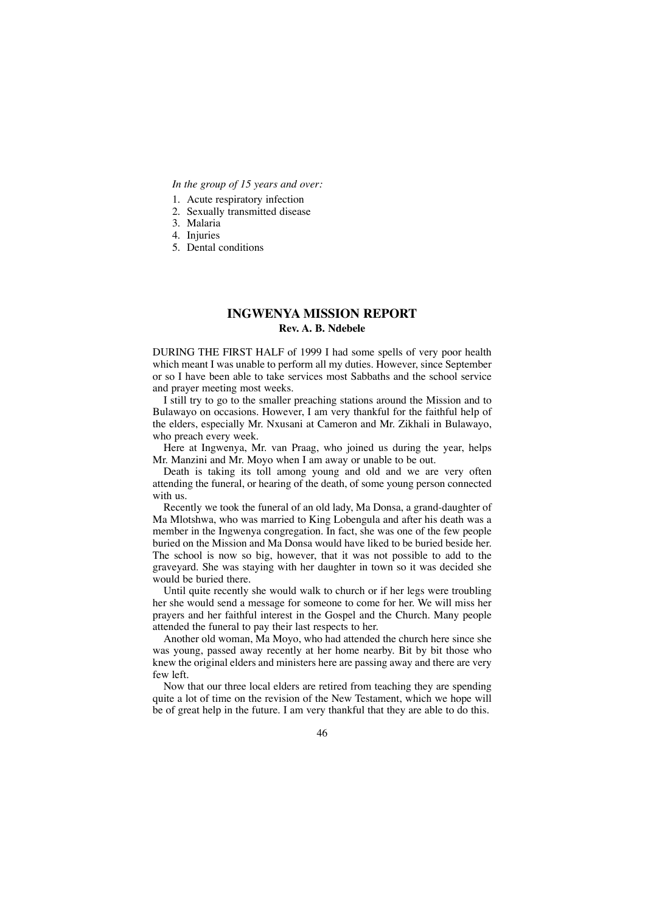*In the group of 15 years and over:*

1. Acute respiratory infection
2. Sexually transmitted disease
3. Malaria
4. Injuries
5. Dental conditions

## INGWENYA MISSION REPORT

**Rev. A. B. Ndebele**

DURING THE FIRST HALF of 1999 I had some spells of very poor health which meant I was unable to perform all my duties. However, since September or so I have been able to take services most Sabbaths and the school service and prayer meeting most weeks.

I still try to go to the smaller preaching stations around the Mission and to Bulawayo on occasions. However, I am very thankful for the faithful help of the elders, especially Mr. Nxusani at Cameron and Mr. Zikhali in Bulawayo, who preach every week.

Here at Ingwenya, Mr. van Praag, who joined us during the year, helps Mr. Manzini and Mr. Moyo when I am away or unable to be out.

Death is taking its toll among young and old and we are very often attending the funeral, or hearing of the death, of some young person connected with us.

Recently we took the funeral of an old lady, Ma Donsa, a grand-daughter of Ma Mlotshwa, who was married to King Lobengula and after his death was a member in the Ingwenya congregation. In fact, she was one of the few people buried on the Mission and Ma Donsa would have liked to be buried beside her. The school is now so big, however, that it was not possible to add to the graveyard. She was staying with her daughter in town so it was decided she would be buried there.

Until quite recently she would walk to church or if her legs were troubling her she would send a message for someone to come for her. We will miss her prayers and her faithful interest in the Gospel and the Church. Many people attended the funeral to pay their last respects to her.

Another old woman, Ma Moyo, who had attended the church here since she was young, passed away recently at her home nearby. Bit by bit those who knew the original elders and ministers here are passing away and there are very few left.

Now that our three local elders are retired from teaching they are spending quite a lot of time on the revision of the New Testament, which we hope will be of great help in the future. I am very thankful that they are able to do this.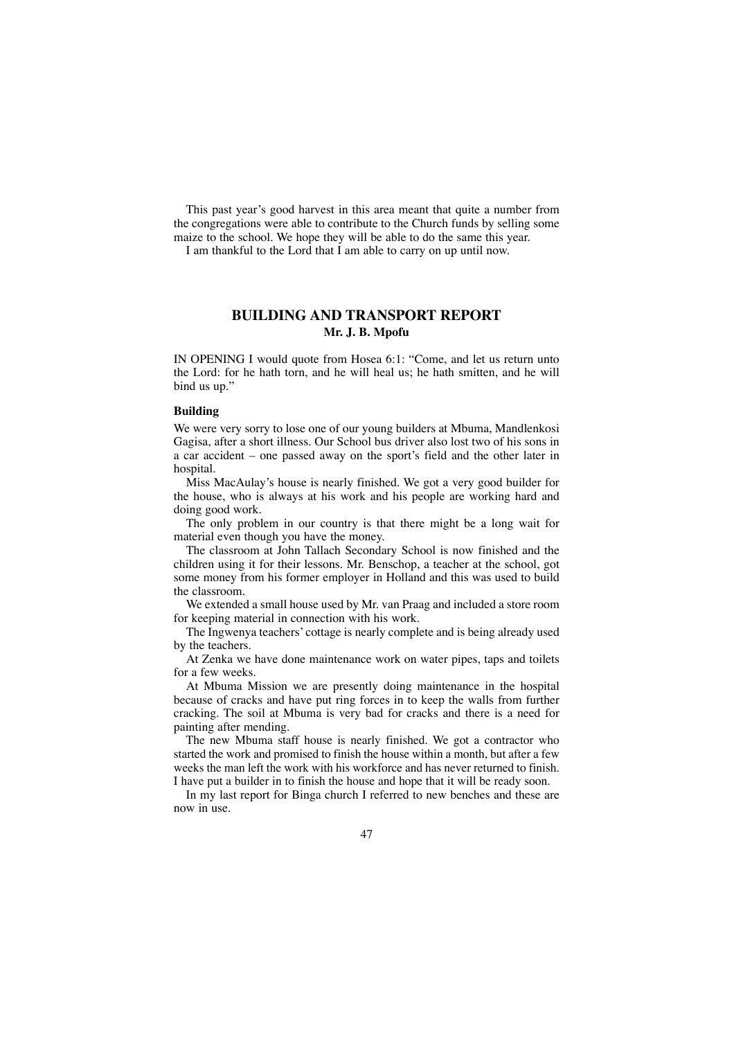This past year's good harvest in this area meant that quite a number from the congregations were able to contribute to the Church funds by selling some maize to the school. We hope they will be able to do the same this year.

I am thankful to the Lord that I am able to carry on up until now.

## BUILDING AND TRANSPORT REPORT

**Mr. J. B. Mpofu**

IN OPENING I would quote from Hosea 6:1: "Come, and let us return unto the Lord: for he hath torn, and he will heal us; he hath smitten, and he will bind us up."

### Building

We were very sorry to lose one of our young builders at Mbuma, Mandlenkosi Gagisa, after a short illness. Our School bus driver also lost two of his sons in a car accident – one passed away on the sport's field and the other later in hospital.

Miss MacAulay's house is nearly finished. We got a very good builder for the house, who is always at his work and his people are working hard and doing good work.

The only problem in our country is that there might be a long wait for material even though you have the money.

The classroom at John Tallach Secondary School is now finished and the children using it for their lessons. Mr. Benschop, a teacher at the school, got some money from his former employer in Holland and this was used to build the classroom.

We extended a small house used by Mr. van Praag and included a store room for keeping material in connection with his work.

The Ingwenya teachers' cottage is nearly complete and is being already used by the teachers.

At Zenka we have done maintenance work on water pipes, taps and toilets for a few weeks.

At Mbuma Mission we are presently doing maintenance in the hospital because of cracks and have put ring forces in to keep the walls from further cracking. The soil at Mbuma is very bad for cracks and there is a need for painting after mending.

The new Mbuma staff house is nearly finished. We got a contractor who started the work and promised to finish the house within a month, but after a few weeks the man left the work with his workforce and has never returned to finish. I have put a builder in to finish the house and hope that it will be ready soon.

In my last report for Binga church I referred to new benches and these are now in use.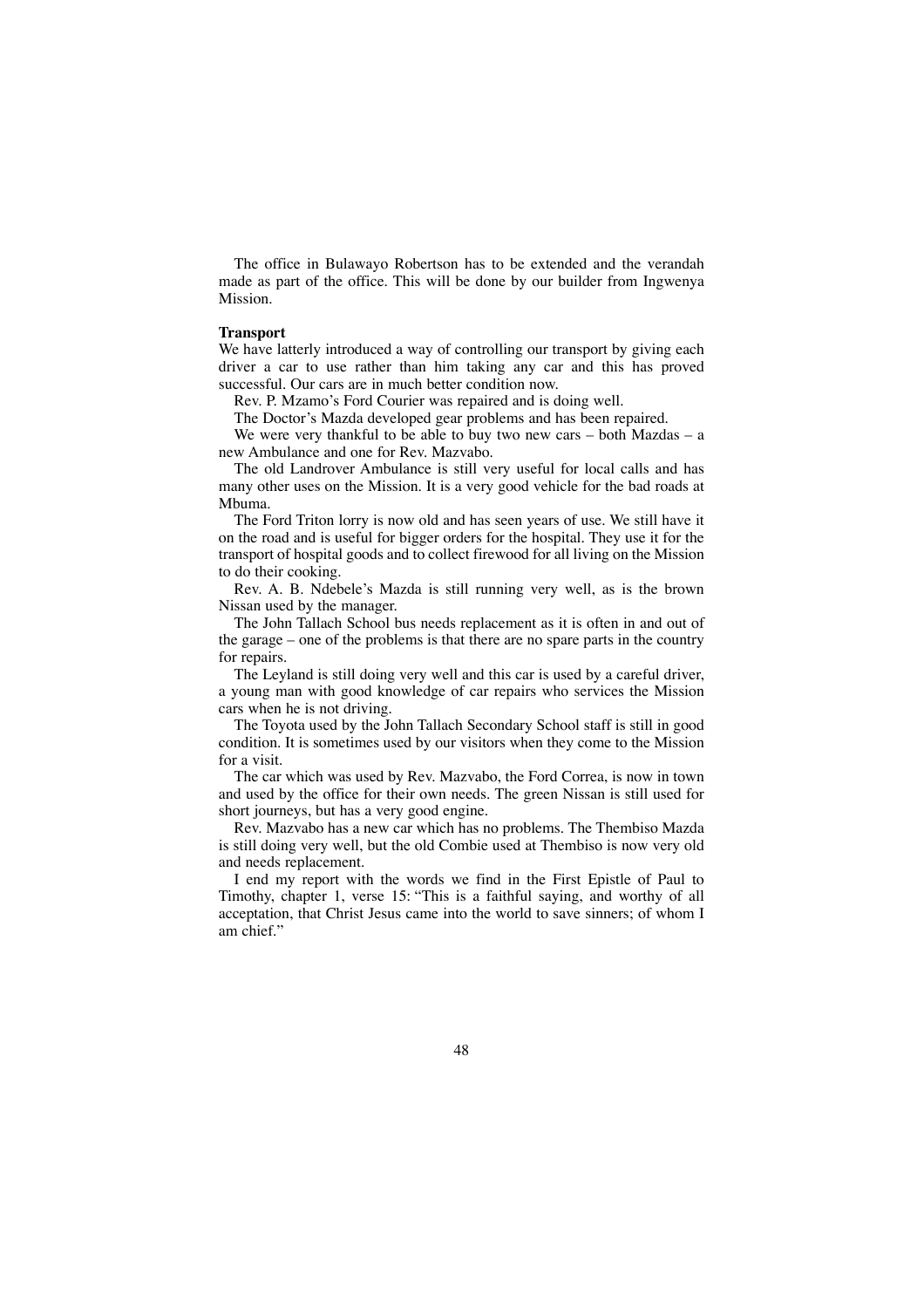The office in Bulawayo Robertson has to be extended and the verandah made as part of the office. This will be done by our builder from Ingwenya Mission.

**Transport**

We have latterly introduced a way of controlling our transport by giving each driver a car to use rather than him taking any car and this has proved successful. Our cars are in much better condition now.

Rev. P. Mzamo's Ford Courier was repaired and is doing well.

The Doctor's Mazda developed gear problems and has been repaired.

We were very thankful to be able to buy two new cars – both Mazdas – a new Ambulance and one for Rev. Mazvabo.

The old Landrover Ambulance is still very useful for local calls and has many other uses on the Mission. It is a very good vehicle for the bad roads at Mbuma.

The Ford Triton lorry is now old and has seen years of use. We still have it on the road and is useful for bigger orders for the hospital. They use it for the transport of hospital goods and to collect firewood for all living on the Mission to do their cooking.

Rev. A. B. Ndebele's Mazda is still running very well, as is the brown Nissan used by the manager.

The John Tallach School bus needs replacement as it is often in and out of the garage – one of the problems is that there are no spare parts in the country for repairs.

The Leyland is still doing very well and this car is used by a careful driver, a young man with good knowledge of car repairs who services the Mission cars when he is not driving.

The Toyota used by the John Tallach Secondary School staff is still in good condition. It is sometimes used by our visitors when they come to the Mission for a visit.

The car which was used by Rev. Mazvabo, the Ford Correa, is now in town and used by the office for their own needs. The green Nissan is still used for short journeys, but has a very good engine.

Rev. Mazvabo has a new car which has no problems. The Thembiso Mazda is still doing very well, but the old Combie used at Thembiso is now very old and needs replacement.

I end my report with the words we find in the First Epistle of Paul to Timothy, chapter 1, verse 15: "This is a faithful saying, and worthy of all acceptation, that Christ Jesus came into the world to save sinners; of whom I am chief."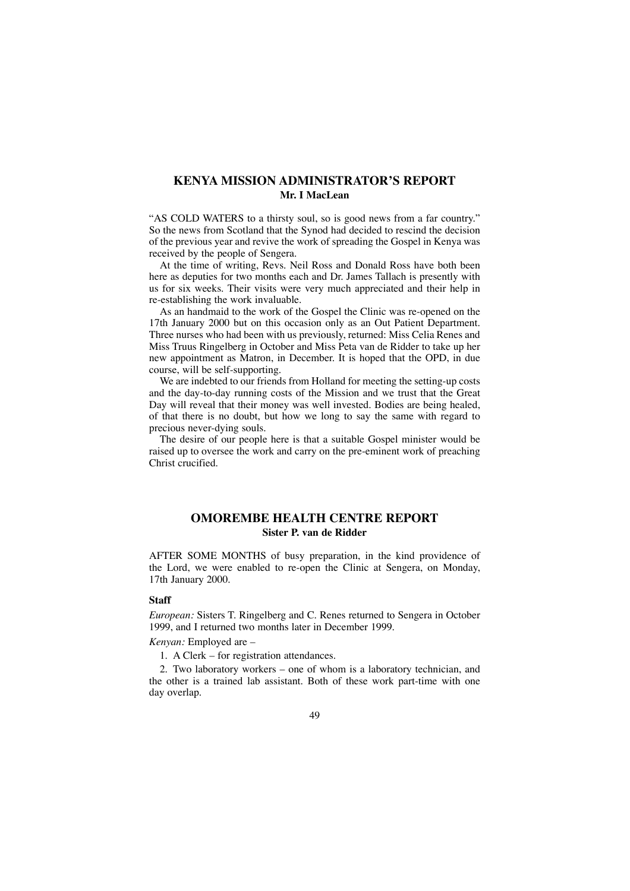## KENYA MISSION ADMINISTRATOR'S REPORT

**Mr. I MacLean**

"AS COLD WATERS to a thirsty soul, so is good news from a far country." So the news from Scotland that the Synod had decided to rescind the decision of the previous year and revive the work of spreading the Gospel in Kenya was received by the people of Sengera.

At the time of writing, Revs. Neil Ross and Donald Ross have both been here as deputies for two months each and Dr. James Tallach is presently with us for six weeks. Their visits were very much appreciated and their help in re-establishing the work invaluable.

As an handmaid to the work of the Gospel the Clinic was re-opened on the 17th January 2000 but on this occasion only as an Out Patient Department. Three nurses who had been with us previously, returned: Miss Celia Renes and Miss Truus Ringelberg in October and Miss Peta van de Ridder to take up her new appointment as Matron, in December. It is hoped that the OPD, in due course, will be self-supporting.

We are indebted to our friends from Holland for meeting the setting-up costs and the day-to-day running costs of the Mission and we trust that the Great Day will reveal that their money was well invested. Bodies are being healed, of that there is no doubt, but how we long to say the same with regard to precious never-dying souls.

The desire of our people here is that a suitable Gospel minister would be raised up to oversee the work and carry on the pre-eminent work of preaching Christ crucified.

## OMOREMBE HEALTH CENTRE REPORT

**Sister P. van de Ridder**

AFTER SOME MONTHS of busy preparation, in the kind providence of the Lord, we were enabled to re-open the Clinic at Sengera, on Monday, 17th January 2000.

### Staff

*European:* Sisters T. Ringelberg and C. Renes returned to Sengera in October 1999, and I returned two months later in December 1999.

*Kenyan:* Employed are –

1. A Clerk – for registration attendances.
2. Two laboratory workers – one of whom is a laboratory technician, and the other is a trained lab assistant. Both of these work part-time with one day overlap.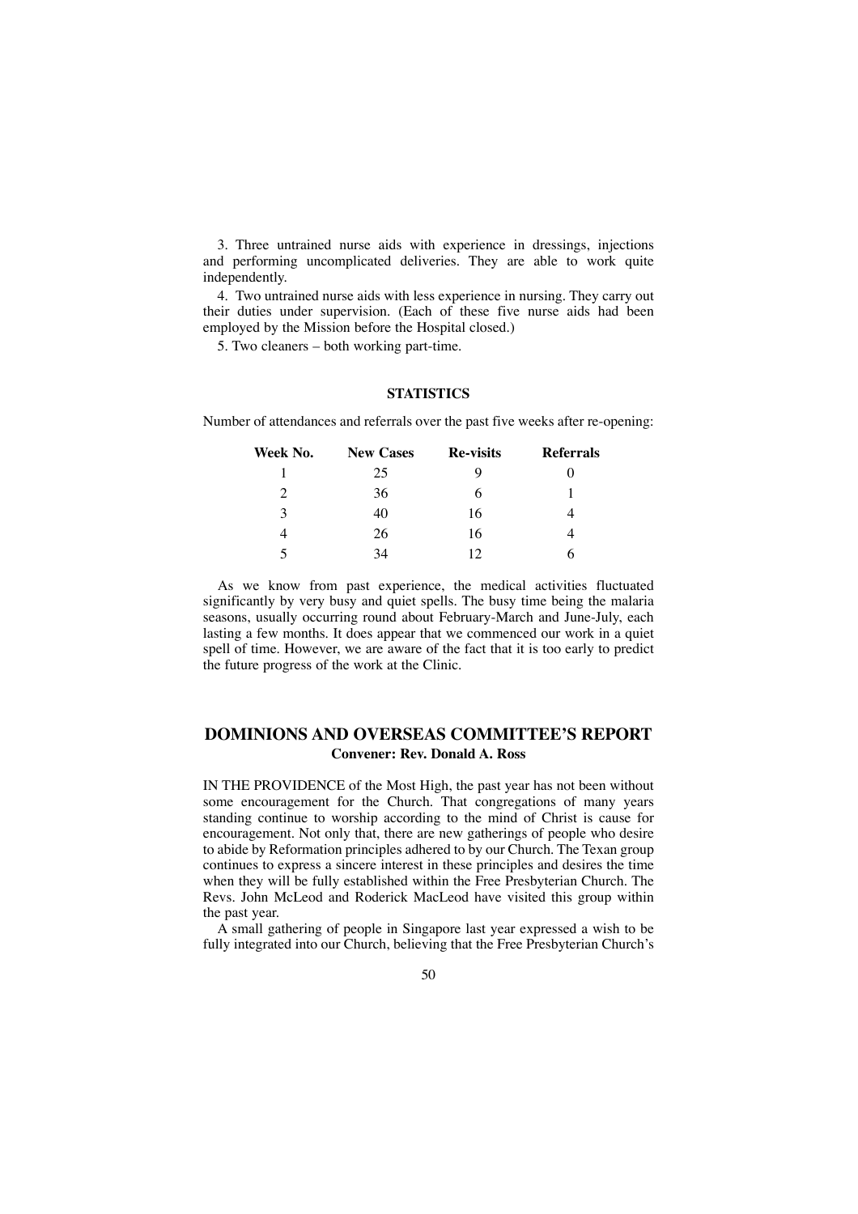3. Three untrained nurse aids with experience in dressings, injections and performing uncomplicated deliveries. They are able to work quite independently.

4. Two untrained nurse aids with less experience in nursing. They carry out their duties under supervision. (Each of these five nurse aids had been employed by the Mission before the Hospital closed.)

5. Two cleaners – both working part-time.

### STATISTICS

Number of attendances and referrals over the past five weeks after re-opening:

| Week No. | New Cases | Re-visits | Referrals |
|---|---|---|---|
| 1 | 25 | 9 | 0 |
| 2 | 36 | 6 | 1 |
| 3 | 40 | 16 | 4 |
| 4 | 26 | 16 | 4 |
| 5 | 34 | 12 | 6 |

As we know from past experience, the medical activities fluctuated significantly by very busy and quiet spells. The busy time being the malaria seasons, usually occurring round about February-March and June-July, each lasting a few months. It does appear that we commenced our work in a quiet spell of time. However, we are aware of the fact that it is too early to predict the future progress of the work at the Clinic.

## DOMINIONS AND OVERSEAS COMMITTEE'S REPORT

**Convener: Rev. Donald A. Ross**

IN THE PROVIDENCE of the Most High, the past year has not been without some encouragement for the Church. That congregations of many years standing continue to worship according to the mind of Christ is cause for encouragement. Not only that, there are new gatherings of people who desire to abide by Reformation principles adhered to by our Church. The Texan group continues to express a sincere interest in these principles and desires the time when they will be fully established within the Free Presbyterian Church. The Revs. John McLeod and Roderick MacLeod have visited this group within the past year.

A small gathering of people in Singapore last year expressed a wish to be fully integrated into our Church, believing that the Free Presbyterian Church's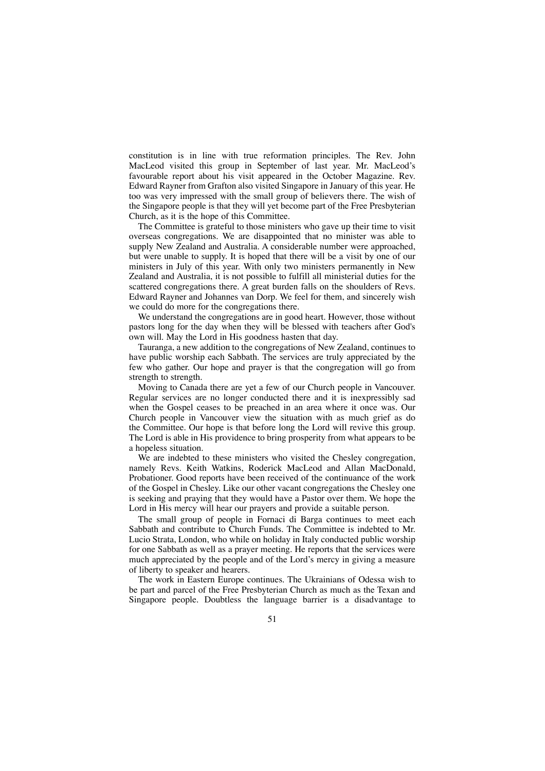constitution is in line with true reformation principles. The Rev. John MacLeod visited this group in September of last year. Mr. MacLeod's favourable report about his visit appeared in the October Magazine. Rev. Edward Rayner from Grafton also visited Singapore in January of this year. He too was very impressed with the small group of believers there. The wish of the Singapore people is that they will yet become part of the Free Presbyterian Church, as it is the hope of this Committee.

The Committee is grateful to those ministers who gave up their time to visit overseas congregations. We are disappointed that no minister was able to supply New Zealand and Australia. A considerable number were approached, but were unable to supply. It is hoped that there will be a visit by one of our ministers in July of this year. With only two ministers permanently in New Zealand and Australia, it is not possible to fulfill all ministerial duties for the scattered congregations there. A great burden falls on the shoulders of Revs. Edward Rayner and Johannes van Dorp. We feel for them, and sincerely wish we could do more for the congregations there.

We understand the congregations are in good heart. However, those without pastors long for the day when they will be blessed with teachers after God's own will. May the Lord in His goodness hasten that day.

Tauranga, a new addition to the congregations of New Zealand, continues to have public worship each Sabbath. The services are truly appreciated by the few who gather. Our hope and prayer is that the congregation will go from strength to strength.

Moving to Canada there are yet a few of our Church people in Vancouver. Regular services are no longer conducted there and it is inexpressibly sad when the Gospel ceases to be preached in an area where it once was. Our Church people in Vancouver view the situation with as much grief as do the Committee. Our hope is that before long the Lord will revive this group. The Lord is able in His providence to bring prosperity from what appears to be a hopeless situation.

We are indebted to these ministers who visited the Chesley congregation, namely Revs. Keith Watkins, Roderick MacLeod and Allan MacDonald, Probationer. Good reports have been received of the continuance of the work of the Gospel in Chesley. Like our other vacant congregations the Chesley one is seeking and praying that they would have a Pastor over them. We hope the Lord in His mercy will hear our prayers and provide a suitable person.

The small group of people in Fornaci di Barga continues to meet each Sabbath and contribute to Church Funds. The Committee is indebted to Mr. Lucio Strata, London, who while on holiday in Italy conducted public worship for one Sabbath as well as a prayer meeting. He reports that the services were much appreciated by the people and of the Lord's mercy in giving a measure of liberty to speaker and hearers.

The work in Eastern Europe continues. The Ukrainians of Odessa wish to be part and parcel of the Free Presbyterian Church as much as the Texan and Singapore people. Doubtless the language barrier is a disadvantage to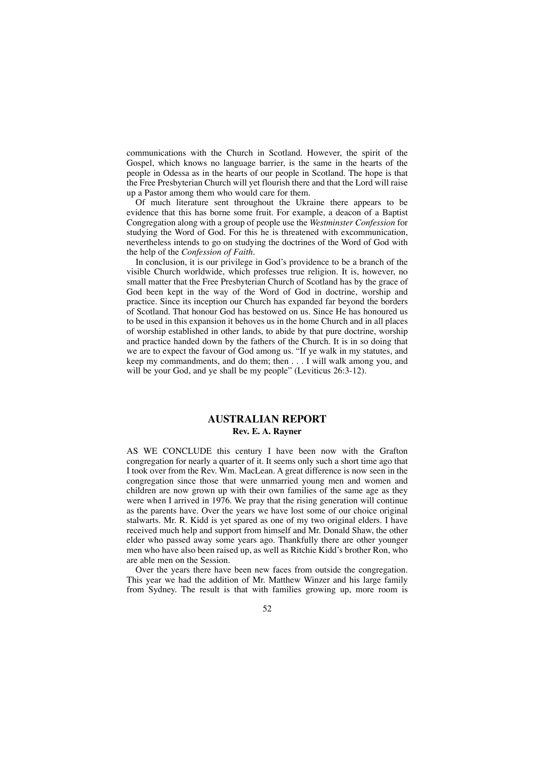communications with the Church in Scotland. However, the spirit of the Gospel, which knows no language barrier, is the same in the hearts of the people in Odessa as in the hearts of our people in Scotland. The hope is that the Free Presbyterian Church will yet flourish there and that the Lord will raise up a Pastor among them who would care for them.

Of much literature sent throughout the Ukraine there appears to be evidence that this has borne some fruit. For example, a deacon of a Baptist Congregation along with a group of people use the *Westminster Confession* for studying the Word of God. For this he is threatened with excommunication, nevertheless intends to go on studying the doctrines of the Word of God with the help of the *Confession of Faith*.

In conclusion, it is our privilege in God's providence to be a branch of the visible Church worldwide, which professes true religion. It is, however, no small matter that the Free Presbyterian Church of Scotland has by the grace of God been kept in the way of the Word of God in doctrine, worship and practice. Since its inception our Church has expanded far beyond the borders of Scotland. That honour God has bestowed on us. Since He has honoured us to be used in this expansion it behoves us in the home Church and in all places of worship established in other lands, to abide by that pure doctrine, worship and practice handed down by the fathers of the Church. It is in so doing that we are to expect the favour of God among us. "If ye walk in my statutes, and keep my commandments, and do them; then . . . I will walk among you, and will be your God, and ye shall be my people" (Leviticus 26:3-12).

## AUSTRALIAN REPORT

**Rev. E. A. Rayner**

AS WE CONCLUDE this century I have been now with the Grafton congregation for nearly a quarter of it. It seems only such a short time ago that I took over from the Rev. Wm. MacLean. A great difference is now seen in the congregation since those that were unmarried young men and women and children are now grown up with their own families of the same age as they were when I arrived in 1976. We pray that the rising generation will continue as the parents have. Over the years we have lost some of our choice original stalwarts. Mr. R. Kidd is yet spared as one of my two original elders. I have received much help and support from himself and Mr. Donald Shaw, the other elder who passed away some years ago. Thankfully there are other younger men who have also been raised up, as well as Ritchie Kidd's brother Ron, who are able men on the Session.

Over the years there have been new faces from outside the congregation. This year we had the addition of Mr. Matthew Winzer and his large family from Sydney. The result is that with families growing up, more room is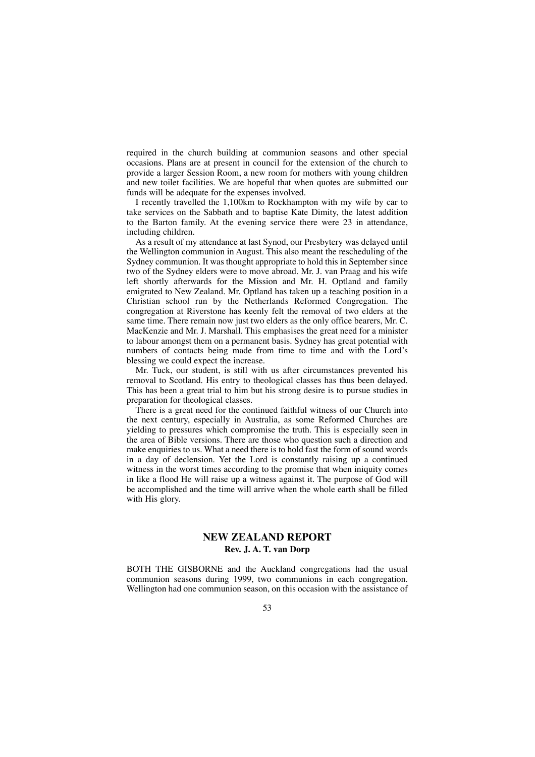required in the church building at communion seasons and other special occasions. Plans are at present in council for the extension of the church to provide a larger Session Room, a new room for mothers with young children and new toilet facilities. We are hopeful that when quotes are submitted our funds will be adequate for the expenses involved.

I recently travelled the 1,100km to Rockhampton with my wife by car to take services on the Sabbath and to baptise Kate Dimity, the latest addition to the Barton family. At the evening service there were 23 in attendance, including children.

As a result of my attendance at last Synod, our Presbytery was delayed until the Wellington communion in August. This also meant the rescheduling of the Sydney communion. It was thought appropriate to hold this in September since two of the Sydney elders were to move abroad. Mr. J. van Praag and his wife left shortly afterwards for the Mission and Mr. H. Optland and family emigrated to New Zealand. Mr. Optland has taken up a teaching position in a Christian school run by the Netherlands Reformed Congregation. The congregation at Riverstone has keenly felt the removal of two elders at the same time. There remain now just two elders as the only office bearers, Mr. C. MacKenzie and Mr. J. Marshall. This emphasises the great need for a minister to labour amongst them on a permanent basis. Sydney has great potential with numbers of contacts being made from time to time and with the Lord's blessing we could expect the increase.

Mr. Tuck, our student, is still with us after circumstances prevented his removal to Scotland. His entry to theological classes has thus been delayed. This has been a great trial to him but his strong desire is to pursue studies in preparation for theological classes.

There is a great need for the continued faithful witness of our Church into the next century, especially in Australia, as some Reformed Churches are yielding to pressures which compromise the truth. This is especially seen in the area of Bible versions. There are those who question such a direction and make enquiries to us. What a need there is to hold fast the form of sound words in a day of declension. Yet the Lord is constantly raising up a continued witness in the worst times according to the promise that when iniquity comes in like a flood He will raise up a witness against it. The purpose of God will be accomplished and the time will arrive when the whole earth shall be filled with His glory.

## NEW ZEALAND REPORT

**Rev. J. A. T. van Dorp**

BOTH THE GISBORNE and the Auckland congregations had the usual communion seasons during 1999, two communions in each congregation. Wellington had one communion season, on this occasion with the assistance of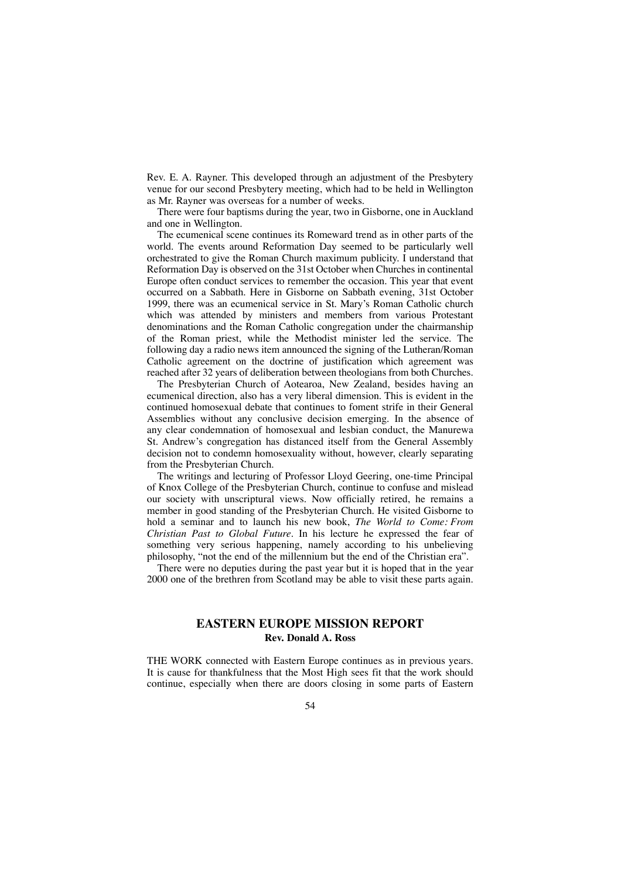Rev. E. A. Rayner. This developed through an adjustment of the Presbytery venue for our second Presbytery meeting, which had to be held in Wellington as Mr. Rayner was overseas for a number of weeks.

There were four baptisms during the year, two in Gisborne, one in Auckland and one in Wellington.

The ecumenical scene continues its Romeward trend as in other parts of the world. The events around Reformation Day seemed to be particularly well orchestrated to give the Roman Church maximum publicity. I understand that Reformation Day is observed on the 31st October when Churches in continental Europe often conduct services to remember the occasion. This year that event occurred on a Sabbath. Here in Gisborne on Sabbath evening, 31st October 1999, there was an ecumenical service in St. Mary's Roman Catholic church which was attended by ministers and members from various Protestant denominations and the Roman Catholic congregation under the chairmanship of the Roman priest, while the Methodist minister led the service. The following day a radio news item announced the signing of the Lutheran/Roman Catholic agreement on the doctrine of justification which agreement was reached after 32 years of deliberation between theologians from both Churches.

The Presbyterian Church of Aotearoa, New Zealand, besides having an ecumenical direction, also has a very liberal dimension. This is evident in the continued homosexual debate that continues to foment strife in their General Assemblies without any conclusive decision emerging. In the absence of any clear condemnation of homosexual and lesbian conduct, the Manurewa St. Andrew's congregation has distanced itself from the General Assembly decision not to condemn homosexuality without, however, clearly separating from the Presbyterian Church.

The writings and lecturing of Professor Lloyd Geering, one-time Principal of Knox College of the Presbyterian Church, continue to confuse and mislead our society with unscriptural views. Now officially retired, he remains a member in good standing of the Presbyterian Church. He visited Gisborne to hold a seminar and to launch his new book, *The World to Come: From Christian Past to Global Future*. In his lecture he expressed the fear of something very serious happening, namely according to his unbelieving philosophy, "not the end of the millennium but the end of the Christian era".

There were no deputies during the past year but it is hoped that in the year 2000 one of the brethren from Scotland may be able to visit these parts again.

## EASTERN EUROPE MISSION REPORT

**Rev. Donald A. Ross**

THE WORK connected with Eastern Europe continues as in previous years. It is cause for thankfulness that the Most High sees fit that the work should continue, especially when there are doors closing in some parts of Eastern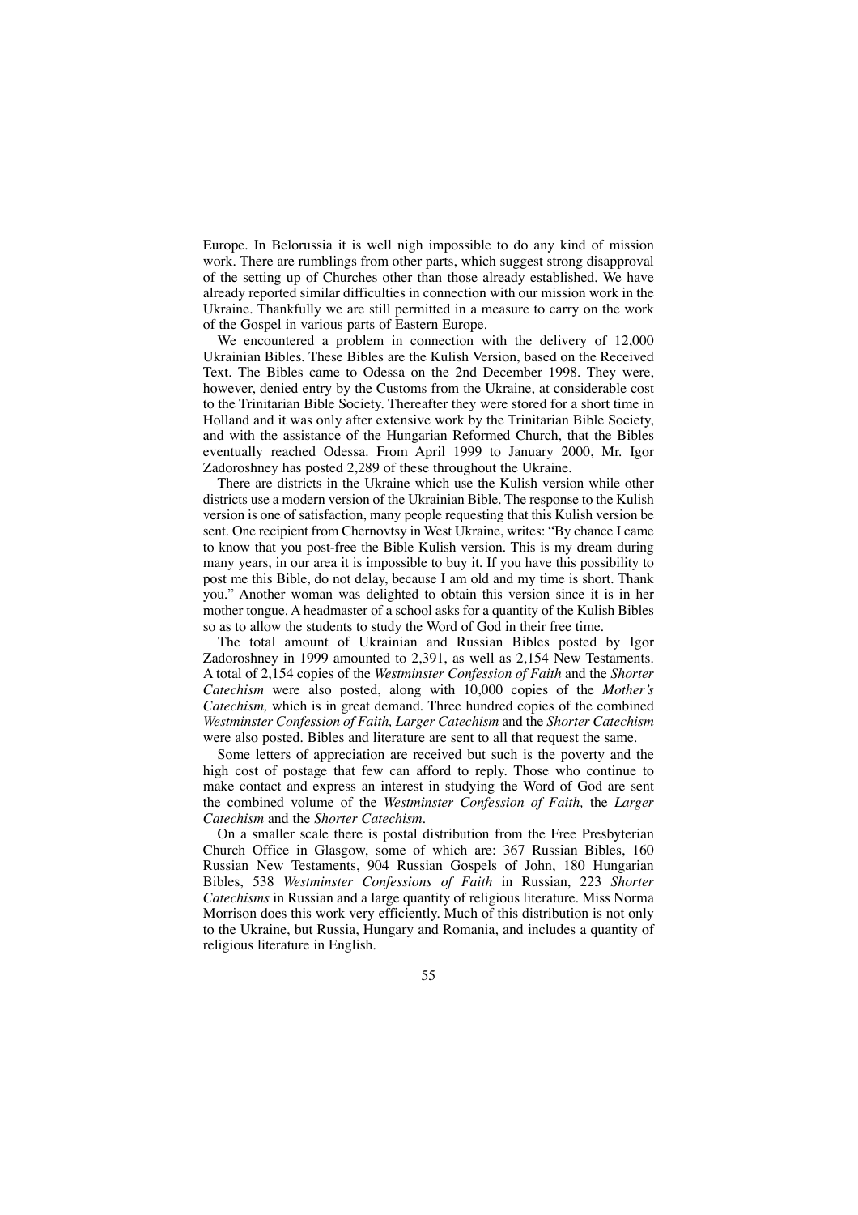Europe. In Belorussia it is well nigh impossible to do any kind of mission work. There are rumblings from other parts, which suggest strong disapproval of the setting up of Churches other than those already established. We have already reported similar difficulties in connection with our mission work in the Ukraine. Thankfully we are still permitted in a measure to carry on the work of the Gospel in various parts of Eastern Europe.

We encountered a problem in connection with the delivery of 12,000 Ukrainian Bibles. These Bibles are the Kulish Version, based on the Received Text. The Bibles came to Odessa on the 2nd December 1998. They were, however, denied entry by the Customs from the Ukraine, at considerable cost to the Trinitarian Bible Society. Thereafter they were stored for a short time in Holland and it was only after extensive work by the Trinitarian Bible Society, and with the assistance of the Hungarian Reformed Church, that the Bibles eventually reached Odessa. From April 1999 to January 2000, Mr. Igor Zadoroshney has posted 2,289 of these throughout the Ukraine.

There are districts in the Ukraine which use the Kulish version while other districts use a modern version of the Ukrainian Bible. The response to the Kulish version is one of satisfaction, many people requesting that this Kulish version be sent. One recipient from Chernovtsy in West Ukraine, writes: "By chance I came to know that you post-free the Bible Kulish version. This is my dream during many years, in our area it is impossible to buy it. If you have this possibility to post me this Bible, do not delay, because I am old and my time is short. Thank you." Another woman was delighted to obtain this version since it is in her mother tongue. A headmaster of a school asks for a quantity of the Kulish Bibles so as to allow the students to study the Word of God in their free time.

The total amount of Ukrainian and Russian Bibles posted by Igor Zadoroshney in 1999 amounted to 2,391, as well as 2,154 New Testaments. A total of 2,154 copies of the *Westminster Confession of Faith* and the *Shorter Catechism* were also posted, along with 10,000 copies of the *Mother's Catechism,* which is in great demand. Three hundred copies of the combined *Westminster Confession of Faith, Larger Catechism* and the *Shorter Catechism* were also posted. Bibles and literature are sent to all that request the same.

Some letters of appreciation are received but such is the poverty and the high cost of postage that few can afford to reply. Those who continue to make contact and express an interest in studying the Word of God are sent the combined volume of the *Westminster Confession of Faith,* the *Larger Catechism* and the *Shorter Catechism.*

On a smaller scale there is postal distribution from the Free Presbyterian Church Office in Glasgow, some of which are: 367 Russian Bibles, 160 Russian New Testaments, 904 Russian Gospels of John, 180 Hungarian Bibles, 538 *Westminster Confessions of Faith* in Russian, 223 *Shorter Catechisms* in Russian and a large quantity of religious literature. Miss Norma Morrison does this work very efficiently. Much of this distribution is not only to the Ukraine, but Russia, Hungary and Romania, and includes a quantity of religious literature in English.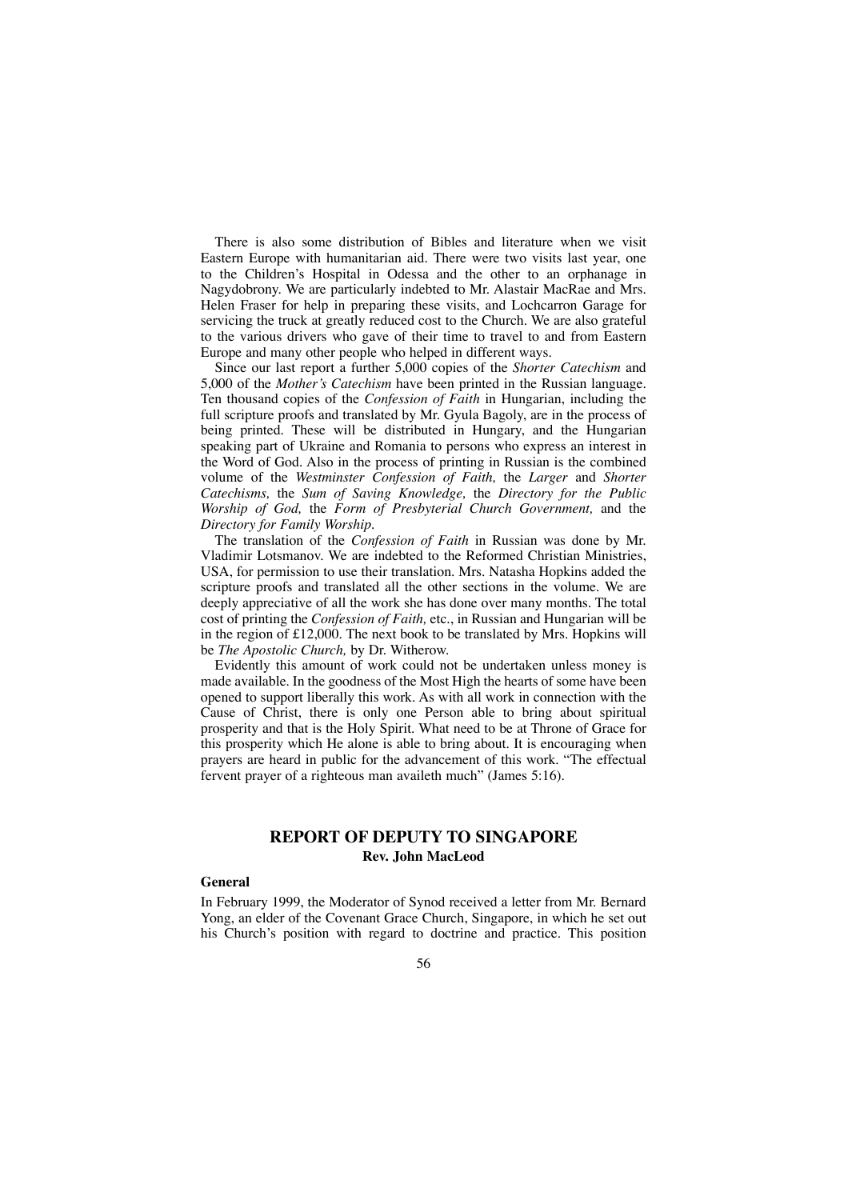There is also some distribution of Bibles and literature when we visit Eastern Europe with humanitarian aid. There were two visits last year, one to the Children's Hospital in Odessa and the other to an orphanage in Nagydobrony. We are particularly indebted to Mr. Alastair MacRae and Mrs. Helen Fraser for help in preparing these visits, and Lochcarron Garage for servicing the truck at greatly reduced cost to the Church. We are also grateful to the various drivers who gave of their time to travel to and from Eastern Europe and many other people who helped in different ways.

Since our last report a further 5,000 copies of the *Shorter Catechism* and 5,000 of the *Mother's Catechism* have been printed in the Russian language. Ten thousand copies of the *Confession of Faith* in Hungarian, including the full scripture proofs and translated by Mr. Gyula Bagoly, are in the process of being printed. These will be distributed in Hungary, and the Hungarian speaking part of Ukraine and Romania to persons who express an interest in the Word of God. Also in the process of printing in Russian is the combined volume of the *Westminster Confession of Faith,* the *Larger* and *Shorter Catechisms,* the *Sum of Saving Knowledge,* the *Directory for the Public Worship of God,* the *Form of Presbyterial Church Government,* and the *Directory for Family Worship*.

The translation of the *Confession of Faith* in Russian was done by Mr. Vladimir Lotsmanov. We are indebted to the Reformed Christian Ministries, USA, for permission to use their translation. Mrs. Natasha Hopkins added the scripture proofs and translated all the other sections in the volume. We are deeply appreciative of all the work she has done over many months. The total cost of printing the *Confession of Faith,* etc., in Russian and Hungarian will be in the region of £12,000. The next book to be translated by Mrs. Hopkins will be *The Apostolic Church,* by Dr. Witherow.

Evidently this amount of work could not be undertaken unless money is made available. In the goodness of the Most High the hearts of some have been opened to support liberally this work. As with all work in connection with the Cause of Christ, there is only one Person able to bring about spiritual prosperity and that is the Holy Spirit. What need to be at Throne of Grace for this prosperity which He alone is able to bring about. It is encouraging when prayers are heard in public for the advancement of this work. "The effectual fervent prayer of a righteous man availeth much" (James 5:16).

## REPORT OF DEPUTY TO SINGAPORE

**Rev. John MacLeod**

### General

In February 1999, the Moderator of Synod received a letter from Mr. Bernard Yong, an elder of the Covenant Grace Church, Singapore, in which he set out his Church's position with regard to doctrine and practice. This position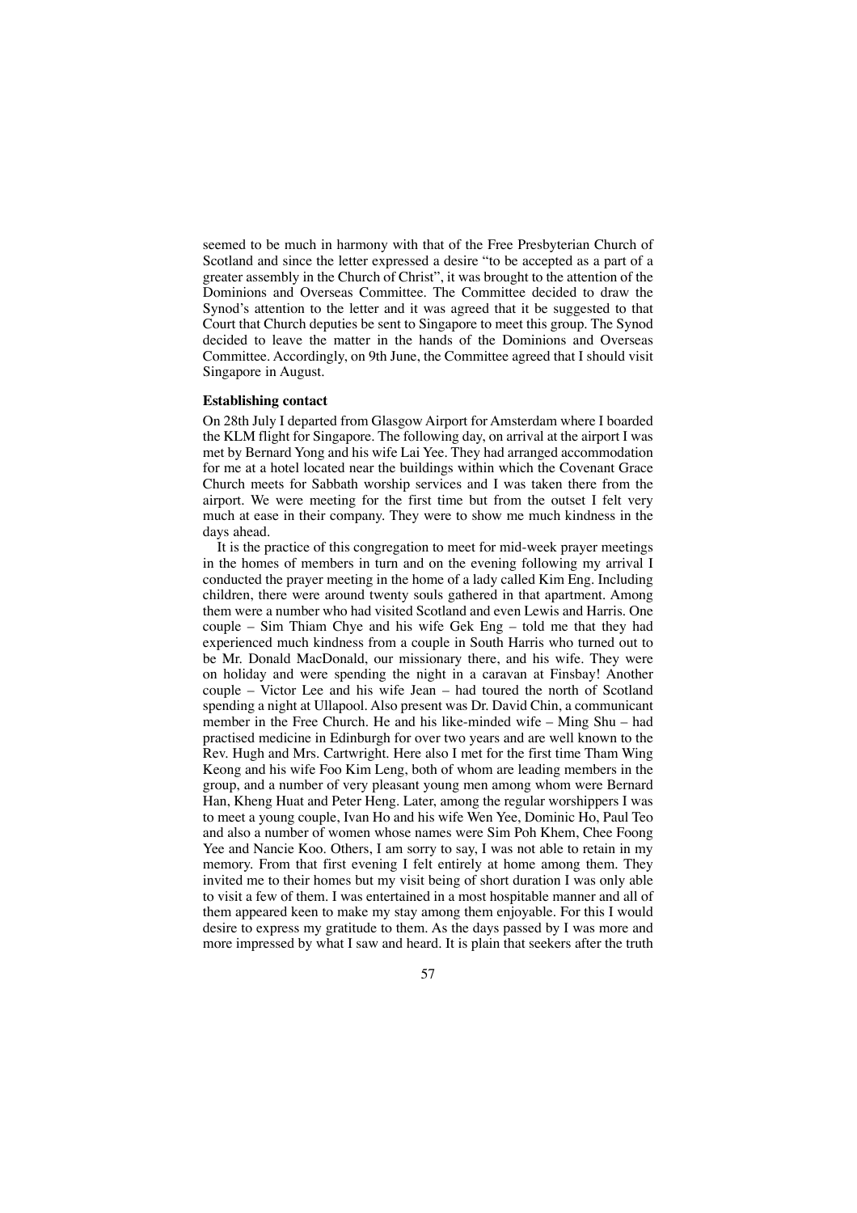seemed to be much in harmony with that of the Free Presbyterian Church of Scotland and since the letter expressed a desire "to be accepted as a part of a greater assembly in the Church of Christ", it was brought to the attention of the Dominions and Overseas Committee. The Committee decided to draw the Synod's attention to the letter and it was agreed that it be suggested to that Court that Church deputies be sent to Singapore to meet this group. The Synod decided to leave the matter in the hands of the Dominions and Overseas Committee. Accordingly, on 9th June, the Committee agreed that I should visit Singapore in August.

**Establishing contact**

On 28th July I departed from Glasgow Airport for Amsterdam where I boarded the KLM flight for Singapore. The following day, on arrival at the airport I was met by Bernard Yong and his wife Lai Yee. They had arranged accommodation for me at a hotel located near the buildings within which the Covenant Grace Church meets for Sabbath worship services and I was taken there from the airport. We were meeting for the first time but from the outset I felt very much at ease in their company. They were to show me much kindness in the days ahead.

It is the practice of this congregation to meet for mid-week prayer meetings in the homes of members in turn and on the evening following my arrival I conducted the prayer meeting in the home of a lady called Kim Eng. Including children, there were around twenty souls gathered in that apartment. Among them were a number who had visited Scotland and even Lewis and Harris. One couple – Sim Thiam Chye and his wife Gek Eng – told me that they had experienced much kindness from a couple in South Harris who turned out to be Mr. Donald MacDonald, our missionary there, and his wife. They were on holiday and were spending the night in a caravan at Finsbay! Another couple – Victor Lee and his wife Jean – had toured the north of Scotland spending a night at Ullapool. Also present was Dr. David Chin, a communicant member in the Free Church. He and his like-minded wife – Ming Shu – had practised medicine in Edinburgh for over two years and are well known to the Rev. Hugh and Mrs. Cartwright. Here also I met for the first time Tham Wing Keong and his wife Foo Kim Leng, both of whom are leading members in the group, and a number of very pleasant young men among whom were Bernard Han, Kheng Huat and Peter Heng. Later, among the regular worshippers I was to meet a young couple, Ivan Ho and his wife Wen Yee, Dominic Ho, Paul Teo and also a number of women whose names were Sim Poh Khem, Chee Foong Yee and Nancie Koo. Others, I am sorry to say, I was not able to retain in my memory. From that first evening I felt entirely at home among them. They invited me to their homes but my visit being of short duration I was only able to visit a few of them. I was entertained in a most hospitable manner and all of them appeared keen to make my stay among them enjoyable. For this I would desire to express my gratitude to them. As the days passed by I was more and more impressed by what I saw and heard. It is plain that seekers after the truth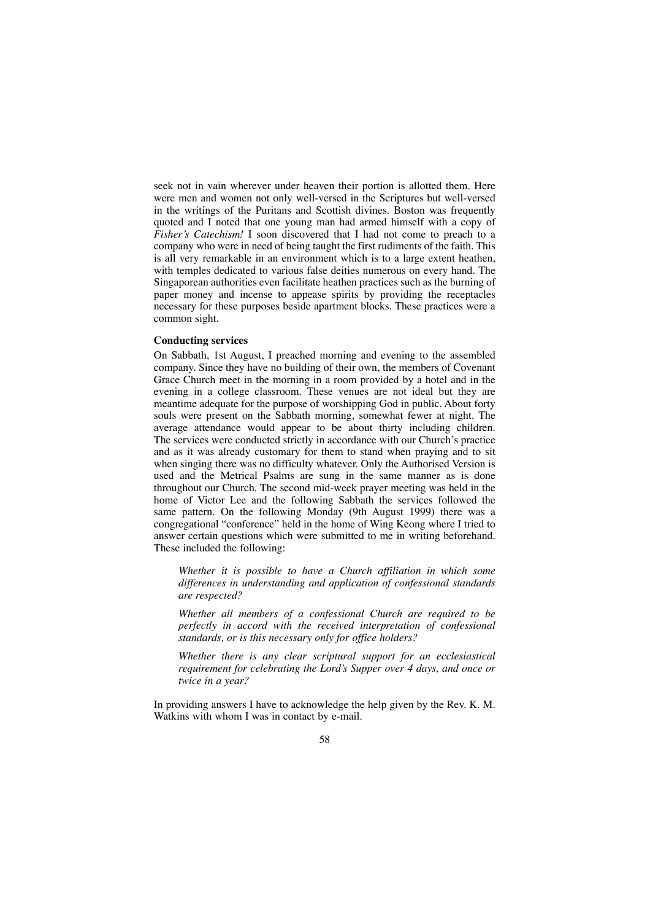seek not in vain wherever under heaven their portion is allotted them. Here were men and women not only well-versed in the Scriptures but well-versed in the writings of the Puritans and Scottish divines. Boston was frequently quoted and I noted that one young man had armed himself with a copy of *Fisher's Catechism!* I soon discovered that I had not come to preach to a company who were in need of being taught the first rudiments of the faith. This is all very remarkable in an environment which is to a large extent heathen, with temples dedicated to various false deities numerous on every hand. The Singaporean authorities even facilitate heathen practices such as the burning of paper money and incense to appease spirits by providing the receptacles necessary for these purposes beside apartment blocks. These practices were a common sight.

**Conducting services**

On Sabbath, 1st August, I preached morning and evening to the assembled company. Since they have no building of their own, the members of Covenant Grace Church meet in the morning in a room provided by a hotel and in the evening in a college classroom. These venues are not ideal but they are meantime adequate for the purpose of worshipping God in public. About forty souls were present on the Sabbath morning, somewhat fewer at night. The average attendance would appear to be about thirty including children. The services were conducted strictly in accordance with our Church's practice and as it was already customary for them to stand when praying and to sit when singing there was no difficulty whatever. Only the Authorised Version is used and the Metrical Psalms are sung in the same manner as is done throughout our Church. The second mid-week prayer meeting was held in the home of Victor Lee and the following Sabbath the services followed the same pattern. On the following Monday (9th August 1999) there was a congregational "conference" held in the home of Wing Keong where I tried to answer certain questions which were submitted to me in writing beforehand. These included the following:

> *Whether it is possible to have a Church affiliation in which some differences in understanding and application of confessional standards are respected?*
>
> *Whether all members of a confessional Church are required to be perfectly in accord with the received interpretation of confessional standards, or is this necessary only for office holders?*
>
> *Whether there is any clear scriptural support for an ecclesiastical requirement for celebrating the Lord's Supper over 4 days, and once or twice in a year?*

In providing answers I have to acknowledge the help given by the Rev. K. M. Watkins with whom I was in contact by e-mail.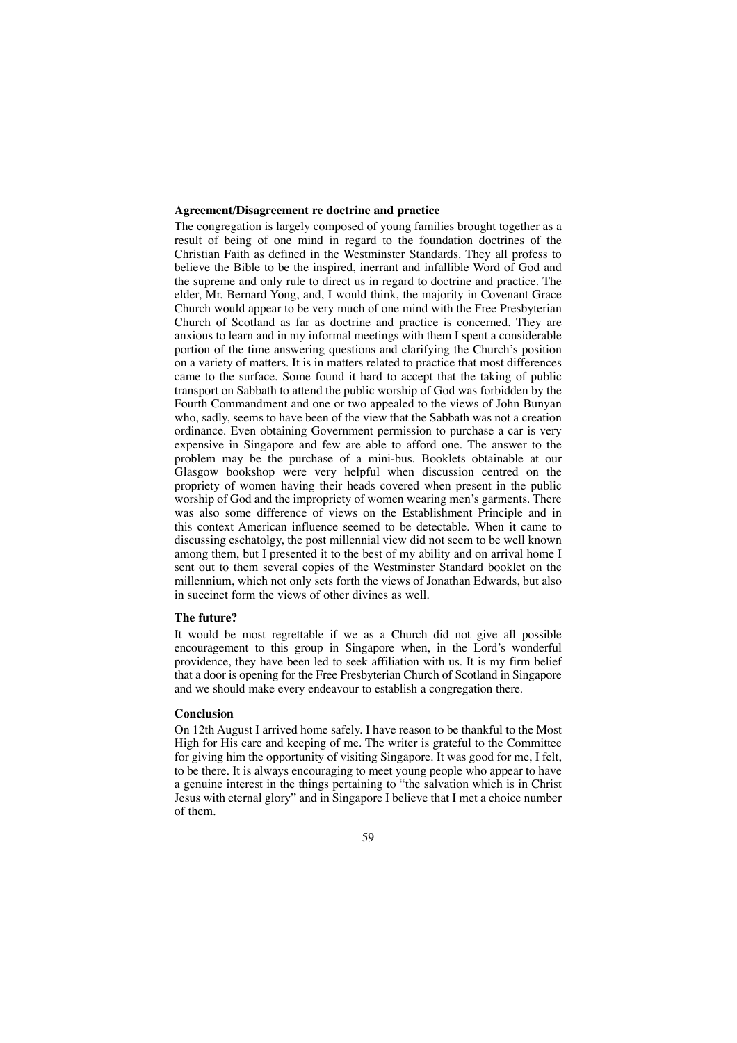**Agreement/Disagreement re doctrine and practice**

The congregation is largely composed of young families brought together as a result of being of one mind in regard to the foundation doctrines of the Christian Faith as defined in the Westminster Standards. They all profess to believe the Bible to be the inspired, inerrant and infallible Word of God and the supreme and only rule to direct us in regard to doctrine and practice. The elder, Mr. Bernard Yong, and, I would think, the majority in Covenant Grace Church would appear to be very much of one mind with the Free Presbyterian Church of Scotland as far as doctrine and practice is concerned. They are anxious to learn and in my informal meetings with them I spent a considerable portion of the time answering questions and clarifying the Church's position on a variety of matters. It is in matters related to practice that most differences came to the surface. Some found it hard to accept that the taking of public transport on Sabbath to attend the public worship of God was forbidden by the Fourth Commandment and one or two appealed to the views of John Bunyan who, sadly, seems to have been of the view that the Sabbath was not a creation ordinance. Even obtaining Government permission to purchase a car is very expensive in Singapore and few are able to afford one. The answer to the problem may be the purchase of a mini-bus. Booklets obtainable at our Glasgow bookshop were very helpful when discussion centred on the propriety of women having their heads covered when present in the public worship of God and the impropriety of women wearing men's garments. There was also some difference of views on the Establishment Principle and in this context American influence seemed to be detectable. When it came to discussing eschatolgy, the post millennial view did not seem to be well known among them, but I presented it to the best of my ability and on arrival home I sent out to them several copies of the Westminster Standard booklet on the millennium, which not only sets forth the views of Jonathan Edwards, but also in succinct form the views of other divines as well.

**The future?**

It would be most regrettable if we as a Church did not give all possible encouragement to this group in Singapore when, in the Lord's wonderful providence, they have been led to seek affiliation with us. It is my firm belief that a door is opening for the Free Presbyterian Church of Scotland in Singapore and we should make every endeavour to establish a congregation there.

**Conclusion**

On 12th August I arrived home safely. I have reason to be thankful to the Most High for His care and keeping of me. The writer is grateful to the Committee for giving him the opportunity of visiting Singapore. It was good for me, I felt, to be there. It is always encouraging to meet young people who appear to have a genuine interest in the things pertaining to "the salvation which is in Christ Jesus with eternal glory" and in Singapore I believe that I met a choice number of them.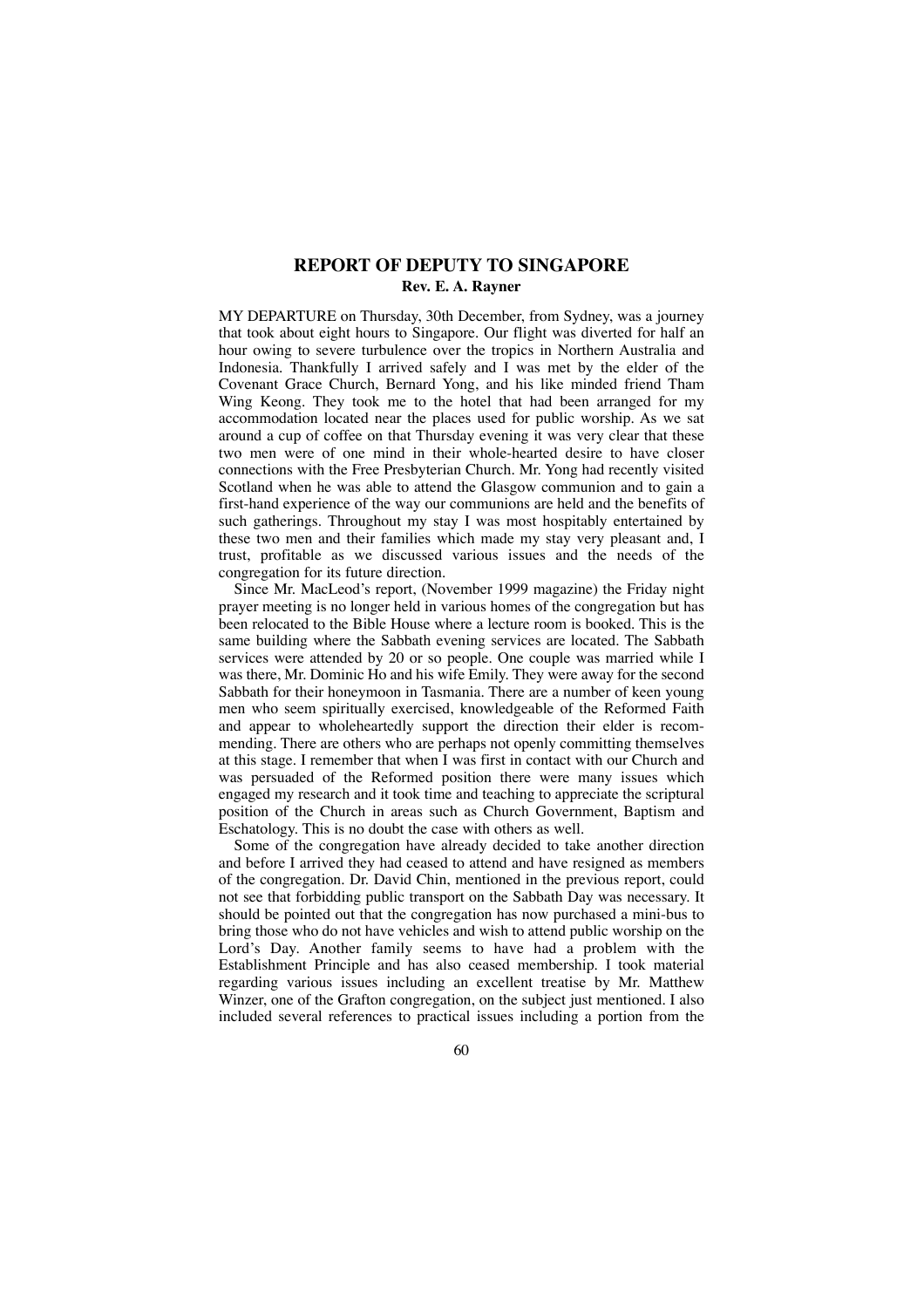## REPORT OF DEPUTY TO SINGAPORE

**Rev. E. A. Rayner**

MY DEPARTURE on Thursday, 30th December, from Sydney, was a journey that took about eight hours to Singapore. Our flight was diverted for half an hour owing to severe turbulence over the tropics in Northern Australia and Indonesia. Thankfully I arrived safely and I was met by the elder of the Covenant Grace Church, Bernard Yong, and his like minded friend Tham Wing Keong. They took me to the hotel that had been arranged for my accommodation located near the places used for public worship. As we sat around a cup of coffee on that Thursday evening it was very clear that these two men were of one mind in their whole-hearted desire to have closer connections with the Free Presbyterian Church. Mr. Yong had recently visited Scotland when he was able to attend the Glasgow communion and to gain a first-hand experience of the way our communions are held and the benefits of such gatherings. Throughout my stay I was most hospitably entertained by these two men and their families which made my stay very pleasant and, I trust, profitable as we discussed various issues and the needs of the congregation for its future direction.

Since Mr. MacLeod's report, (November 1999 magazine) the Friday night prayer meeting is no longer held in various homes of the congregation but has been relocated to the Bible House where a lecture room is booked. This is the same building where the Sabbath evening services are located. The Sabbath services were attended by 20 or so people. One couple was married while I was there, Mr. Dominic Ho and his wife Emily. They were away for the second Sabbath for their honeymoon in Tasmania. There are a number of keen young men who seem spiritually exercised, knowledgeable of the Reformed Faith and appear to wholeheartedly support the direction their elder is recommending. There are others who are perhaps not openly committing themselves at this stage. I remember that when I was first in contact with our Church and was persuaded of the Reformed position there were many issues which engaged my research and it took time and teaching to appreciate the scriptural position of the Church in areas such as Church Government, Baptism and Eschatology. This is no doubt the case with others as well.

Some of the congregation have already decided to take another direction and before I arrived they had ceased to attend and have resigned as members of the congregation. Dr. David Chin, mentioned in the previous report, could not see that forbidding public transport on the Sabbath Day was necessary. It should be pointed out that the congregation has now purchased a mini-bus to bring those who do not have vehicles and wish to attend public worship on the Lord's Day. Another family seems to have had a problem with the Establishment Principle and has also ceased membership. I took material regarding various issues including an excellent treatise by Mr. Matthew Winzer, one of the Grafton congregation, on the subject just mentioned. I also included several references to practical issues including a portion from the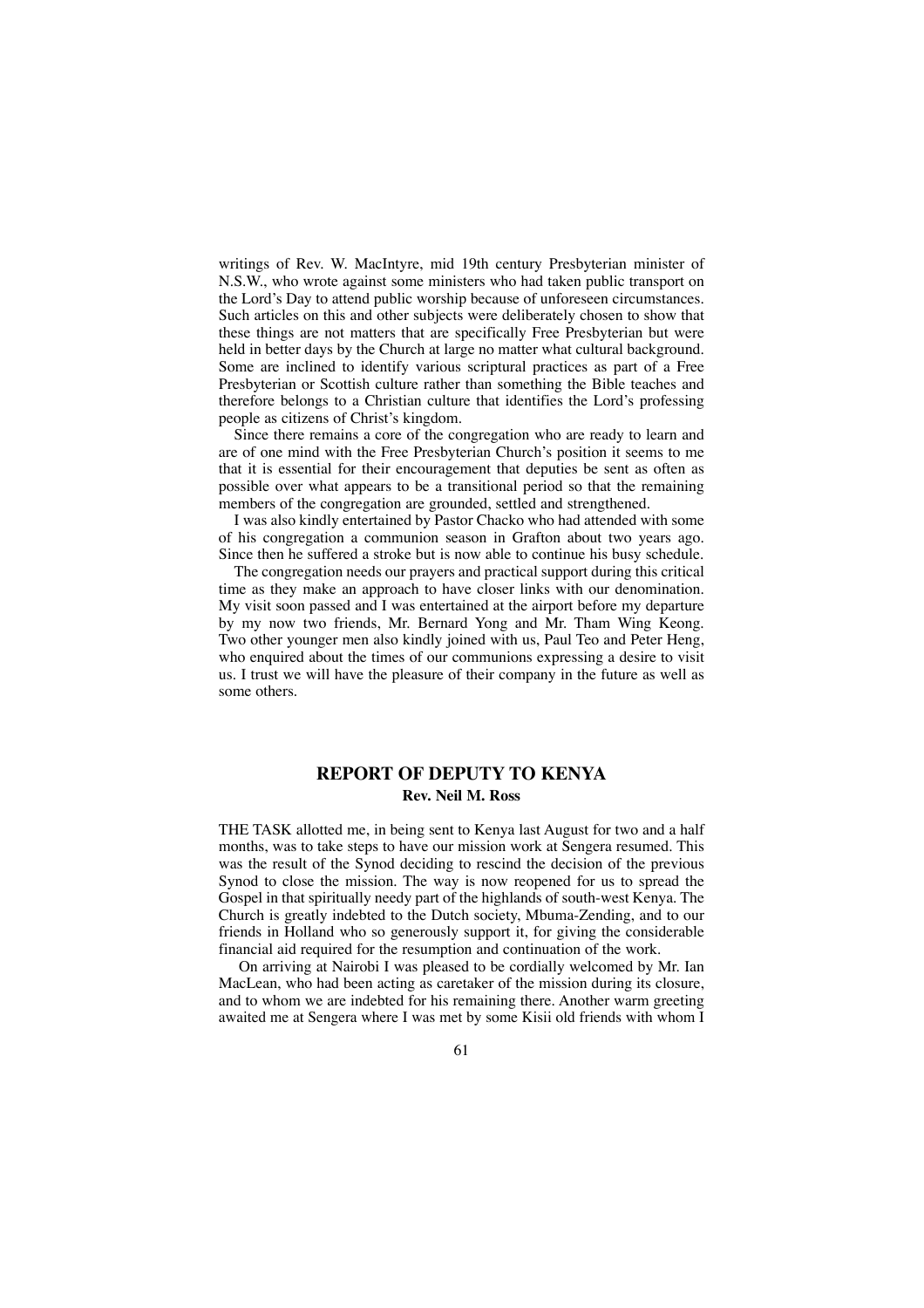writings of Rev. W. MacIntyre, mid 19th century Presbyterian minister of N.S.W., who wrote against some ministers who had taken public transport on the Lord's Day to attend public worship because of unforeseen circumstances. Such articles on this and other subjects were deliberately chosen to show that these things are not matters that are specifically Free Presbyterian but were held in better days by the Church at large no matter what cultural background. Some are inclined to identify various scriptural practices as part of a Free Presbyterian or Scottish culture rather than something the Bible teaches and therefore belongs to a Christian culture that identifies the Lord's professing people as citizens of Christ's kingdom.

Since there remains a core of the congregation who are ready to learn and are of one mind with the Free Presbyterian Church's position it seems to me that it is essential for their encouragement that deputies be sent as often as possible over what appears to be a transitional period so that the remaining members of the congregation are grounded, settled and strengthened.

I was also kindly entertained by Pastor Chacko who had attended with some of his congregation a communion season in Grafton about two years ago. Since then he suffered a stroke but is now able to continue his busy schedule.

The congregation needs our prayers and practical support during this critical time as they make an approach to have closer links with our denomination. My visit soon passed and I was entertained at the airport before my departure by my now two friends, Mr. Bernard Yong and Mr. Tham Wing Keong. Two other younger men also kindly joined with us, Paul Teo and Peter Heng, who enquired about the times of our communions expressing a desire to visit us. I trust we will have the pleasure of their company in the future as well as some others.

## REPORT OF DEPUTY TO KENYA

**Rev. Neil M. Ross**

THE TASK allotted me, in being sent to Kenya last August for two and a half months, was to take steps to have our mission work at Sengera resumed. This was the result of the Synod deciding to rescind the decision of the previous Synod to close the mission. The way is now reopened for us to spread the Gospel in that spiritually needy part of the highlands of south-west Kenya. The Church is greatly indebted to the Dutch society, Mbuma-Zending, and to our friends in Holland who so generously support it, for giving the considerable financial aid required for the resumption and continuation of the work.

On arriving at Nairobi I was pleased to be cordially welcomed by Mr. Ian MacLean, who had been acting as caretaker of the mission during its closure, and to whom we are indebted for his remaining there. Another warm greeting awaited me at Sengera where I was met by some Kisii old friends with whom I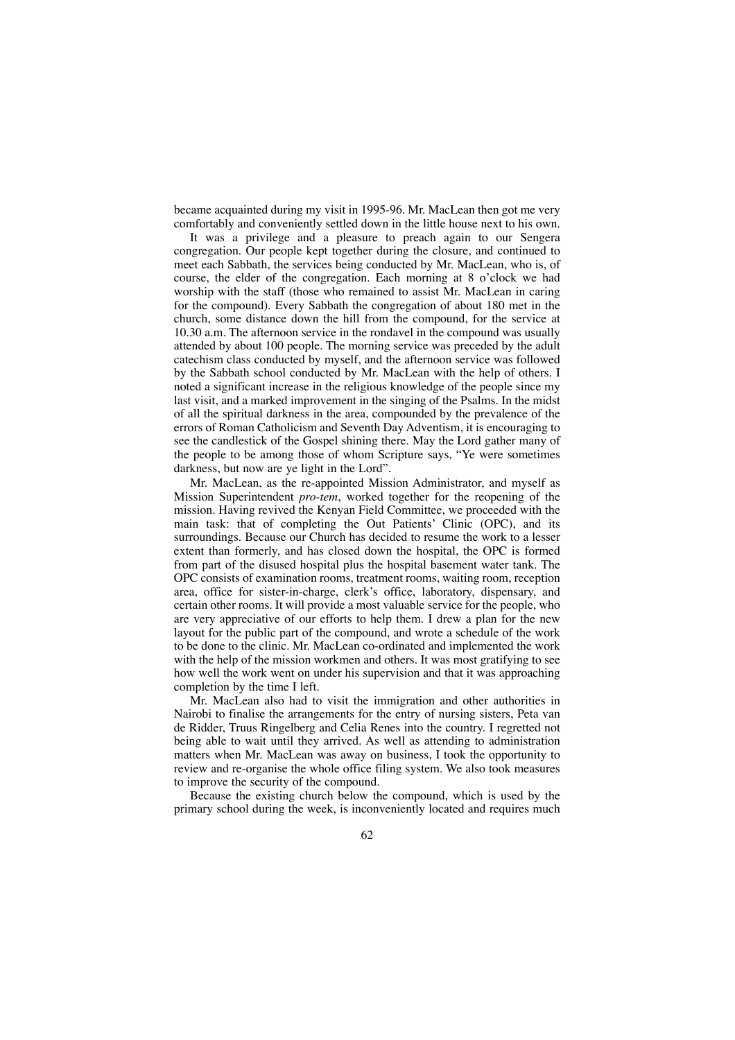became acquainted during my visit in 1995-96. Mr. MacLean then got me very comfortably and conveniently settled down in the little house next to his own.

It was a privilege and a pleasure to preach again to our Sengera congregation. Our people kept together during the closure, and continued to meet each Sabbath, the services being conducted by Mr. MacLean, who is, of course, the elder of the congregation. Each morning at 8 o'clock we had worship with the staff (those who remained to assist Mr. MacLean in caring for the compound). Every Sabbath the congregation of about 180 met in the church, some distance down the hill from the compound, for the service at 10.30 a.m. The afternoon service in the rondavel in the compound was usually attended by about 100 people. The morning service was preceded by the adult catechism class conducted by myself, and the afternoon service was followed by the Sabbath school conducted by Mr. MacLean with the help of others. I noted a significant increase in the religious knowledge of the people since my last visit, and a marked improvement in the singing of the Psalms. In the midst of all the spiritual darkness in the area, compounded by the prevalence of the errors of Roman Catholicism and Seventh Day Adventism, it is encouraging to see the candlestick of the Gospel shining there. May the Lord gather many of the people to be among those of whom Scripture says, "Ye were sometimes darkness, but now are ye light in the Lord".

Mr. MacLean, as the re-appointed Mission Administrator, and myself as Mission Superintendent *pro-tem*, worked together for the reopening of the mission. Having revived the Kenyan Field Committee, we proceeded with the main task: that of completing the Out Patients' Clinic (OPC), and its surroundings. Because our Church has decided to resume the work to a lesser extent than formerly, and has closed down the hospital, the OPC is formed from part of the disused hospital plus the hospital basement water tank. The OPC consists of examination rooms, treatment rooms, waiting room, reception area, office for sister-in-charge, clerk's office, laboratory, dispensary, and certain other rooms. It will provide a most valuable service for the people, who are very appreciative of our efforts to help them. I drew a plan for the new layout for the public part of the compound, and wrote a schedule of the work to be done to the clinic. Mr. MacLean co-ordinated and implemented the work with the help of the mission workmen and others. It was most gratifying to see how well the work went on under his supervision and that it was approaching completion by the time I left.

Mr. MacLean also had to visit the immigration and other authorities in Nairobi to finalise the arrangements for the entry of nursing sisters, Peta van de Ridder, Truus Ringelberg and Celia Renes into the country. I regretted not being able to wait until they arrived. As well as attending to administration matters when Mr. MacLean was away on business, I took the opportunity to review and re-organise the whole office filing system. We also took measures to improve the security of the compound.

Because the existing church below the compound, which is used by the primary school during the week, is inconveniently located and requires much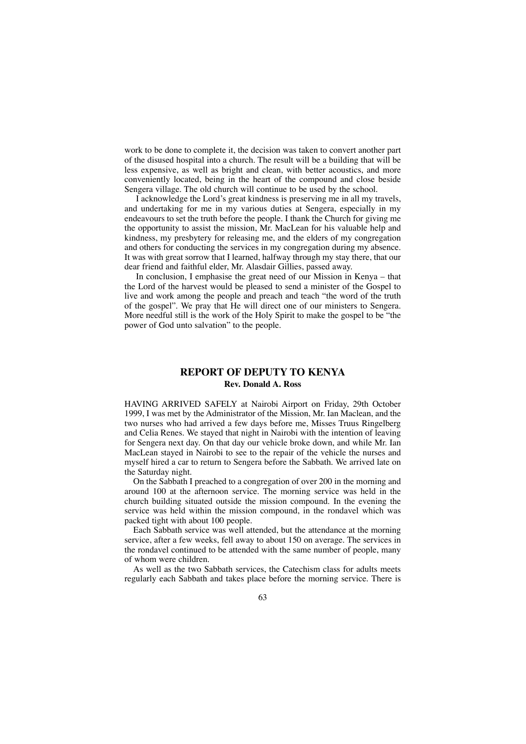work to be done to complete it, the decision was taken to convert another part of the disused hospital into a church. The result will be a building that will be less expensive, as well as bright and clean, with better acoustics, and more conveniently located, being in the heart of the compound and close beside Sengera village. The old church will continue to be used by the school.

I acknowledge the Lord's great kindness is preserving me in all my travels, and undertaking for me in my various duties at Sengera, especially in my endeavours to set the truth before the people. I thank the Church for giving me the opportunity to assist the mission, Mr. MacLean for his valuable help and kindness, my presbytery for releasing me, and the elders of my congregation and others for conducting the services in my congregation during my absence. It was with great sorrow that I learned, halfway through my stay there, that our dear friend and faithful elder, Mr. Alasdair Gillies, passed away.

In conclusion, I emphasise the great need of our Mission in Kenya – that the Lord of the harvest would be pleased to send a minister of the Gospel to live and work among the people and preach and teach "the word of the truth of the gospel". We pray that He will direct one of our ministers to Sengera. More needful still is the work of the Holy Spirit to make the gospel to be "the power of God unto salvation" to the people.

## REPORT OF DEPUTY TO KENYA

**Rev. Donald A. Ross**

HAVING ARRIVED SAFELY at Nairobi Airport on Friday, 29th October 1999, I was met by the Administrator of the Mission, Mr. Ian Maclean, and the two nurses who had arrived a few days before me, Misses Truus Ringelberg and Celia Renes. We stayed that night in Nairobi with the intention of leaving for Sengera next day. On that day our vehicle broke down, and while Mr. Ian MacLean stayed in Nairobi to see to the repair of the vehicle the nurses and myself hired a car to return to Sengera before the Sabbath. We arrived late on the Saturday night.

On the Sabbath I preached to a congregation of over 200 in the morning and around 100 at the afternoon service. The morning service was held in the church building situated outside the mission compound. In the evening the service was held within the mission compound, in the rondavel which was packed tight with about 100 people.

Each Sabbath service was well attended, but the attendance at the morning service, after a few weeks, fell away to about 150 on average. The services in the rondavel continued to be attended with the same number of people, many of whom were children.

As well as the two Sabbath services, the Catechism class for adults meets regularly each Sabbath and takes place before the morning service. There is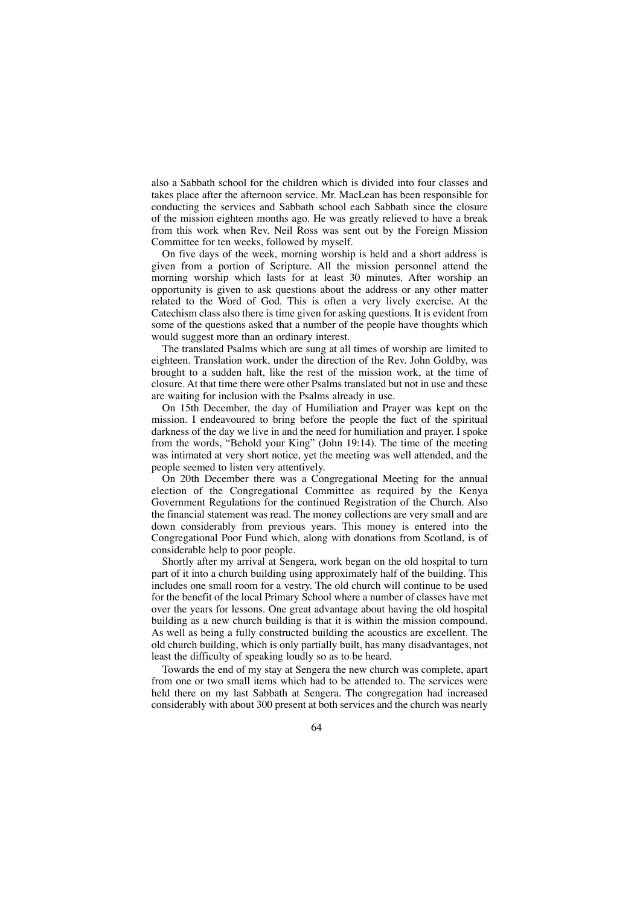also a Sabbath school for the children which is divided into four classes and takes place after the afternoon service. Mr. MacLean has been responsible for conducting the services and Sabbath school each Sabbath since the closure of the mission eighteen months ago. He was greatly relieved to have a break from this work when Rev. Neil Ross was sent out by the Foreign Mission Committee for ten weeks, followed by myself.

On five days of the week, morning worship is held and a short address is given from a portion of Scripture. All the mission personnel attend the morning worship which lasts for at least 30 minutes. After worship an opportunity is given to ask questions about the address or any other matter related to the Word of God. This is often a very lively exercise. At the Catechism class also there is time given for asking questions. It is evident from some of the questions asked that a number of the people have thoughts which would suggest more than an ordinary interest.

The translated Psalms which are sung at all times of worship are limited to eighteen. Translation work, under the direction of the Rev. John Goldby, was brought to a sudden halt, like the rest of the mission work, at the time of closure. At that time there were other Psalms translated but not in use and these are waiting for inclusion with the Psalms already in use.

On 15th December, the day of Humiliation and Prayer was kept on the mission. I endeavoured to bring before the people the fact of the spiritual darkness of the day we live in and the need for humiliation and prayer. I spoke from the words, "Behold your King" (John 19:14). The time of the meeting was intimated at very short notice, yet the meeting was well attended, and the people seemed to listen very attentively.

On 20th December there was a Congregational Meeting for the annual election of the Congregational Committee as required by the Kenya Government Regulations for the continued Registration of the Church. Also the financial statement was read. The money collections are very small and are down considerably from previous years. This money is entered into the Congregational Poor Fund which, along with donations from Scotland, is of considerable help to poor people.

Shortly after my arrival at Sengera, work began on the old hospital to turn part of it into a church building using approximately half of the building. This includes one small room for a vestry. The old church will continue to be used for the benefit of the local Primary School where a number of classes have met over the years for lessons. One great advantage about having the old hospital building as a new church building is that it is within the mission compound. As well as being a fully constructed building the acoustics are excellent. The old church building, which is only partially built, has many disadvantages, not least the difficulty of speaking loudly so as to be heard.

Towards the end of my stay at Sengera the new church was complete, apart from one or two small items which had to be attended to. The services were held there on my last Sabbath at Sengera. The congregation had increased considerably with about 300 present at both services and the church was nearly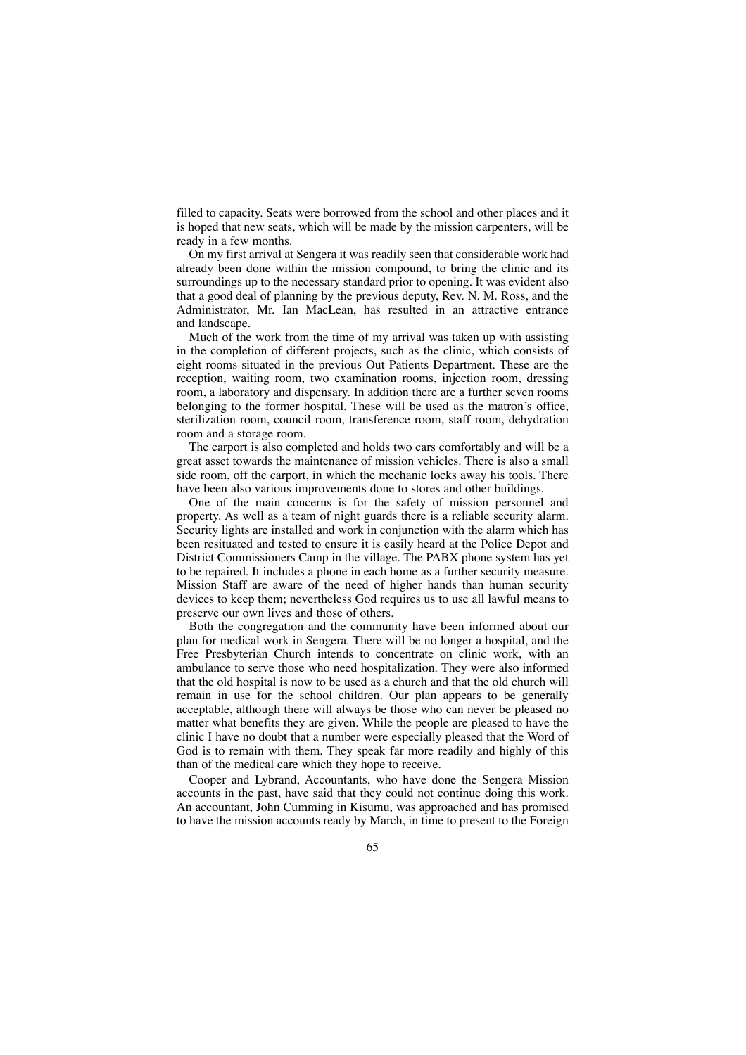filled to capacity. Seats were borrowed from the school and other places and it is hoped that new seats, which will be made by the mission carpenters, will be ready in a few months.

On my first arrival at Sengera it was readily seen that considerable work had already been done within the mission compound, to bring the clinic and its surroundings up to the necessary standard prior to opening. It was evident also that a good deal of planning by the previous deputy, Rev. N. M. Ross, and the Administrator, Mr. Ian MacLean, has resulted in an attractive entrance and landscape.

Much of the work from the time of my arrival was taken up with assisting in the completion of different projects, such as the clinic, which consists of eight rooms situated in the previous Out Patients Department. These are the reception, waiting room, two examination rooms, injection room, dressing room, a laboratory and dispensary. In addition there are a further seven rooms belonging to the former hospital. These will be used as the matron's office, sterilization room, council room, transference room, staff room, dehydration room and a storage room.

The carport is also completed and holds two cars comfortably and will be a great asset towards the maintenance of mission vehicles. There is also a small side room, off the carport, in which the mechanic locks away his tools. There have been also various improvements done to stores and other buildings.

One of the main concerns is for the safety of mission personnel and property. As well as a team of night guards there is a reliable security alarm. Security lights are installed and work in conjunction with the alarm which has been resituated and tested to ensure it is easily heard at the Police Depot and District Commissioners Camp in the village. The PABX phone system has yet to be repaired. It includes a phone in each home as a further security measure. Mission Staff are aware of the need of higher hands than human security devices to keep them; nevertheless God requires us to use all lawful means to preserve our own lives and those of others.

Both the congregation and the community have been informed about our plan for medical work in Sengera. There will be no longer a hospital, and the Free Presbyterian Church intends to concentrate on clinic work, with an ambulance to serve those who need hospitalization. They were also informed that the old hospital is now to be used as a church and that the old church will remain in use for the school children. Our plan appears to be generally acceptable, although there will always be those who can never be pleased no matter what benefits they are given. While the people are pleased to have the clinic I have no doubt that a number were especially pleased that the Word of God is to remain with them. They speak far more readily and highly of this than of the medical care which they hope to receive.

Cooper and Lybrand, Accountants, who have done the Sengera Mission accounts in the past, have said that they could not continue doing this work. An accountant, John Cumming in Kisumu, was approached and has promised to have the mission accounts ready by March, in time to present to the Foreign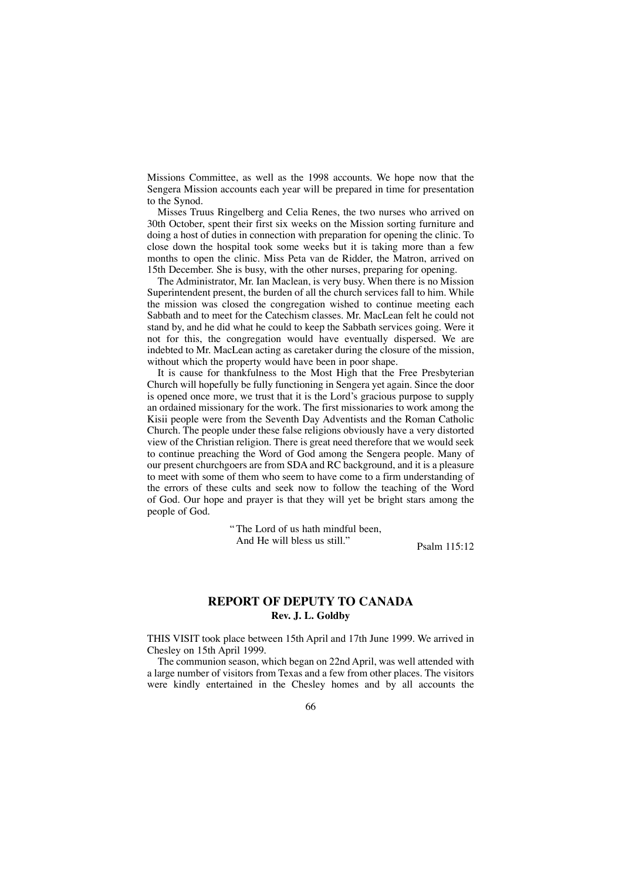Missions Committee, as well as the 1998 accounts. We hope now that the Sengera Mission accounts each year will be prepared in time for presentation to the Synod.

Misses Truus Ringelberg and Celia Renes, the two nurses who arrived on 30th October, spent their first six weeks on the Mission sorting furniture and doing a host of duties in connection with preparation for opening the clinic. To close down the hospital took some weeks but it is taking more than a few months to open the clinic. Miss Peta van de Ridder, the Matron, arrived on 15th December. She is busy, with the other nurses, preparing for opening.

The Administrator, Mr. Ian Maclean, is very busy. When there is no Mission Superintendent present, the burden of all the church services fall to him. While the mission was closed the congregation wished to continue meeting each Sabbath and to meet for the Catechism classes. Mr. MacLean felt he could not stand by, and he did what he could to keep the Sabbath services going. Were it not for this, the congregation would have eventually dispersed. We are indebted to Mr. MacLean acting as caretaker during the closure of the mission, without which the property would have been in poor shape.

It is cause for thankfulness to the Most High that the Free Presbyterian Church will hopefully be fully functioning in Sengera yet again. Since the door is opened once more, we trust that it is the Lord's gracious purpose to supply an ordained missionary for the work. The first missionaries to work among the Kisii people were from the Seventh Day Adventists and the Roman Catholic Church. The people under these false religions obviously have a very distorted view of the Christian religion. There is great need therefore that we would seek to continue preaching the Word of God among the Sengera people. Many of our present churchgoers are from SDA and RC background, and it is a pleasure to meet with some of them who seem to have come to a firm understanding of the errors of these cults and seek now to follow the teaching of the Word of God. Our hope and prayer is that they will yet be bright stars among the people of God.

> "The Lord of us hath mindful been,
> And He will bless us still."
>
> Psalm 115:12

## REPORT OF DEPUTY TO CANADA

**Rev. J. L. Goldby**

THIS VISIT took place between 15th April and 17th June 1999. We arrived in Chesley on 15th April 1999.

The communion season, which began on 22nd April, was well attended with a large number of visitors from Texas and a few from other places. The visitors were kindly entertained in the Chesley homes and by all accounts the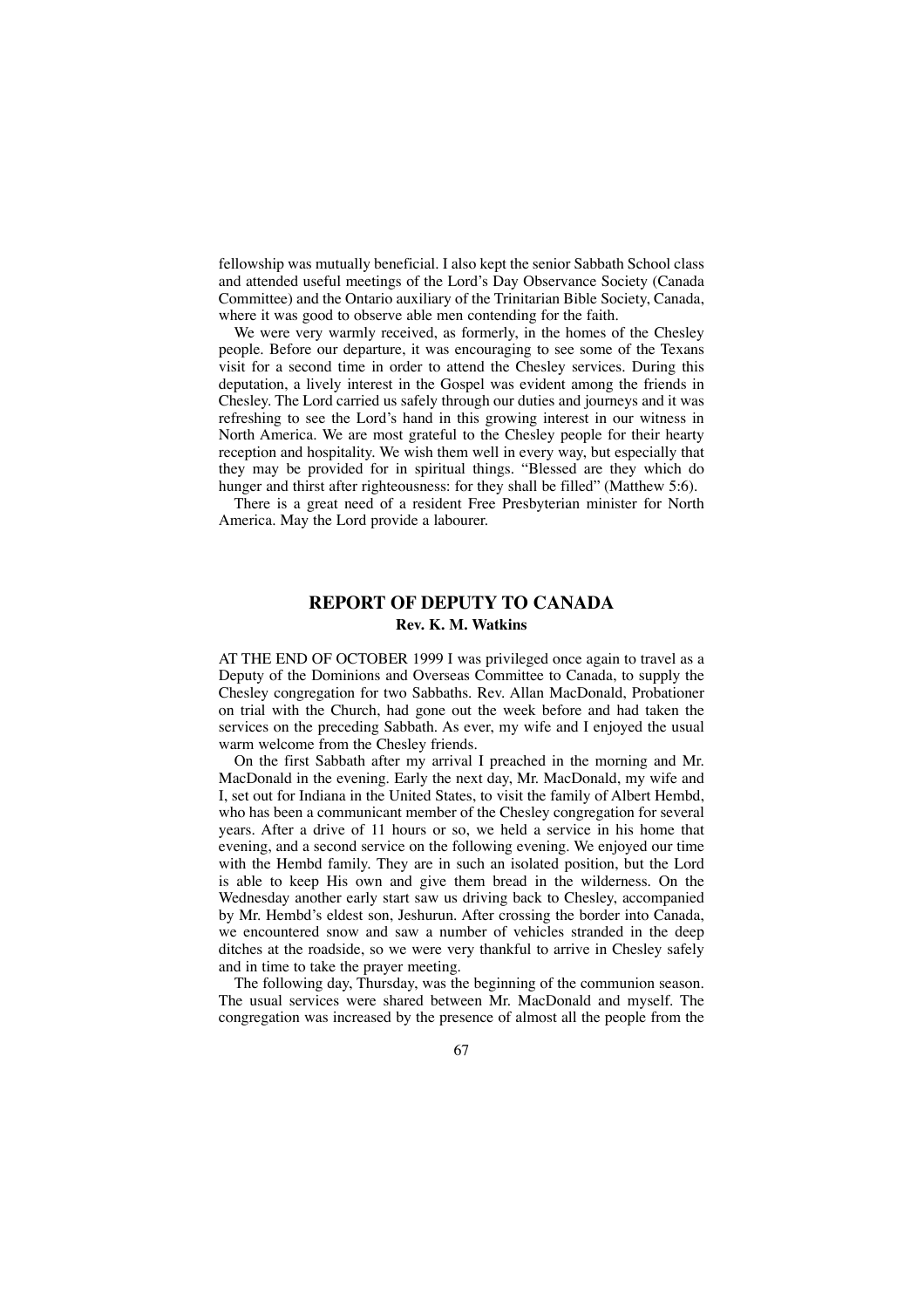fellowship was mutually beneficial. I also kept the senior Sabbath School class and attended useful meetings of the Lord's Day Observance Society (Canada Committee) and the Ontario auxiliary of the Trinitarian Bible Society, Canada, where it was good to observe able men contending for the faith.

We were very warmly received, as formerly, in the homes of the Chesley people. Before our departure, it was encouraging to see some of the Texans visit for a second time in order to attend the Chesley services. During this deputation, a lively interest in the Gospel was evident among the friends in Chesley. The Lord carried us safely through our duties and journeys and it was refreshing to see the Lord's hand in this growing interest in our witness in North America. We are most grateful to the Chesley people for their hearty reception and hospitality. We wish them well in every way, but especially that they may be provided for in spiritual things. "Blessed are they which do hunger and thirst after righteousness: for they shall be filled" (Matthew 5:6).

There is a great need of a resident Free Presbyterian minister for North America. May the Lord provide a labourer.

## REPORT OF DEPUTY TO CANADA

**Rev. K. M. Watkins**

AT THE END OF OCTOBER 1999 I was privileged once again to travel as a Deputy of the Dominions and Overseas Committee to Canada, to supply the Chesley congregation for two Sabbaths. Rev. Allan MacDonald, Probationer on trial with the Church, had gone out the week before and had taken the services on the preceding Sabbath. As ever, my wife and I enjoyed the usual warm welcome from the Chesley friends.

On the first Sabbath after my arrival I preached in the morning and Mr. MacDonald in the evening. Early the next day, Mr. MacDonald, my wife and I, set out for Indiana in the United States, to visit the family of Albert Hembd, who has been a communicant member of the Chesley congregation for several years. After a drive of 11 hours or so, we held a service in his home that evening, and a second service on the following evening. We enjoyed our time with the Hembd family. They are in such an isolated position, but the Lord is able to keep His own and give them bread in the wilderness. On the Wednesday another early start saw us driving back to Chesley, accompanied by Mr. Hembd's eldest son, Jeshurun. After crossing the border into Canada, we encountered snow and saw a number of vehicles stranded in the deep ditches at the roadside, so we were very thankful to arrive in Chesley safely and in time to take the prayer meeting.

The following day, Thursday, was the beginning of the communion season. The usual services were shared between Mr. MacDonald and myself. The congregation was increased by the presence of almost all the people from the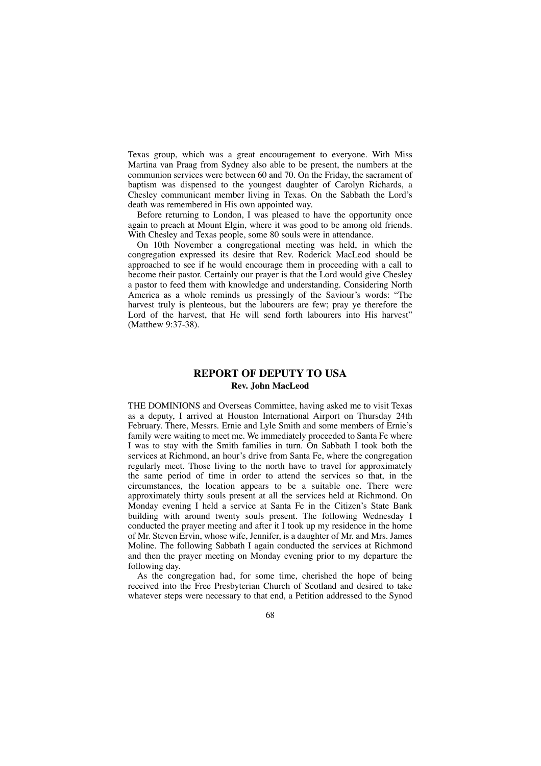Texas group, which was a great encouragement to everyone. With Miss Martina van Praag from Sydney also able to be present, the numbers at the communion services were between 60 and 70. On the Friday, the sacrament of baptism was dispensed to the youngest daughter of Carolyn Richards, a Chesley communicant member living in Texas. On the Sabbath the Lord's death was remembered in His own appointed way.

Before returning to London, I was pleased to have the opportunity once again to preach at Mount Elgin, where it was good to be among old friends. With Chesley and Texas people, some 80 souls were in attendance.

On 10th November a congregational meeting was held, in which the congregation expressed its desire that Rev. Roderick MacLeod should be approached to see if he would encourage them in proceeding with a call to become their pastor. Certainly our prayer is that the Lord would give Chesley a pastor to feed them with knowledge and understanding. Considering North America as a whole reminds us pressingly of the Saviour's words: "The harvest truly is plenteous, but the labourers are few; pray ye therefore the Lord of the harvest, that He will send forth labourers into His harvest" (Matthew 9:37-38).

## REPORT OF DEPUTY TO USA

**Rev. John MacLeod**

THE DOMINIONS and Overseas Committee, having asked me to visit Texas as a deputy, I arrived at Houston International Airport on Thursday 24th February. There, Messrs. Ernie and Lyle Smith and some members of Ernie's family were waiting to meet me. We immediately proceeded to Santa Fe where I was to stay with the Smith families in turn. On Sabbath I took both the services at Richmond, an hour's drive from Santa Fe, where the congregation regularly meet. Those living to the north have to travel for approximately the same period of time in order to attend the services so that, in the circumstances, the location appears to be a suitable one. There were approximately thirty souls present at all the services held at Richmond. On Monday evening I held a service at Santa Fe in the Citizen's State Bank building with around twenty souls present. The following Wednesday I conducted the prayer meeting and after it I took up my residence in the home of Mr. Steven Ervin, whose wife, Jennifer, is a daughter of Mr. and Mrs. James Moline. The following Sabbath I again conducted the services at Richmond and then the prayer meeting on Monday evening prior to my departure the following day.

As the congregation had, for some time, cherished the hope of being received into the Free Presbyterian Church of Scotland and desired to take whatever steps were necessary to that end, a Petition addressed to the Synod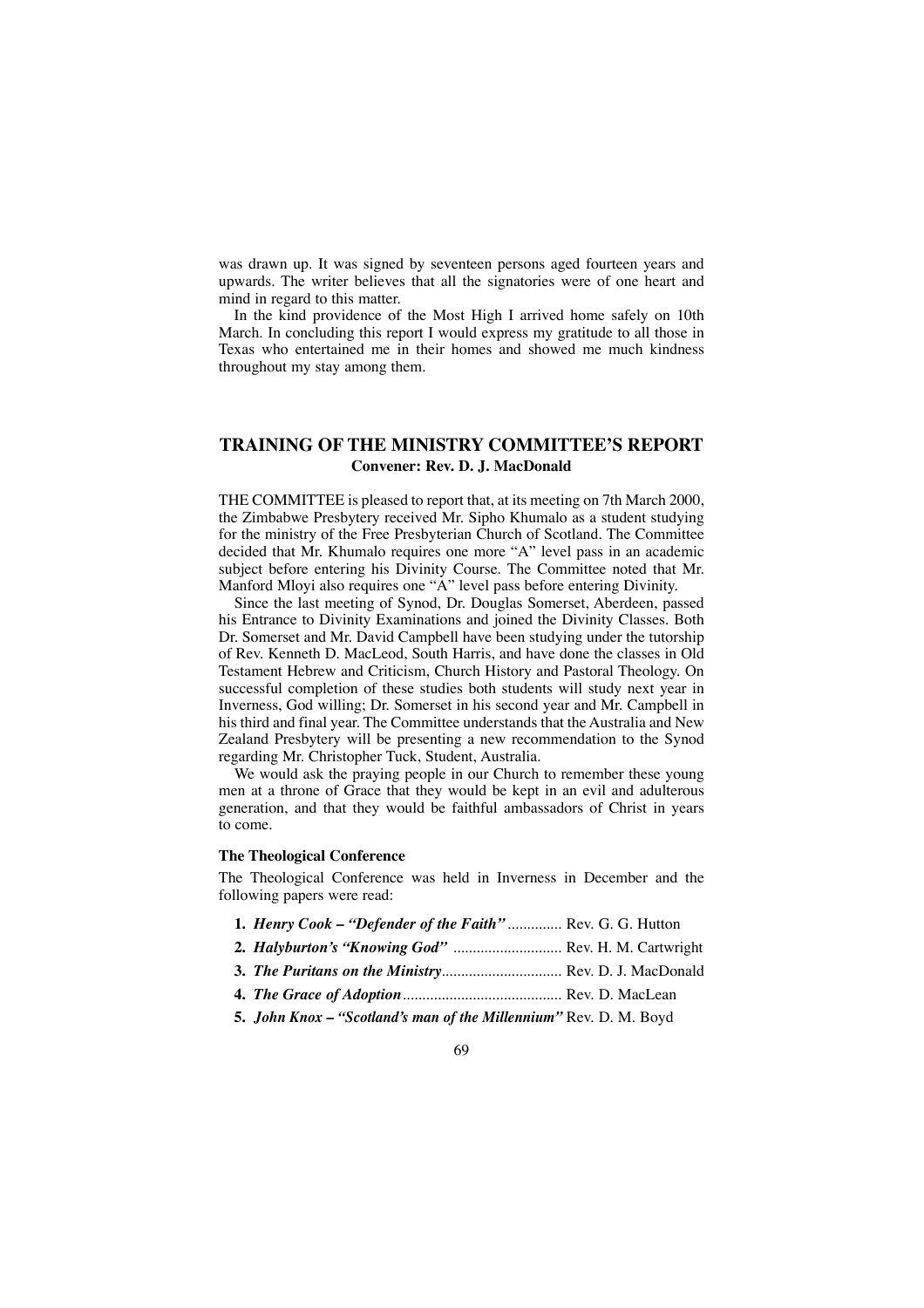was drawn up. It was signed by seventeen persons aged fourteen years and upwards. The writer believes that all the signatories were of one heart and mind in regard to this matter.

In the kind providence of the Most High I arrived home safely on 10th March. In concluding this report I would express my gratitude to all those in Texas who entertained me in their homes and showed me much kindness throughout my stay among them.

## TRAINING OF THE MINISTRY COMMITTEE'S REPORT

**Convener: Rev. D. J. MacDonald**

THE COMMITTEE is pleased to report that, at its meeting on 7th March 2000, the Zimbabwe Presbytery received Mr. Sipho Khumalo as a student studying for the ministry of the Free Presbyterian Church of Scotland. The Committee decided that Mr. Khumalo requires one more "A" level pass in an academic subject before entering his Divinity Course. The Committee noted that Mr. Manford Mloyi also requires one "A" level pass before entering Divinity.

Since the last meeting of Synod, Dr. Douglas Somerset, Aberdeen, passed his Entrance to Divinity Examinations and joined the Divinity Classes. Both Dr. Somerset and Mr. David Campbell have been studying under the tutorship of Rev. Kenneth D. MacLeod, South Harris, and have done the classes in Old Testament Hebrew and Criticism, Church History and Pastoral Theology. On successful completion of these studies both students will study next year in Inverness, God willing; Dr. Somerset in his second year and Mr. Campbell in his third and final year. The Committee understands that the Australia and New Zealand Presbytery will be presenting a new recommendation to the Synod regarding Mr. Christopher Tuck, Student, Australia.

We would ask the praying people in our Church to remember these young men at a throne of Grace that they would be kept in an evil and adulterous generation, and that they would be faithful ambassadors of Christ in years to come.

### The Theological Conference

The Theological Conference was held in Inverness in December and the following papers were read:

1. ***Henry Cook – "Defender of the Faith"*** .............. Rev. G. G. Hutton
2. ***Halyburton's "Knowing God"*** ............................ Rev. H. M. Cartwright
3. ***The Puritans on the Ministry***............................... Rev. D. J. MacDonald
4. ***The Grace of Adoption***......................................... Rev. D. MacLean
5. ***John Knox – "Scotland's man of the Millennium"*** Rev. D. M. Boyd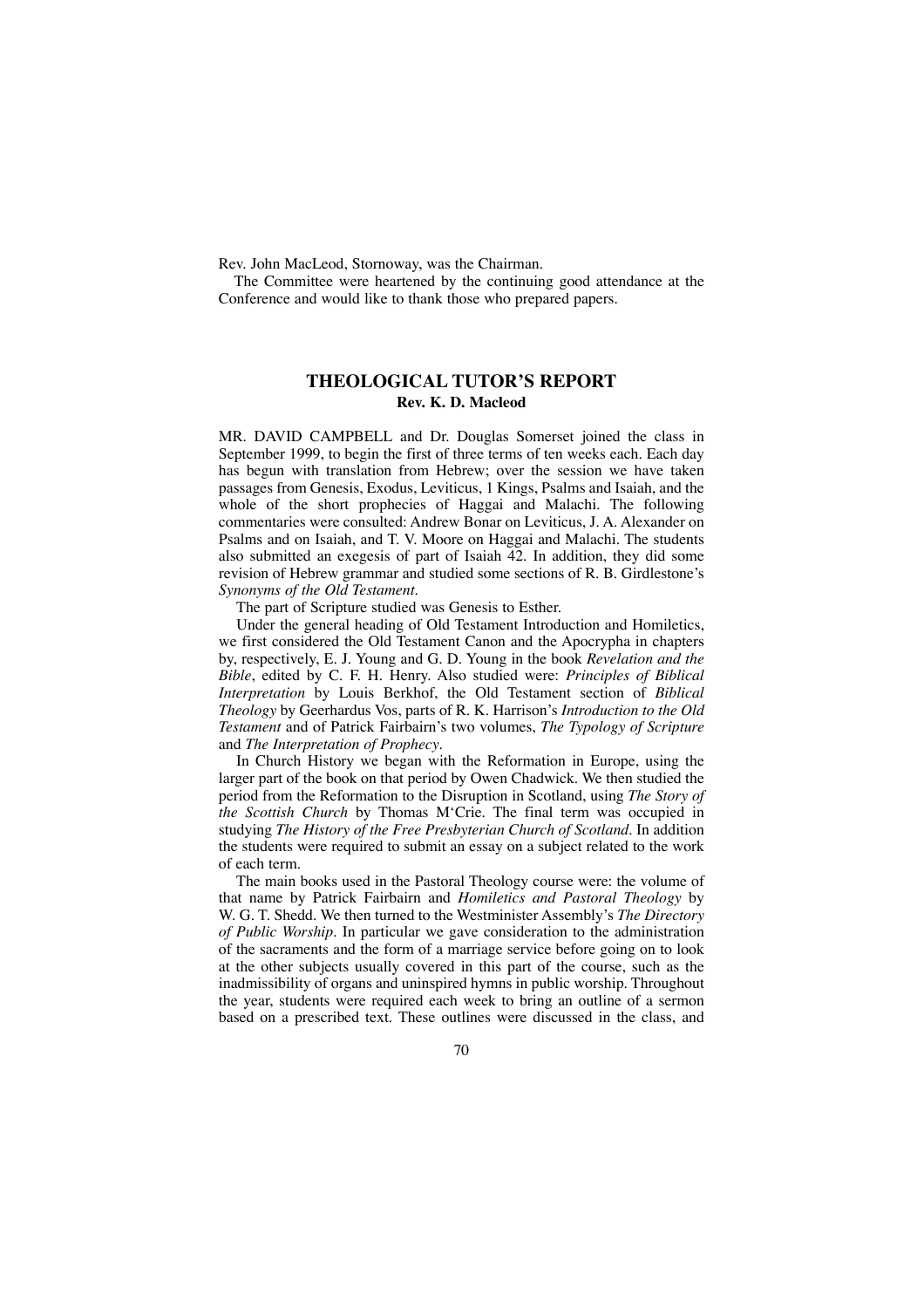Rev. John MacLeod, Stornoway, was the Chairman.

The Committee were heartened by the continuing good attendance at the Conference and would like to thank those who prepared papers.

## THEOLOGICAL TUTOR'S REPORT

**Rev. K. D. Macleod**

MR. DAVID CAMPBELL and Dr. Douglas Somerset joined the class in September 1999, to begin the first of three terms of ten weeks each. Each day has begun with translation from Hebrew; over the session we have taken passages from Genesis, Exodus, Leviticus, 1 Kings, Psalms and Isaiah, and the whole of the short prophecies of Haggai and Malachi. The following commentaries were consulted: Andrew Bonar on Leviticus, J. A. Alexander on Psalms and on Isaiah, and T. V. Moore on Haggai and Malachi. The students also submitted an exegesis of part of Isaiah 42. In addition, they did some revision of Hebrew grammar and studied some sections of R. B. Girdlestone's *Synonyms of the Old Testament*.

The part of Scripture studied was Genesis to Esther.

Under the general heading of Old Testament Introduction and Homiletics, we first considered the Old Testament Canon and the Apocrypha in chapters by, respectively, E. J. Young and G. D. Young in the book *Revelation and the Bible*, edited by C. F. H. Henry. Also studied were: *Principles of Biblical Interpretation* by Louis Berkhof, the Old Testament section of *Biblical Theology* by Geerhardus Vos, parts of R. K. Harrison's *Introduction to the Old Testament* and of Patrick Fairbairn's two volumes, *The Typology of Scripture* and *The Interpretation of Prophecy*.

In Church History we began with the Reformation in Europe, using the larger part of the book on that period by Owen Chadwick. We then studied the period from the Reformation to the Disruption in Scotland, using *The Story of the Scottish Church* by Thomas M'Crie. The final term was occupied in studying *The History of the Free Presbyterian Church of Scotland*. In addition the students were required to submit an essay on a subject related to the work of each term.

The main books used in the Pastoral Theology course were: the volume of that name by Patrick Fairbairn and *Homiletics and Pastoral Theology* by W. G. T. Shedd. We then turned to the Westminister Assembly's *The Directory of Public Worship*. In particular we gave consideration to the administration of the sacraments and the form of a marriage service before going on to look at the other subjects usually covered in this part of the course, such as the inadmissibility of organs and uninspired hymns in public worship. Throughout the year, students were required each week to bring an outline of a sermon based on a prescribed text. These outlines were discussed in the class, and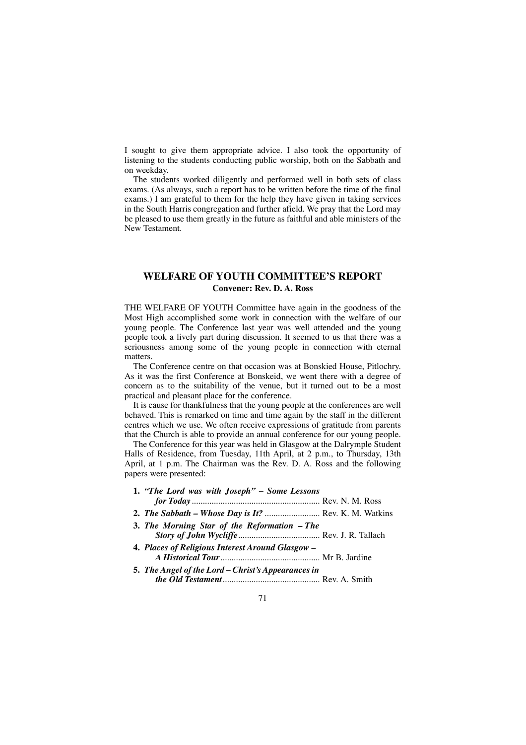I sought to give them appropriate advice. I also took the opportunity of listening to the students conducting public worship, both on the Sabbath and on weekday.

The students worked diligently and performed well in both sets of class exams. (As always, such a report has to be written before the time of the final exams.) I am grateful to them for the help they have given in taking services in the South Harris congregation and further afield. We pray that the Lord may be pleased to use them greatly in the future as faithful and able ministers of the New Testament.

## WELFARE OF YOUTH COMMITTEE'S REPORT

**Convener: Rev. D. A. Ross**

THE WELFARE OF YOUTH Committee have again in the goodness of the Most High accomplished some work in connection with the welfare of our young people. The Conference last year was well attended and the young people took a lively part during discussion. It seemed to us that there was a seriousness among some of the young people in connection with eternal matters.

The Conference centre on that occasion was at Bonskied House, Pitlochry. As it was the first Conference at Bonskeid, we went there with a degree of concern as to the suitability of the venue, but it turned out to be a most practical and pleasant place for the conference.

It is cause for thankfulness that the young people at the conferences are well behaved. This is remarked on time and time again by the staff in the different centres which we use. We often receive expressions of gratitude from parents that the Church is able to provide an annual conference for our young people.

The Conference for this year was held in Glasgow at the Dalrymple Student Halls of Residence, from Tuesday, 11th April, at 2 p.m., to Thursday, 13th April, at 1 p.m. The Chairman was the Rev. D. A. Ross and the following papers were presented:

1. ***"The Lord was with Joseph" – Some Lessons for Today*** .......... Rev. N. M. Ross
2. ***The Sabbath – Whose Day is It?*** .......... Rev. K. M. Watkins
3. ***The Morning Star of the Reformation – The Story of John Wycliffe*** .......... Rev. J. R. Tallach
4. ***Places of Religious Interest Around Glasgow – A Historical Tour*** .......... Mr B. Jardine
5. ***The Angel of the Lord – Christ's Appearances in the Old Testament*** .......... Rev. A. Smith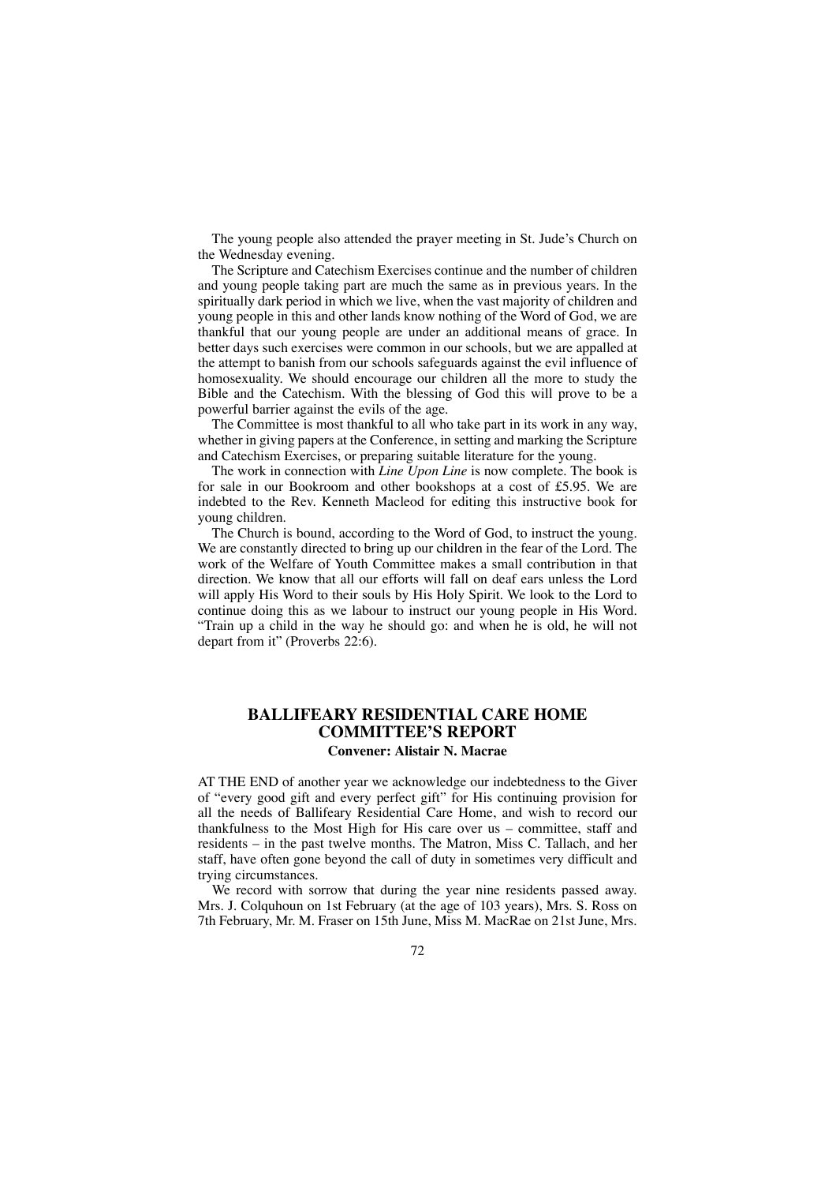The young people also attended the prayer meeting in St. Jude's Church on the Wednesday evening.

The Scripture and Catechism Exercises continue and the number of children and young people taking part are much the same as in previous years. In the spiritually dark period in which we live, when the vast majority of children and young people in this and other lands know nothing of the Word of God, we are thankful that our young people are under an additional means of grace. In better days such exercises were common in our schools, but we are appalled at the attempt to banish from our schools safeguards against the evil influence of homosexuality. We should encourage our children all the more to study the Bible and the Catechism. With the blessing of God this will prove to be a powerful barrier against the evils of the age.

The Committee is most thankful to all who take part in its work in any way, whether in giving papers at the Conference, in setting and marking the Scripture and Catechism Exercises, or preparing suitable literature for the young.

The work in connection with *Line Upon Line* is now complete. The book is for sale in our Bookroom and other bookshops at a cost of £5.95. We are indebted to the Rev. Kenneth Macleod for editing this instructive book for young children.

The Church is bound, according to the Word of God, to instruct the young. We are constantly directed to bring up our children in the fear of the Lord. The work of the Welfare of Youth Committee makes a small contribution in that direction. We know that all our efforts will fall on deaf ears unless the Lord will apply His Word to their souls by His Holy Spirit. We look to the Lord to continue doing this as we labour to instruct our young people in His Word. "Train up a child in the way he should go: and when he is old, he will not depart from it" (Proverbs 22:6).

## BALLIFEARY RESIDENTIAL CARE HOME COMMITTEE'S REPORT

**Convener: Alistair N. Macrae**

AT THE END of another year we acknowledge our indebtedness to the Giver of "every good gift and every perfect gift" for His continuing provision for all the needs of Ballifeary Residential Care Home, and wish to record our thankfulness to the Most High for His care over us – committee, staff and residents – in the past twelve months. The Matron, Miss C. Tallach, and her staff, have often gone beyond the call of duty in sometimes very difficult and trying circumstances.

We record with sorrow that during the year nine residents passed away. Mrs. J. Colquhoun on 1st February (at the age of 103 years), Mrs. S. Ross on 7th February, Mr. M. Fraser on 15th June, Miss M. MacRae on 21st June, Mrs.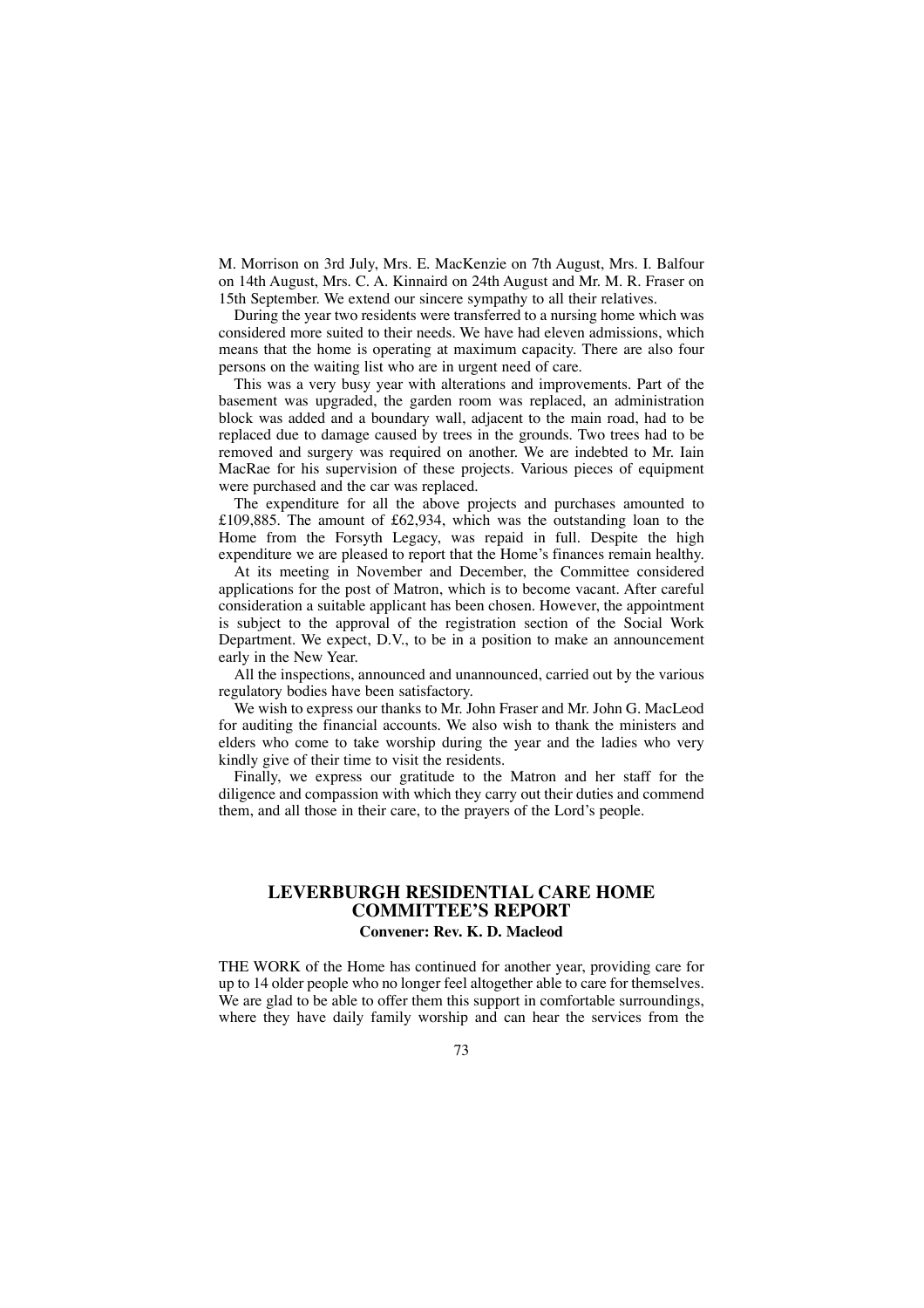M. Morrison on 3rd July, Mrs. E. MacKenzie on 7th August, Mrs. I. Balfour on 14th August, Mrs. C. A. Kinnaird on 24th August and Mr. M. R. Fraser on 15th September. We extend our sincere sympathy to all their relatives.

During the year two residents were transferred to a nursing home which was considered more suited to their needs. We have had eleven admissions, which means that the home is operating at maximum capacity. There are also four persons on the waiting list who are in urgent need of care.

This was a very busy year with alterations and improvements. Part of the basement was upgraded, the garden room was replaced, an administration block was added and a boundary wall, adjacent to the main road, had to be replaced due to damage caused by trees in the grounds. Two trees had to be removed and surgery was required on another. We are indebted to Mr. Iain MacRae for his supervision of these projects. Various pieces of equipment were purchased and the car was replaced.

The expenditure for all the above projects and purchases amounted to £109,885. The amount of £62,934, which was the outstanding loan to the Home from the Forsyth Legacy, was repaid in full. Despite the high expenditure we are pleased to report that the Home's finances remain healthy.

At its meeting in November and December, the Committee considered applications for the post of Matron, which is to become vacant. After careful consideration a suitable applicant has been chosen. However, the appointment is subject to the approval of the registration section of the Social Work Department. We expect, D.V., to be in a position to make an announcement early in the New Year.

All the inspections, announced and unannounced, carried out by the various regulatory bodies have been satisfactory.

We wish to express our thanks to Mr. John Fraser and Mr. John G. MacLeod for auditing the financial accounts. We also wish to thank the ministers and elders who come to take worship during the year and the ladies who very kindly give of their time to visit the residents.

Finally, we express our gratitude to the Matron and her staff for the diligence and compassion with which they carry out their duties and commend them, and all those in their care, to the prayers of the Lord's people.

## LEVERBURGH RESIDENTIAL CARE HOME COMMITTEE'S REPORT

**Convener: Rev. K. D. Macleod**

THE WORK of the Home has continued for another year, providing care for up to 14 older people who no longer feel altogether able to care for themselves. We are glad to be able to offer them this support in comfortable surroundings, where they have daily family worship and can hear the services from the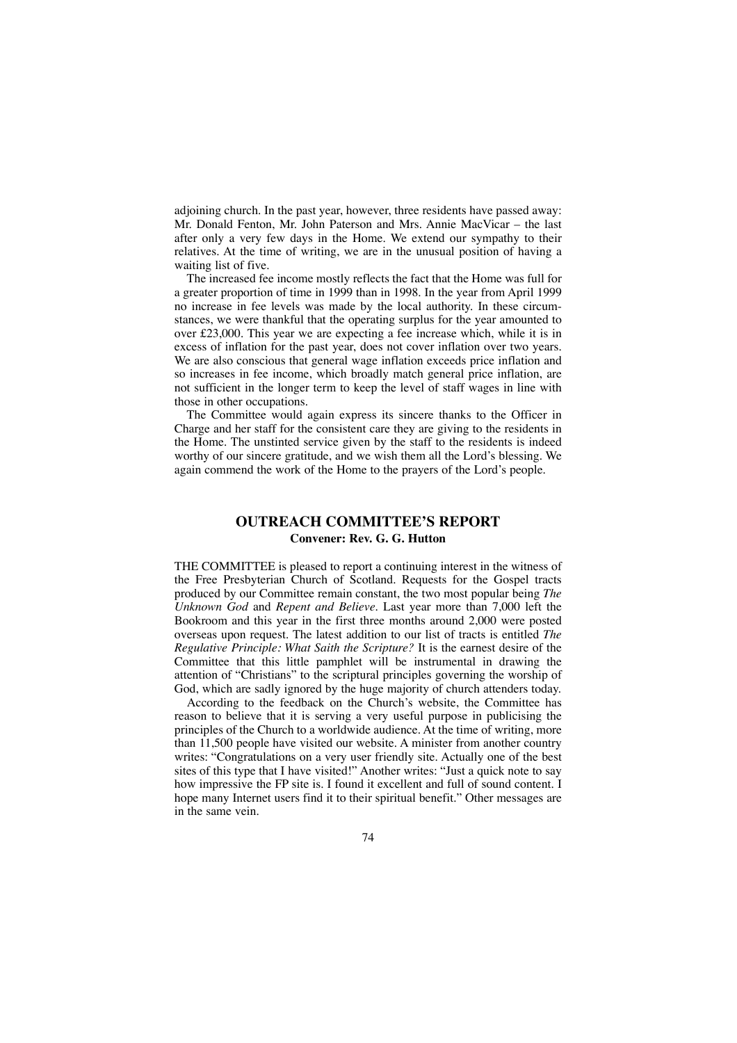adjoining church. In the past year, however, three residents have passed away: Mr. Donald Fenton, Mr. John Paterson and Mrs. Annie MacVicar – the last after only a very few days in the Home. We extend our sympathy to their relatives. At the time of writing, we are in the unusual position of having a waiting list of five.

The increased fee income mostly reflects the fact that the Home was full for a greater proportion of time in 1999 than in 1998. In the year from April 1999 no increase in fee levels was made by the local authority. In these circumstances, we were thankful that the operating surplus for the year amounted to over £23,000. This year we are expecting a fee increase which, while it is in excess of inflation for the past year, does not cover inflation over two years. We are also conscious that general wage inflation exceeds price inflation and so increases in fee income, which broadly match general price inflation, are not sufficient in the longer term to keep the level of staff wages in line with those in other occupations.

The Committee would again express its sincere thanks to the Officer in Charge and her staff for the consistent care they are giving to the residents in the Home. The unstinted service given by the staff to the residents is indeed worthy of our sincere gratitude, and we wish them all the Lord's blessing. We again commend the work of the Home to the prayers of the Lord's people.

## OUTREACH COMMITTEE'S REPORT

**Convener: Rev. G. G. Hutton**

THE COMMITTEE is pleased to report a continuing interest in the witness of the Free Presbyterian Church of Scotland. Requests for the Gospel tracts produced by our Committee remain constant, the two most popular being *The Unknown God* and *Repent and Believe*. Last year more than 7,000 left the Bookroom and this year in the first three months around 2,000 were posted overseas upon request. The latest addition to our list of tracts is entitled *The Regulative Principle: What Saith the Scripture?* It is the earnest desire of the Committee that this little pamphlet will be instrumental in drawing the attention of "Christians" to the scriptural principles governing the worship of God, which are sadly ignored by the huge majority of church attenders today.

According to the feedback on the Church's website, the Committee has reason to believe that it is serving a very useful purpose in publicising the principles of the Church to a worldwide audience. At the time of writing, more than 11,500 people have visited our website. A minister from another country writes: "Congratulations on a very user friendly site. Actually one of the best sites of this type that I have visited!" Another writes: "Just a quick note to say how impressive the FP site is. I found it excellent and full of sound content. I hope many Internet users find it to their spiritual benefit." Other messages are in the same vein.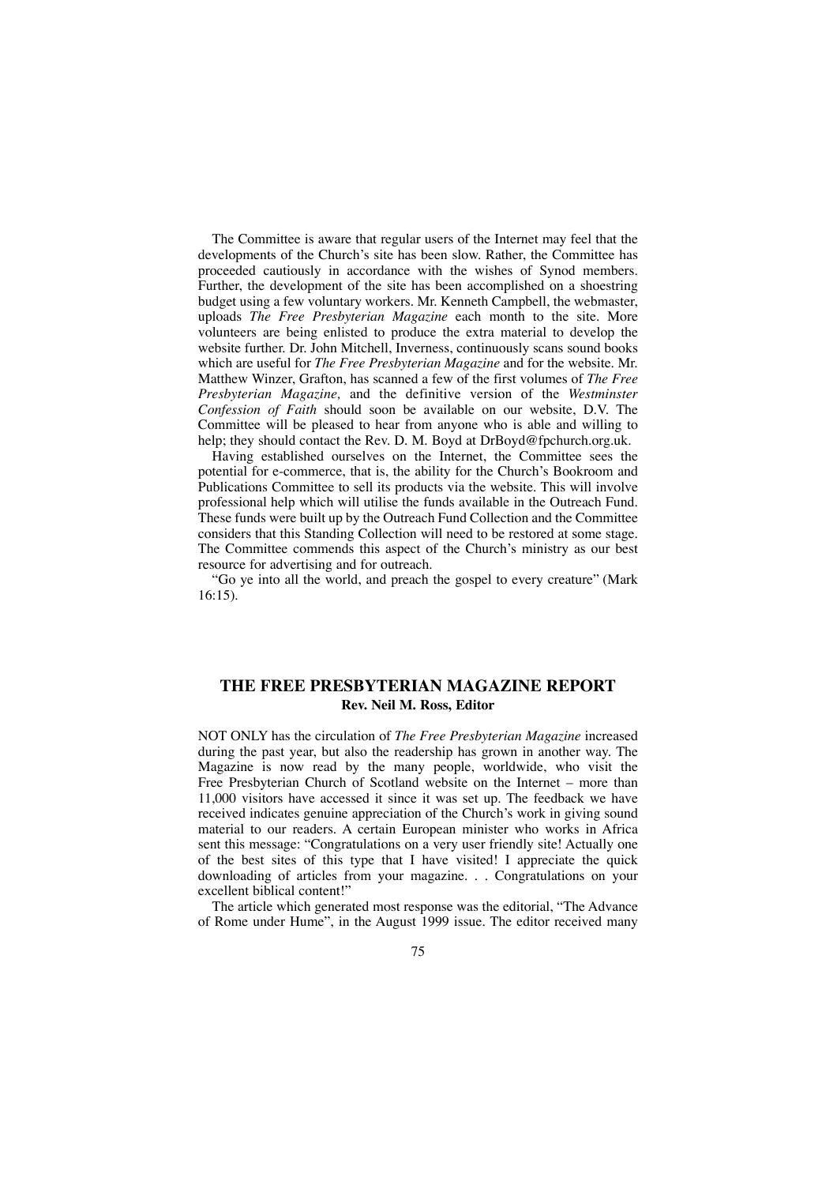The Committee is aware that regular users of the Internet may feel that the developments of the Church's site has been slow. Rather, the Committee has proceeded cautiously in accordance with the wishes of Synod members. Further, the development of the site has been accomplished on a shoestring budget using a few voluntary workers. Mr. Kenneth Campbell, the webmaster, uploads *The Free Presbyterian Magazine* each month to the site. More volunteers are being enlisted to produce the extra material to develop the website further. Dr. John Mitchell, Inverness, continuously scans sound books which are useful for *The Free Presbyterian Magazine* and for the website. Mr. Matthew Winzer, Grafton, has scanned a few of the first volumes of *The Free Presbyterian Magazine,* and the definitive version of the *Westminster Confession of Faith* should soon be available on our website, D.V. The Committee will be pleased to hear from anyone who is able and willing to help; they should contact the Rev. D. M. Boyd at DrBoyd@fpchurch.org.uk.

Having established ourselves on the Internet, the Committee sees the potential for e-commerce, that is, the ability for the Church's Bookroom and Publications Committee to sell its products via the website. This will involve professional help which will utilise the funds available in the Outreach Fund. These funds were built up by the Outreach Fund Collection and the Committee considers that this Standing Collection will need to be restored at some stage. The Committee commends this aspect of the Church's ministry as our best resource for advertising and for outreach.

"Go ye into all the world, and preach the gospel to every creature" (Mark 16:15).

## THE FREE PRESBYTERIAN MAGAZINE REPORT

**Rev. Neil M. Ross, Editor**

NOT ONLY has the circulation of *The Free Presbyterian Magazine* increased during the past year, but also the readership has grown in another way. The Magazine is now read by the many people, worldwide, who visit the Free Presbyterian Church of Scotland website on the Internet – more than 11,000 visitors have accessed it since it was set up. The feedback we have received indicates genuine appreciation of the Church's work in giving sound material to our readers. A certain European minister who works in Africa sent this message: "Congratulations on a very user friendly site! Actually one of the best sites of this type that I have visited! I appreciate the quick downloading of articles from your magazine. . . Congratulations on your excellent biblical content!"

The article which generated most response was the editorial, "The Advance of Rome under Hume", in the August 1999 issue. The editor received many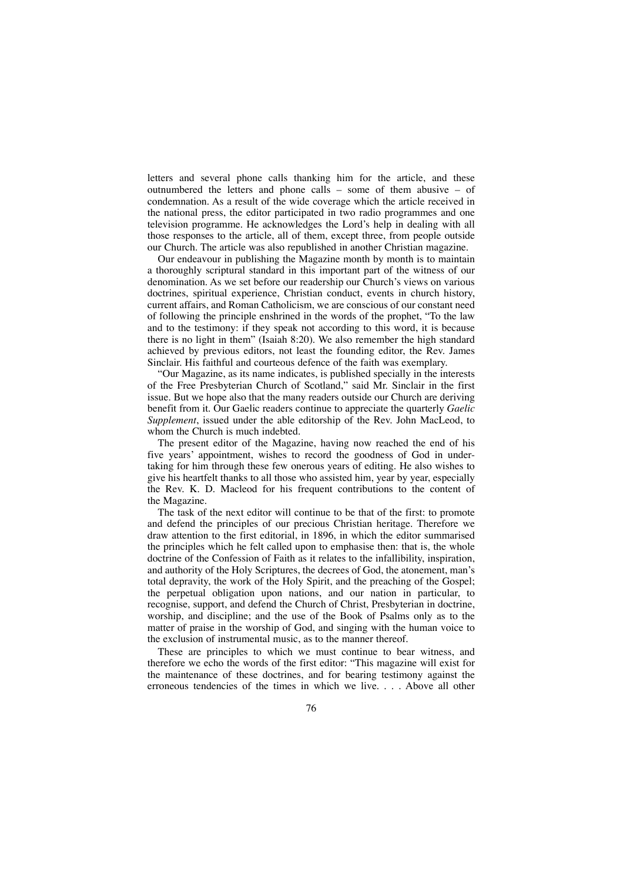letters and several phone calls thanking him for the article, and these outnumbered the letters and phone calls – some of them abusive – of condemnation. As a result of the wide coverage which the article received in the national press, the editor participated in two radio programmes and one television programme. He acknowledges the Lord's help in dealing with all those responses to the article, all of them, except three, from people outside our Church. The article was also republished in another Christian magazine.

Our endeavour in publishing the Magazine month by month is to maintain a thoroughly scriptural standard in this important part of the witness of our denomination. As we set before our readership our Church's views on various doctrines, spiritual experience, Christian conduct, events in church history, current affairs, and Roman Catholicism, we are conscious of our constant need of following the principle enshrined in the words of the prophet, "To the law and to the testimony: if they speak not according to this word, it is because there is no light in them" (Isaiah 8:20). We also remember the high standard achieved by previous editors, not least the founding editor, the Rev. James Sinclair. His faithful and courteous defence of the faith was exemplary.

"Our Magazine, as its name indicates, is published specially in the interests of the Free Presbyterian Church of Scotland," said Mr. Sinclair in the first issue. But we hope also that the many readers outside our Church are deriving benefit from it. Our Gaelic readers continue to appreciate the quarterly *Gaelic Supplement*, issued under the able editorship of the Rev. John MacLeod, to whom the Church is much indebted.

The present editor of the Magazine, having now reached the end of his five years' appointment, wishes to record the goodness of God in undertaking for him through these few onerous years of editing. He also wishes to give his heartfelt thanks to all those who assisted him, year by year, especially the Rev. K. D. Macleod for his frequent contributions to the content of the Magazine.

The task of the next editor will continue to be that of the first: to promote and defend the principles of our precious Christian heritage. Therefore we draw attention to the first editorial, in 1896, in which the editor summarised the principles which he felt called upon to emphasise then: that is, the whole doctrine of the Confession of Faith as it relates to the infallibility, inspiration, and authority of the Holy Scriptures, the decrees of God, the atonement, man's total depravity, the work of the Holy Spirit, and the preaching of the Gospel; the perpetual obligation upon nations, and our nation in particular, to recognise, support, and defend the Church of Christ, Presbyterian in doctrine, worship, and discipline; and the use of the Book of Psalms only as to the matter of praise in the worship of God, and singing with the human voice to the exclusion of instrumental music, as to the manner thereof.

These are principles to which we must continue to bear witness, and therefore we echo the words of the first editor: "This magazine will exist for the maintenance of these doctrines, and for bearing testimony against the erroneous tendencies of the times in which we live. . . . Above all other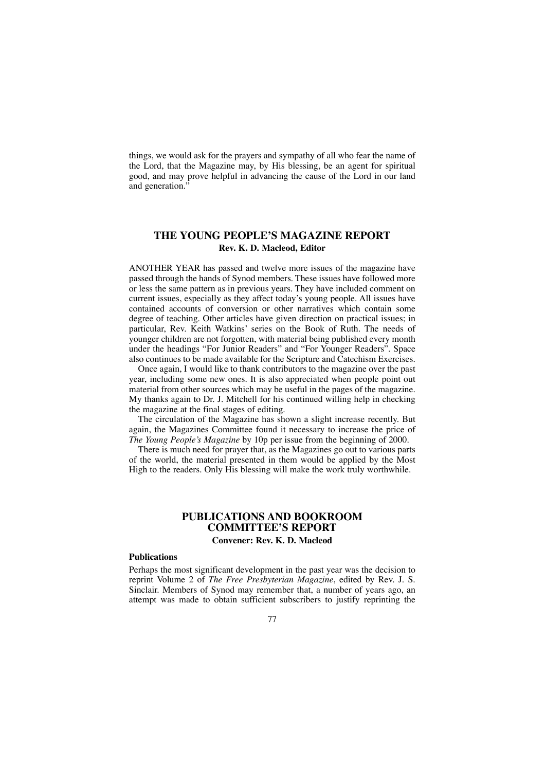things, we would ask for the prayers and sympathy of all who fear the name of the Lord, that the Magazine may, by His blessing, be an agent for spiritual good, and may prove helpful in advancing the cause of the Lord in our land and generation."

## THE YOUNG PEOPLE'S MAGAZINE REPORT

**Rev. K. D. Macleod, Editor**

ANOTHER YEAR has passed and twelve more issues of the magazine have passed through the hands of Synod members. These issues have followed more or less the same pattern as in previous years. They have included comment on current issues, especially as they affect today's young people. All issues have contained accounts of conversion or other narratives which contain some degree of teaching. Other articles have given direction on practical issues; in particular, Rev. Keith Watkins' series on the Book of Ruth. The needs of younger children are not forgotten, with material being published every month under the headings "For Junior Readers" and "For Younger Readers". Space also continues to be made available for the Scripture and Catechism Exercises.

Once again, I would like to thank contributors to the magazine over the past year, including some new ones. It is also appreciated when people point out material from other sources which may be useful in the pages of the magazine. My thanks again to Dr. J. Mitchell for his continued willing help in checking the magazine at the final stages of editing.

The circulation of the Magazine has shown a slight increase recently. But again, the Magazines Committee found it necessary to increase the price of *The Young People's Magazine* by 10p per issue from the beginning of 2000.

There is much need for prayer that, as the Magazines go out to various parts of the world, the material presented in them would be applied by the Most High to the readers. Only His blessing will make the work truly worthwhile.

## PUBLICATIONS AND BOOKROOM COMMITTEE'S REPORT

**Convener: Rev. K. D. Macleod**

### Publications

Perhaps the most significant development in the past year was the decision to reprint Volume 2 of *The Free Presbyterian Magazine*, edited by Rev. J. S. Sinclair. Members of Synod may remember that, a number of years ago, an attempt was made to obtain sufficient subscribers to justify reprinting the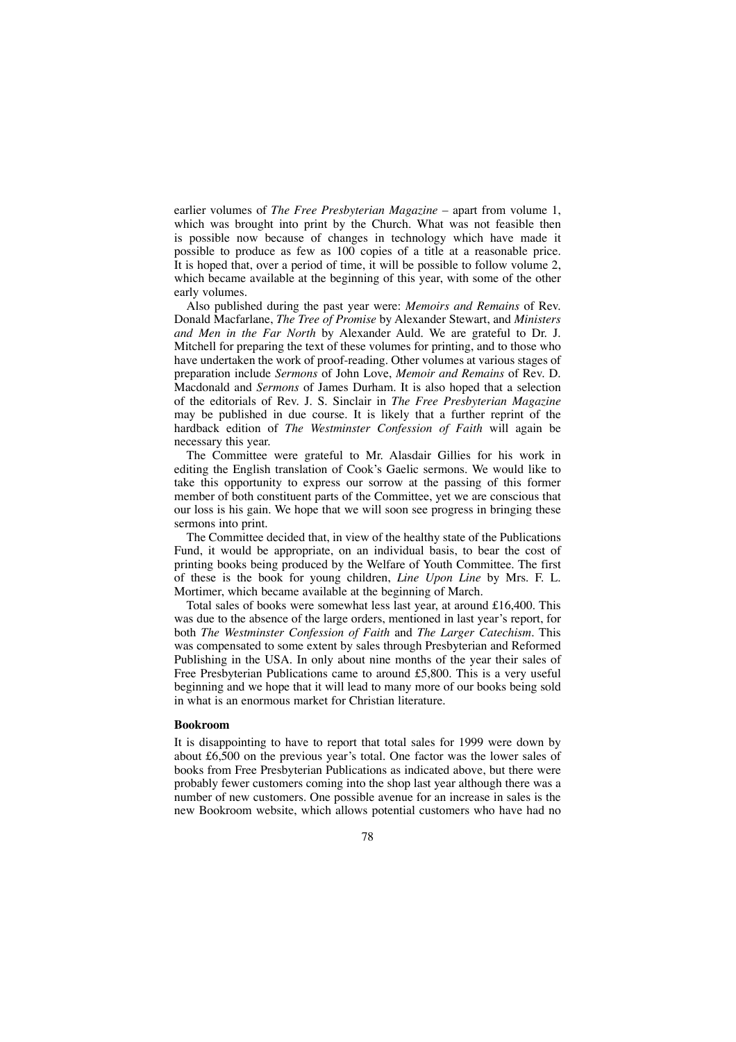earlier volumes of *The Free Presbyterian Magazine* – apart from volume 1, which was brought into print by the Church. What was not feasible then is possible now because of changes in technology which have made it possible to produce as few as 100 copies of a title at a reasonable price. It is hoped that, over a period of time, it will be possible to follow volume 2, which became available at the beginning of this year, with some of the other early volumes.

Also published during the past year were: *Memoirs and Remains* of Rev. Donald Macfarlane, *The Tree of Promise* by Alexander Stewart, and *Ministers and Men in the Far North* by Alexander Auld. We are grateful to Dr. J. Mitchell for preparing the text of these volumes for printing, and to those who have undertaken the work of proof-reading. Other volumes at various stages of preparation include *Sermons* of John Love, *Memoir and Remains* of Rev. D. Macdonald and *Sermons* of James Durham. It is also hoped that a selection of the editorials of Rev. J. S. Sinclair in *The Free Presbyterian Magazine* may be published in due course. It is likely that a further reprint of the hardback edition of *The Westminster Confession of Faith* will again be necessary this year.

The Committee were grateful to Mr. Alasdair Gillies for his work in editing the English translation of Cook's Gaelic sermons. We would like to take this opportunity to express our sorrow at the passing of this former member of both constituent parts of the Committee, yet we are conscious that our loss is his gain. We hope that we will soon see progress in bringing these sermons into print.

The Committee decided that, in view of the healthy state of the Publications Fund, it would be appropriate, on an individual basis, to bear the cost of printing books being produced by the Welfare of Youth Committee. The first of these is the book for young children, *Line Upon Line* by Mrs. F. L. Mortimer, which became available at the beginning of March.

Total sales of books were somewhat less last year, at around £16,400. This was due to the absence of the large orders, mentioned in last year's report, for both *The Westminster Confession of Faith* and *The Larger Catechism*. This was compensated to some extent by sales through Presbyterian and Reformed Publishing in the USA. In only about nine months of the year their sales of Free Presbyterian Publications came to around £5,800. This is a very useful beginning and we hope that it will lead to many more of our books being sold in what is an enormous market for Christian literature.

**Bookroom**

It is disappointing to have to report that total sales for 1999 were down by about £6,500 on the previous year's total. One factor was the lower sales of books from Free Presbyterian Publications as indicated above, but there were probably fewer customers coming into the shop last year although there was a number of new customers. One possible avenue for an increase in sales is the new Bookroom website, which allows potential customers who have had no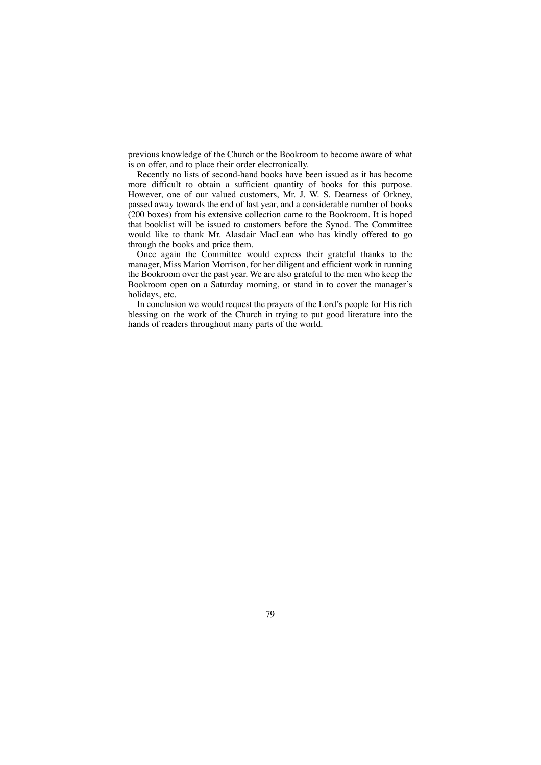previous knowledge of the Church or the Bookroom to become aware of what is on offer, and to place their order electronically.

Recently no lists of second-hand books have been issued as it has become more difficult to obtain a sufficient quantity of books for this purpose. However, one of our valued customers, Mr. J. W. S. Dearness of Orkney, passed away towards the end of last year, and a considerable number of books (200 boxes) from his extensive collection came to the Bookroom. It is hoped that booklist will be issued to customers before the Synod. The Committee would like to thank Mr. Alasdair MacLean who has kindly offered to go through the books and price them.

Once again the Committee would express their grateful thanks to the manager, Miss Marion Morrison, for her diligent and efficient work in running the Bookroom over the past year. We are also grateful to the men who keep the Bookroom open on a Saturday morning, or stand in to cover the manager's holidays, etc.

In conclusion we would request the prayers of the Lord's people for His rich blessing on the work of the Church in trying to put good literature into the hands of readers throughout many parts of the world.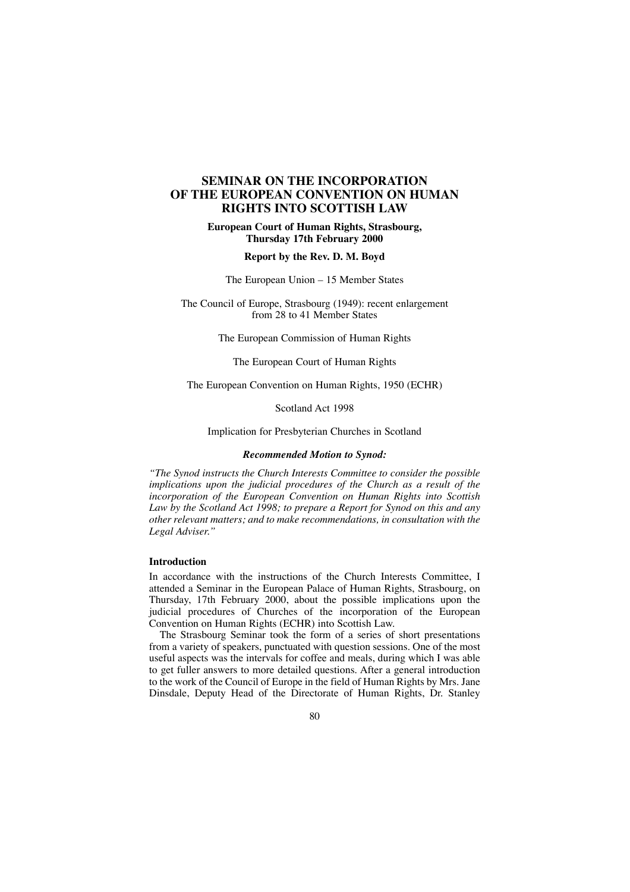# SEMINAR ON THE INCORPORATION OF THE EUROPEAN CONVENTION ON HUMAN RIGHTS INTO SCOTTISH LAW

**European Court of Human Rights, Strasbourg, Thursday 17th February 2000**

**Report by the Rev. D. M. Boyd**

The European Union – 15 Member States

The Council of Europe, Strasbourg (1949): recent enlargement from 28 to 41 Member States

The European Commission of Human Rights

The European Court of Human Rights

The European Convention on Human Rights, 1950 (ECHR)

Scotland Act 1998

Implication for Presbyterian Churches in Scotland

***Recommended Motion to Synod:***

*"The Synod instructs the Church Interests Committee to consider the possible implications upon the judicial procedures of the Church as a result of the incorporation of the European Convention on Human Rights into Scottish Law by the Scotland Act 1998; to prepare a Report for Synod on this and any other relevant matters; and to make recommendations, in consultation with the Legal Adviser."*

### Introduction

In accordance with the instructions of the Church Interests Committee, I attended a Seminar in the European Palace of Human Rights, Strasbourg, on Thursday, 17th February 2000, about the possible implications upon the judicial procedures of Churches of the incorporation of the European Convention on Human Rights (ECHR) into Scottish Law.

The Strasbourg Seminar took the form of a series of short presentations from a variety of speakers, punctuated with question sessions. One of the most useful aspects was the intervals for coffee and meals, during which I was able to get fuller answers to more detailed questions. After a general introduction to the work of the Council of Europe in the field of Human Rights by Mrs. Jane Dinsdale, Deputy Head of the Directorate of Human Rights, Dr. Stanley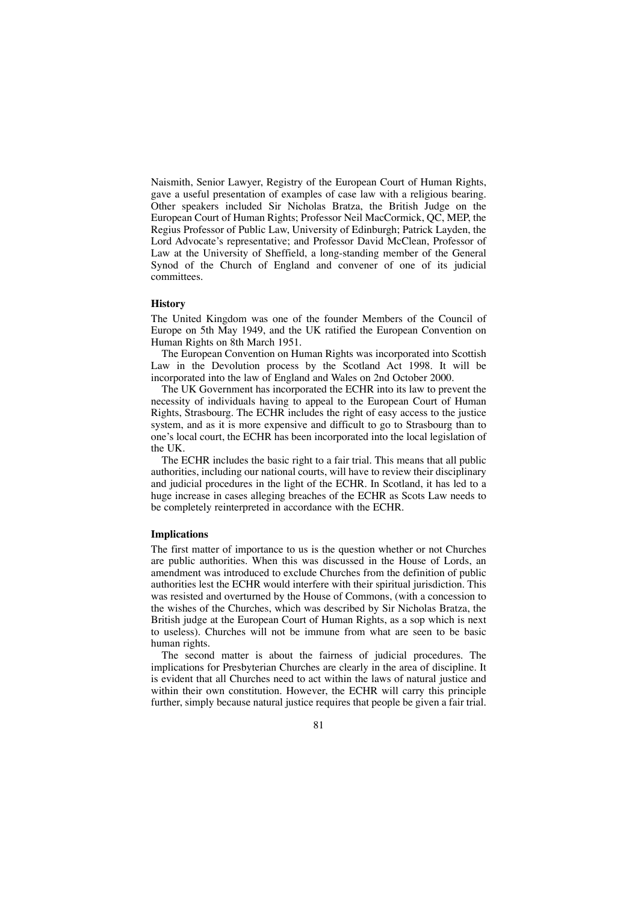Naismith, Senior Lawyer, Registry of the European Court of Human Rights, gave a useful presentation of examples of case law with a religious bearing. Other speakers included Sir Nicholas Bratza, the British Judge on the European Court of Human Rights; Professor Neil MacCormick, QC, MEP, the Regius Professor of Public Law, University of Edinburgh; Patrick Layden, the Lord Advocate's representative; and Professor David McClean, Professor of Law at the University of Sheffield, a long-standing member of the General Synod of the Church of England and convener of one of its judicial committees.

**History**

The United Kingdom was one of the founder Members of the Council of Europe on 5th May 1949, and the UK ratified the European Convention on Human Rights on 8th March 1951.

The European Convention on Human Rights was incorporated into Scottish Law in the Devolution process by the Scotland Act 1998. It will be incorporated into the law of England and Wales on 2nd October 2000.

The UK Government has incorporated the ECHR into its law to prevent the necessity of individuals having to appeal to the European Court of Human Rights, Strasbourg. The ECHR includes the right of easy access to the justice system, and as it is more expensive and difficult to go to Strasbourg than to one's local court, the ECHR has been incorporated into the local legislation of the UK.

The ECHR includes the basic right to a fair trial. This means that all public authorities, including our national courts, will have to review their disciplinary and judicial procedures in the light of the ECHR. In Scotland, it has led to a huge increase in cases alleging breaches of the ECHR as Scots Law needs to be completely reinterpreted in accordance with the ECHR.

**Implications**

The first matter of importance to us is the question whether or not Churches are public authorities. When this was discussed in the House of Lords, an amendment was introduced to exclude Churches from the definition of public authorities lest the ECHR would interfere with their spiritual jurisdiction. This was resisted and overturned by the House of Commons, (with a concession to the wishes of the Churches, which was described by Sir Nicholas Bratza, the British judge at the European Court of Human Rights, as a sop which is next to useless). Churches will not be immune from what are seen to be basic human rights.

The second matter is about the fairness of judicial procedures. The implications for Presbyterian Churches are clearly in the area of discipline. It is evident that all Churches need to act within the laws of natural justice and within their own constitution. However, the ECHR will carry this principle further, simply because natural justice requires that people be given a fair trial.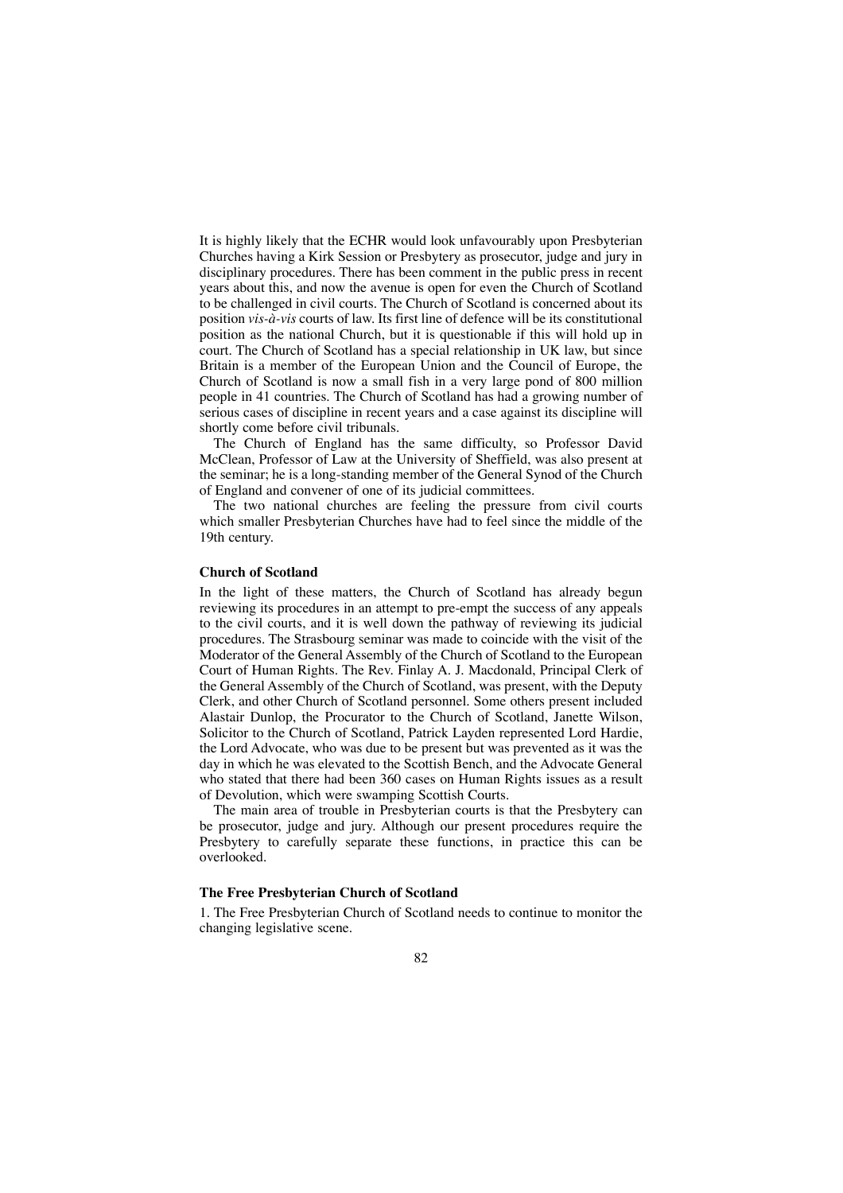It is highly likely that the ECHR would look unfavourably upon Presbyterian Churches having a Kirk Session or Presbytery as prosecutor, judge and jury in disciplinary procedures. There has been comment in the public press in recent years about this, and now the avenue is open for even the Church of Scotland to be challenged in civil courts. The Church of Scotland is concerned about its position *vis-à-vis* courts of law. Its first line of defence will be its constitutional position as the national Church, but it is questionable if this will hold up in court. The Church of Scotland has a special relationship in UK law, but since Britain is a member of the European Union and the Council of Europe, the Church of Scotland is now a small fish in a very large pond of 800 million people in 41 countries. The Church of Scotland has had a growing number of serious cases of discipline in recent years and a case against its discipline will shortly come before civil tribunals.

The Church of England has the same difficulty, so Professor David McClean, Professor of Law at the University of Sheffield, was also present at the seminar; he is a long-standing member of the General Synod of the Church of England and convener of one of its judicial committees.

The two national churches are feeling the pressure from civil courts which smaller Presbyterian Churches have had to feel since the middle of the 19th century.

### Church of Scotland

In the light of these matters, the Church of Scotland has already begun reviewing its procedures in an attempt to pre-empt the success of any appeals to the civil courts, and it is well down the pathway of reviewing its judicial procedures. The Strasbourg seminar was made to coincide with the visit of the Moderator of the General Assembly of the Church of Scotland to the European Court of Human Rights. The Rev. Finlay A. J. Macdonald, Principal Clerk of the General Assembly of the Church of Scotland, was present, with the Deputy Clerk, and other Church of Scotland personnel. Some others present included Alastair Dunlop, the Procurator to the Church of Scotland, Janette Wilson, Solicitor to the Church of Scotland, Patrick Layden represented Lord Hardie, the Lord Advocate, who was due to be present but was prevented as it was the day in which he was elevated to the Scottish Bench, and the Advocate General who stated that there had been 360 cases on Human Rights issues as a result of Devolution, which were swamping Scottish Courts.

The main area of trouble in Presbyterian courts is that the Presbytery can be prosecutor, judge and jury. Although our present procedures require the Presbytery to carefully separate these functions, in practice this can be overlooked.

### The Free Presbyterian Church of Scotland

1. The Free Presbyterian Church of Scotland needs to continue to monitor the changing legislative scene.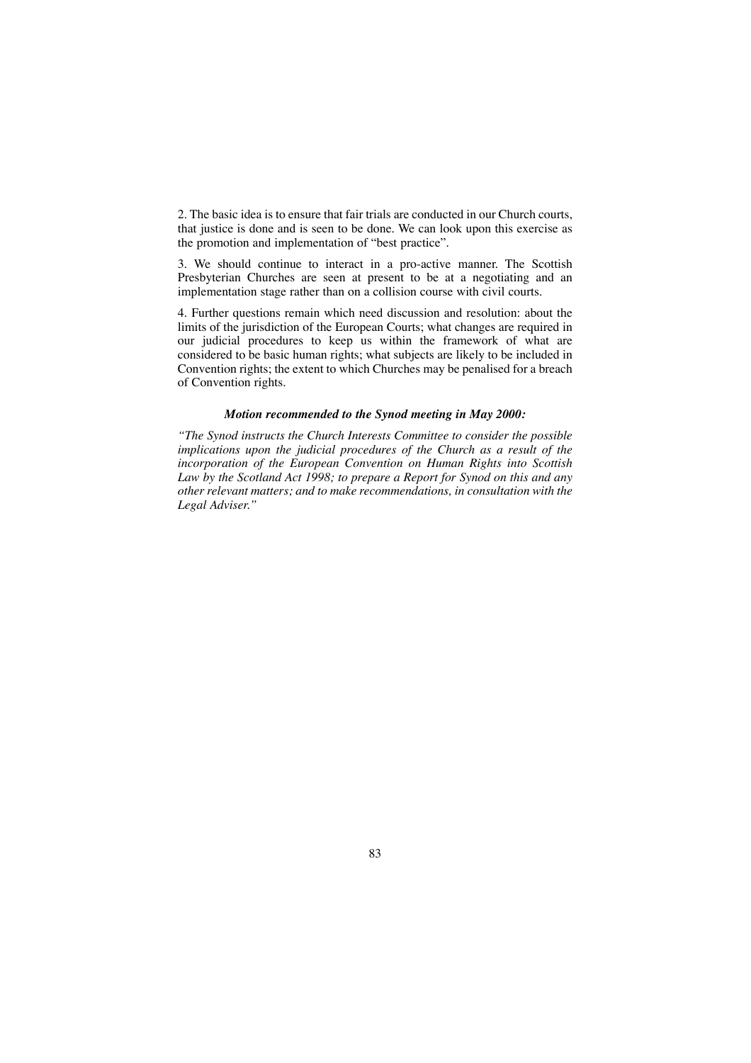2. The basic idea is to ensure that fair trials are conducted in our Church courts, that justice is done and is seen to be done. We can look upon this exercise as the promotion and implementation of "best practice".

3. We should continue to interact in a pro-active manner. The Scottish Presbyterian Churches are seen at present to be at a negotiating and an implementation stage rather than on a collision course with civil courts.

4. Further questions remain which need discussion and resolution: about the limits of the jurisdiction of the European Courts; what changes are required in our judicial procedures to keep us within the framework of what are considered to be basic human rights; what subjects are likely to be included in Convention rights; the extent to which Churches may be penalised for a breach of Convention rights.

***Motion recommended to the Synod meeting in May 2000:***

*"The Synod instructs the Church Interests Committee to consider the possible implications upon the judicial procedures of the Church as a result of the incorporation of the European Convention on Human Rights into Scottish Law by the Scotland Act 1998; to prepare a Report for Synod on this and any other relevant matters; and to make recommendations, in consultation with the Legal Adviser."*